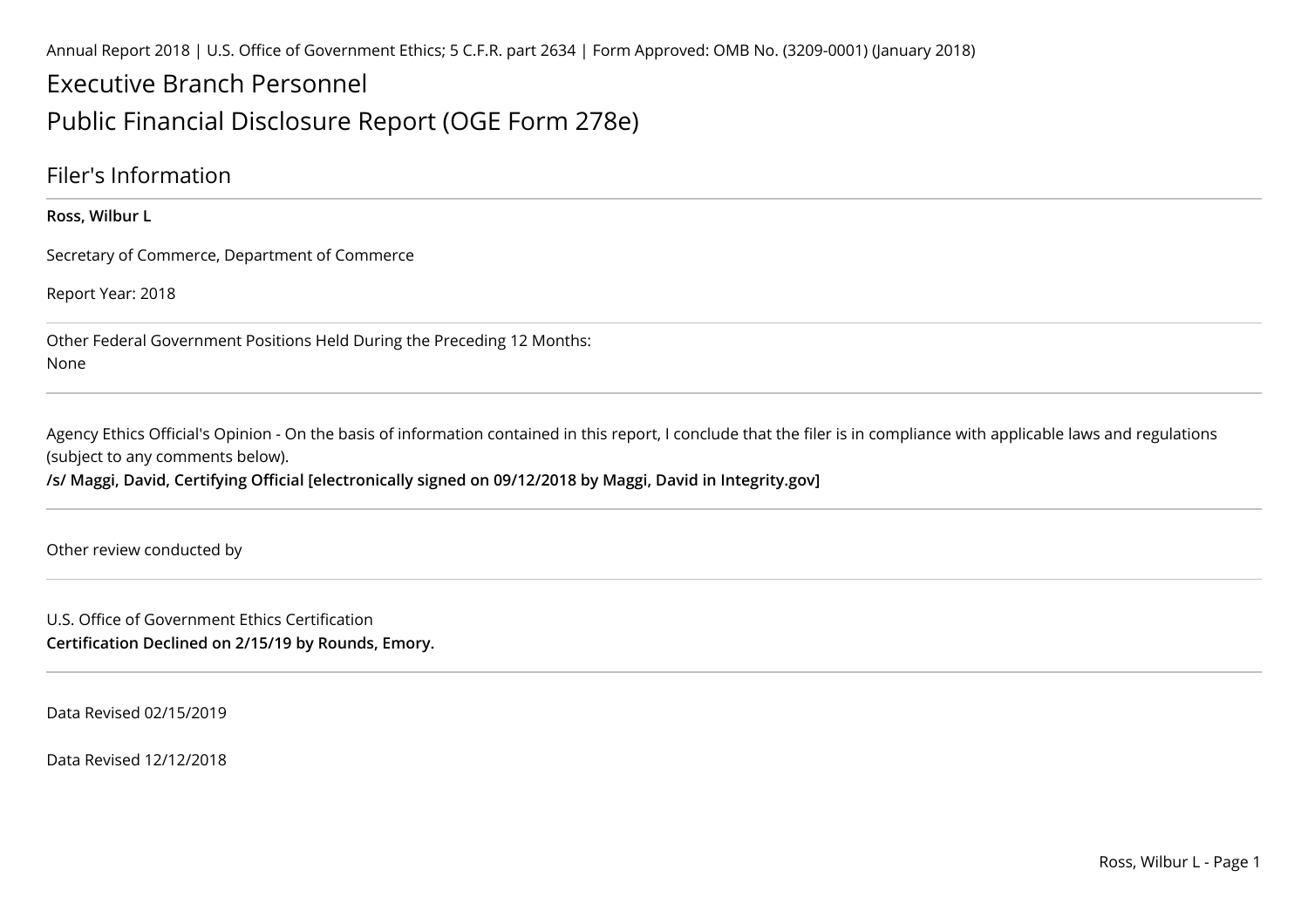Annual Report 2018 | U.S. Office of Government Ethics; 5 C.F.R. part 2634 | Form Approved: OMB No. (3209-0001) (January 2018)

# Executive Branch Personnel

# Public Financial Disclosure Report (OGE Form 278e)

## Filer's Information

**Ross, Wilbur L**

Secretary of Commerce, Department of Commerce

Report Year: 2018

Other Federal Government Positions Held During the Preceding 12 Months:
None

Agency Ethics Official's Opinion - On the basis of information contained in this report, I conclude that the filer is in compliance with applicable laws and regulations (subject to any comments below).
**/s/ Maggi, David, Certifying Official [electronically signed on 09/12/2018 by Maggi, David in Integrity.gov]**

Other review conducted by

U.S. Office of Government Ethics Certification
**Certification Declined on 2/15/19 by Rounds, Emory.**

Data Revised 02/15/2019

Data Revised 12/12/2018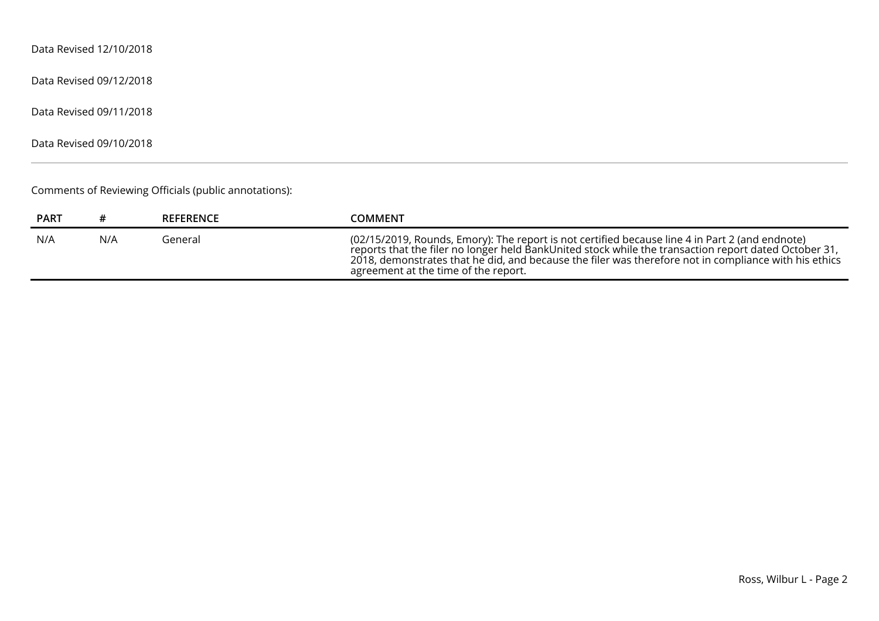Data Revised 12/10/2018

Data Revised 09/12/2018

Data Revised 09/11/2018

Data Revised 09/10/2018

---

Comments of Reviewing Officials (public annotations):

| PART | # | REFERENCE | COMMENT |
|---|---|---|---|
| N/A | N/A | General | (02/15/2019, Rounds, Emory): The report is not certified because line 4 in Part 2 (and endnote) reports that the filer no longer held BankUnited stock while the transaction report dated October 31, 2018, demonstrates that he did, and because the filer was therefore not in compliance with his ethics agreement at the time of the report. |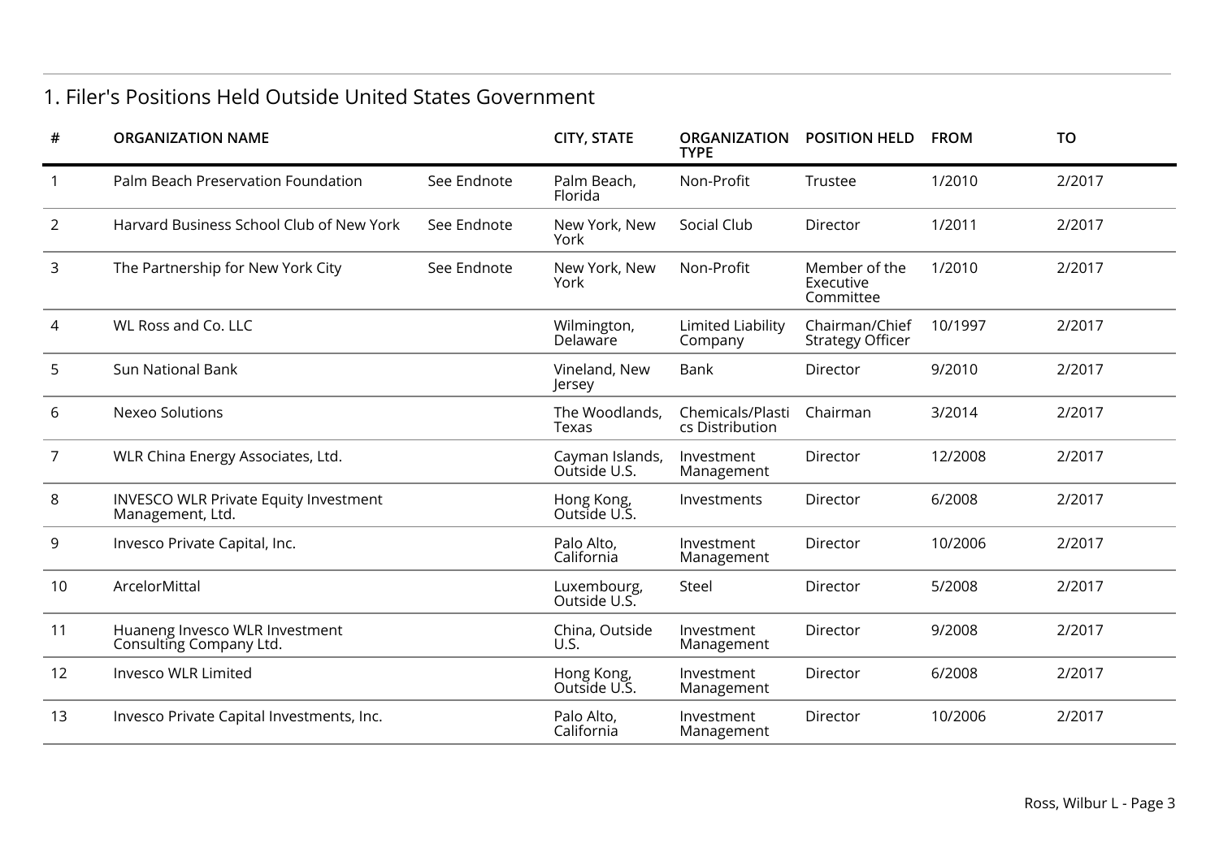## 1. Filer's Positions Held Outside United States Government

| # | ORGANIZATION NAME | | CITY, STATE | ORGANIZATION TYPE | POSITION HELD | FROM | TO |
|---|---|---|---|---|---|---|---|
| 1 | Palm Beach Preservation Foundation | See Endnote | Palm Beach, Florida | Non-Profit | Trustee | 1/2010 | 2/2017 |
| 2 | Harvard Business School Club of New York | See Endnote | New York, New York | Social Club | Director | 1/2011 | 2/2017 |
| 3 | The Partnership for New York City | See Endnote | New York, New York | Non-Profit | Member of the Executive Committee | 1/2010 | 2/2017 |
| 4 | WL Ross and Co. LLC | | Wilmington, Delaware | Limited Liability Company | Chairman/Chief Strategy Officer | 10/1997 | 2/2017 |
| 5 | Sun National Bank | | Vineland, New Jersey | Bank | Director | 9/2010 | 2/2017 |
| 6 | Nexeo Solutions | | The Woodlands, Texas | Chemicals/Plastics Distribution | Chairman | 3/2014 | 2/2017 |
| 7 | WLR China Energy Associates, Ltd. | | Cayman Islands, Outside U.S. | Investment Management | Director | 12/2008 | 2/2017 |
| 8 | INVESCO WLR Private Equity Investment Management, Ltd. | | Hong Kong, Outside U.S. | Investments | Director | 6/2008 | 2/2017 |
| 9 | Invesco Private Capital, Inc. | | Palo Alto, California | Investment Management | Director | 10/2006 | 2/2017 |
| 10 | ArcelorMittal | | Luxembourg, Outside U.S. | Steel | Director | 5/2008 | 2/2017 |
| 11 | Huaneng Invesco WLR Investment Consulting Company Ltd. | | China, Outside U.S. | Investment Management | Director | 9/2008 | 2/2017 |
| 12 | Invesco WLR Limited | | Hong Kong, Outside U.S. | Investment Management | Director | 6/2008 | 2/2017 |
| 13 | Invesco Private Capital Investments, Inc. | | Palo Alto, California | Investment Management | Director | 10/2006 | 2/2017 |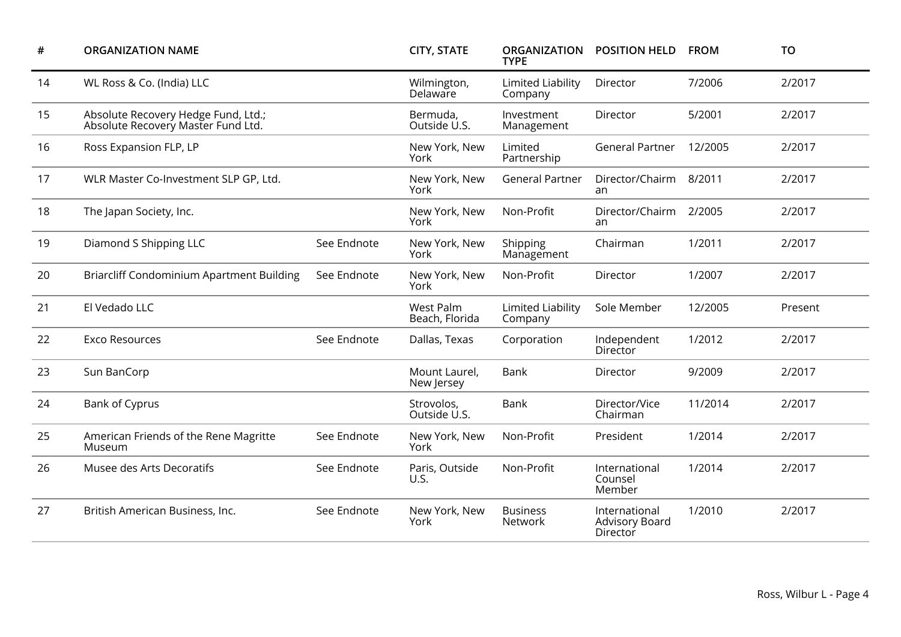| # | ORGANIZATION NAME | | CITY, STATE | ORGANIZATION TYPE | POSITION HELD | FROM | TO |
|---|---|---|---|---|---|---|---|
| 14 | WL Ross & Co. (India) LLC | | Wilmington, Delaware | Limited Liability Company | Director | 7/2006 | 2/2017 |
| 15 | Absolute Recovery Hedge Fund, Ltd.; Absolute Recovery Master Fund Ltd. | | Bermuda, Outside U.S. | Investment Management | Director | 5/2001 | 2/2017 |
| 16 | Ross Expansion FLP, LP | | New York, New York | Limited Partnership | General Partner | 12/2005 | 2/2017 |
| 17 | WLR Master Co-Investment SLP GP, Ltd. | | New York, New York | General Partner | Director/Chairman | 8/2011 | 2/2017 |
| 18 | The Japan Society, Inc. | | New York, New York | Non-Profit | Director/Chairman | 2/2005 | 2/2017 |
| 19 | Diamond S Shipping LLC | See Endnote | New York, New York | Shipping Management | Chairman | 1/2011 | 2/2017 |
| 20 | Briarcliff Condominium Apartment Building | See Endnote | New York, New York | Non-Profit | Director | 1/2007 | 2/2017 |
| 21 | El Vedado LLC | | West Palm Beach, Florida | Limited Liability Company | Sole Member | 12/2005 | Present |
| 22 | Exco Resources | See Endnote | Dallas, Texas | Corporation | Independent Director | 1/2012 | 2/2017 |
| 23 | Sun BanCorp | | Mount Laurel, New Jersey | Bank | Director | 9/2009 | 2/2017 |
| 24 | Bank of Cyprus | | Strovolos, Outside U.S. | Bank | Director/Vice Chairman | 11/2014 | 2/2017 |
| 25 | American Friends of the Rene Magritte Museum | See Endnote | New York, New York | Non-Profit | President | 1/2014 | 2/2017 |
| 26 | Musee des Arts Decoratifs | See Endnote | Paris, Outside U.S. | Non-Profit | International Counsel Member | 1/2014 | 2/2017 |
| 27 | British American Business, Inc. | See Endnote | New York, New York | Business Network | International Advisory Board Director | 1/2010 | 2/2017 |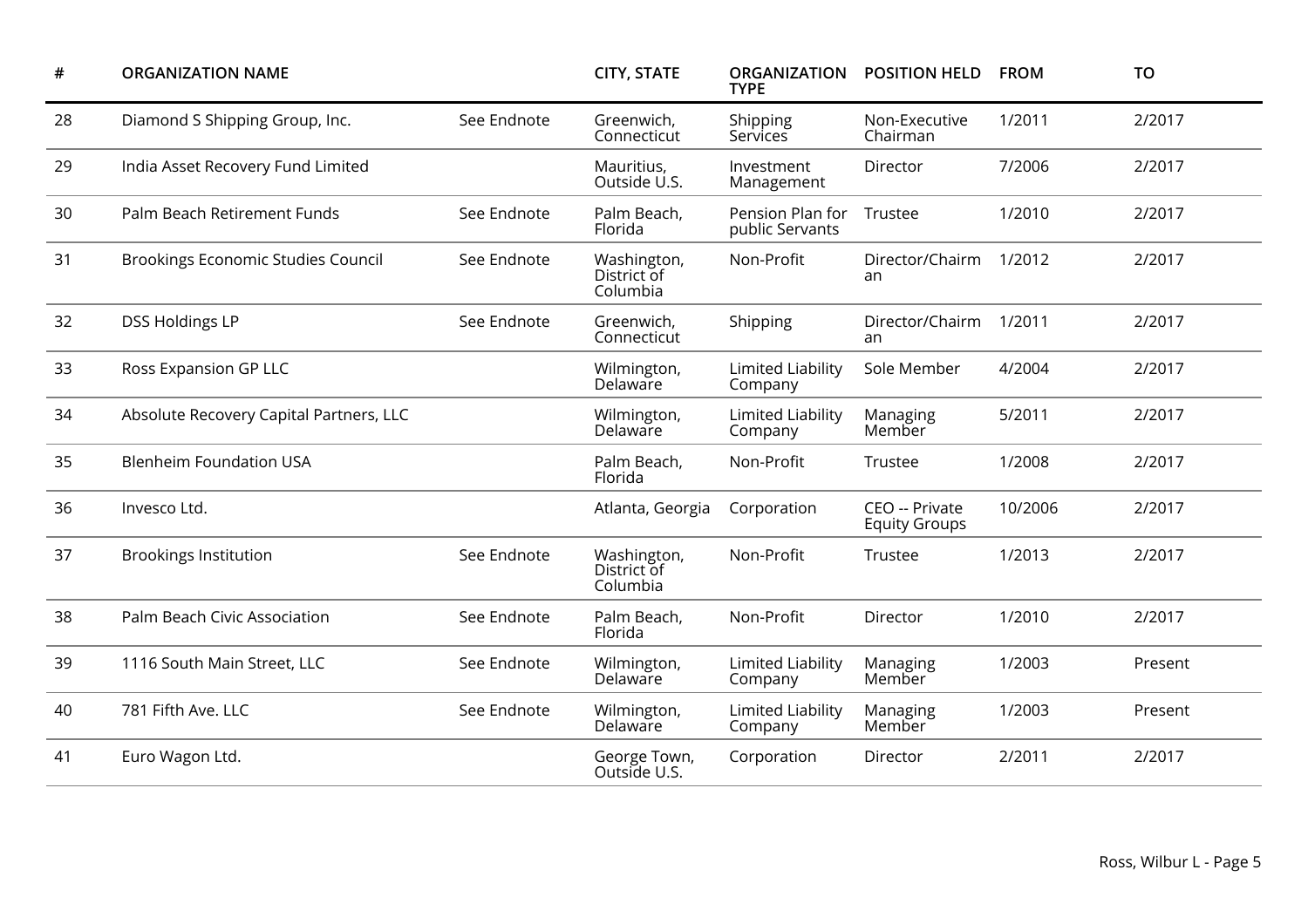| # | ORGANIZATION NAME | | CITY, STATE | ORGANIZATION TYPE | POSITION HELD | FROM | TO |
|---|---|---|---|---|---|---|---|
| 28 | Diamond S Shipping Group, Inc. | See Endnote | Greenwich, Connecticut | Shipping Services | Non-Executive Chairman | 1/2011 | 2/2017 |
| 29 | India Asset Recovery Fund Limited | | Mauritius, Outside U.S. | Investment Management | Director | 7/2006 | 2/2017 |
| 30 | Palm Beach Retirement Funds | See Endnote | Palm Beach, Florida | Pension Plan for public Servants | Trustee | 1/2010 | 2/2017 |
| 31 | Brookings Economic Studies Council | See Endnote | Washington, District of Columbia | Non-Profit | Director/Chairman | 1/2012 | 2/2017 |
| 32 | DSS Holdings LP | See Endnote | Greenwich, Connecticut | Shipping | Director/Chairman | 1/2011 | 2/2017 |
| 33 | Ross Expansion GP LLC | | Wilmington, Delaware | Limited Liability Company | Sole Member | 4/2004 | 2/2017 |
| 34 | Absolute Recovery Capital Partners, LLC | | Wilmington, Delaware | Limited Liability Company | Managing Member | 5/2011 | 2/2017 |
| 35 | Blenheim Foundation USA | | Palm Beach, Florida | Non-Profit | Trustee | 1/2008 | 2/2017 |
| 36 | Invesco Ltd. | | Atlanta, Georgia | Corporation | CEO -- Private Equity Groups | 10/2006 | 2/2017 |
| 37 | Brookings Institution | See Endnote | Washington, District of Columbia | Non-Profit | Trustee | 1/2013 | 2/2017 |
| 38 | Palm Beach Civic Association | See Endnote | Palm Beach, Florida | Non-Profit | Director | 1/2010 | 2/2017 |
| 39 | 1116 South Main Street, LLC | See Endnote | Wilmington, Delaware | Limited Liability Company | Managing Member | 1/2003 | Present |
| 40 | 781 Fifth Ave. LLC | See Endnote | Wilmington, Delaware | Limited Liability Company | Managing Member | 1/2003 | Present |
| 41 | Euro Wagon Ltd. | | George Town, Outside U.S. | Corporation | Director | 2/2011 | 2/2017 |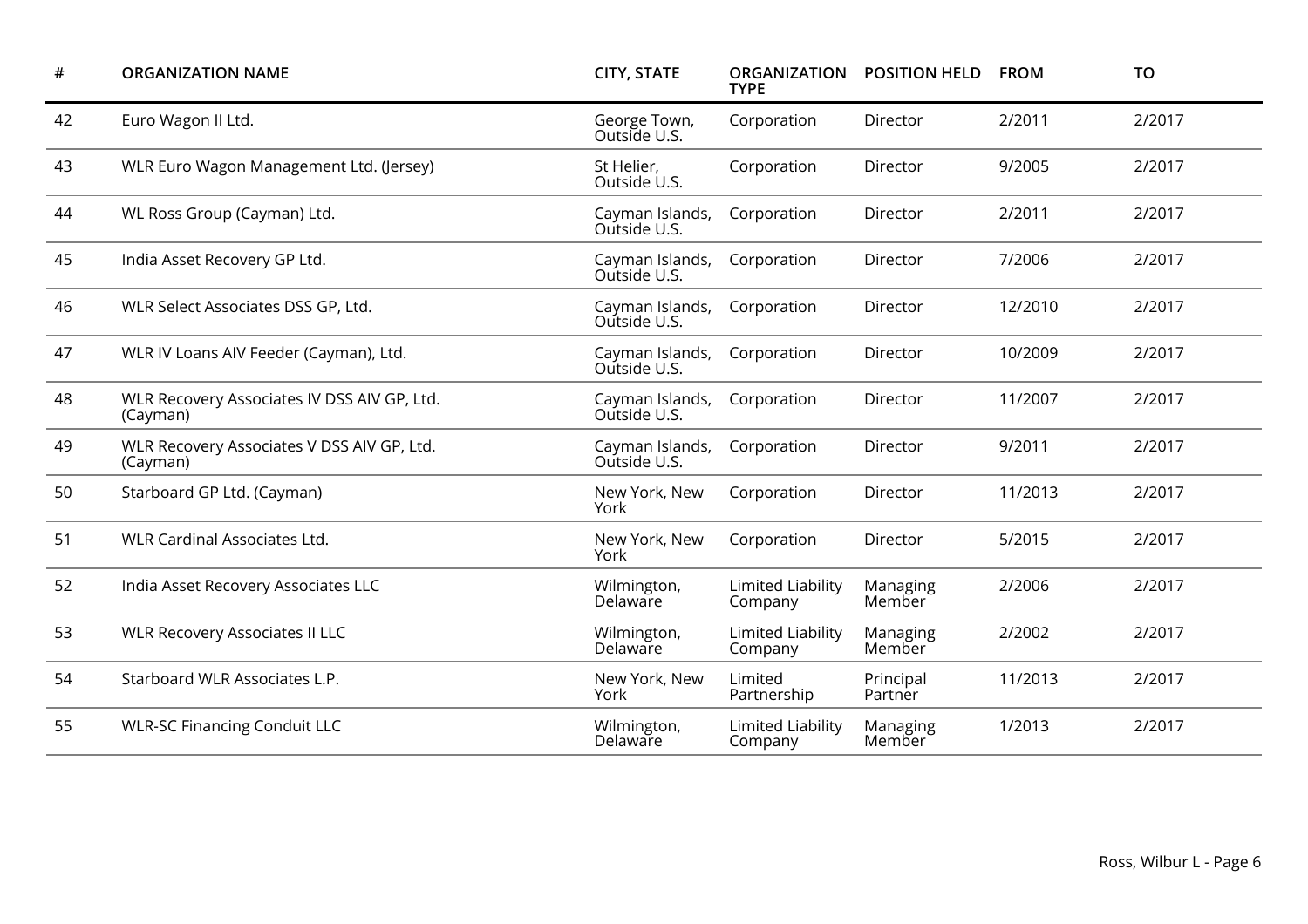| # | ORGANIZATION NAME | CITY, STATE | ORGANIZATION TYPE | POSITION HELD | FROM | TO |
|---|---|---|---|---|---|---|
| 42 | Euro Wagon II Ltd. | George Town, Outside U.S. | Corporation | Director | 2/2011 | 2/2017 |
| 43 | WLR Euro Wagon Management Ltd. (Jersey) | St Helier, Outside U.S. | Corporation | Director | 9/2005 | 2/2017 |
| 44 | WL Ross Group (Cayman) Ltd. | Cayman Islands, Outside U.S. | Corporation | Director | 2/2011 | 2/2017 |
| 45 | India Asset Recovery GP Ltd. | Cayman Islands, Outside U.S. | Corporation | Director | 7/2006 | 2/2017 |
| 46 | WLR Select Associates DSS GP, Ltd. | Cayman Islands, Outside U.S. | Corporation | Director | 12/2010 | 2/2017 |
| 47 | WLR IV Loans AIV Feeder (Cayman), Ltd. | Cayman Islands, Outside U.S. | Corporation | Director | 10/2009 | 2/2017 |
| 48 | WLR Recovery Associates IV DSS AIV GP, Ltd. (Cayman) | Cayman Islands, Outside U.S. | Corporation | Director | 11/2007 | 2/2017 |
| 49 | WLR Recovery Associates V DSS AIV GP, Ltd. (Cayman) | Cayman Islands, Outside U.S. | Corporation | Director | 9/2011 | 2/2017 |
| 50 | Starboard GP Ltd. (Cayman) | New York, New York | Corporation | Director | 11/2013 | 2/2017 |
| 51 | WLR Cardinal Associates Ltd. | New York, New York | Corporation | Director | 5/2015 | 2/2017 |
| 52 | India Asset Recovery Associates LLC | Wilmington, Delaware | Limited Liability Company | Managing Member | 2/2006 | 2/2017 |
| 53 | WLR Recovery Associates II LLC | Wilmington, Delaware | Limited Liability Company | Managing Member | 2/2002 | 2/2017 |
| 54 | Starboard WLR Associates L.P. | New York, New York | Limited Partnership | Principal Partner | 11/2013 | 2/2017 |
| 55 | WLR-SC Financing Conduit LLC | Wilmington, Delaware | Limited Liability Company | Managing Member | 1/2013 | 2/2017 |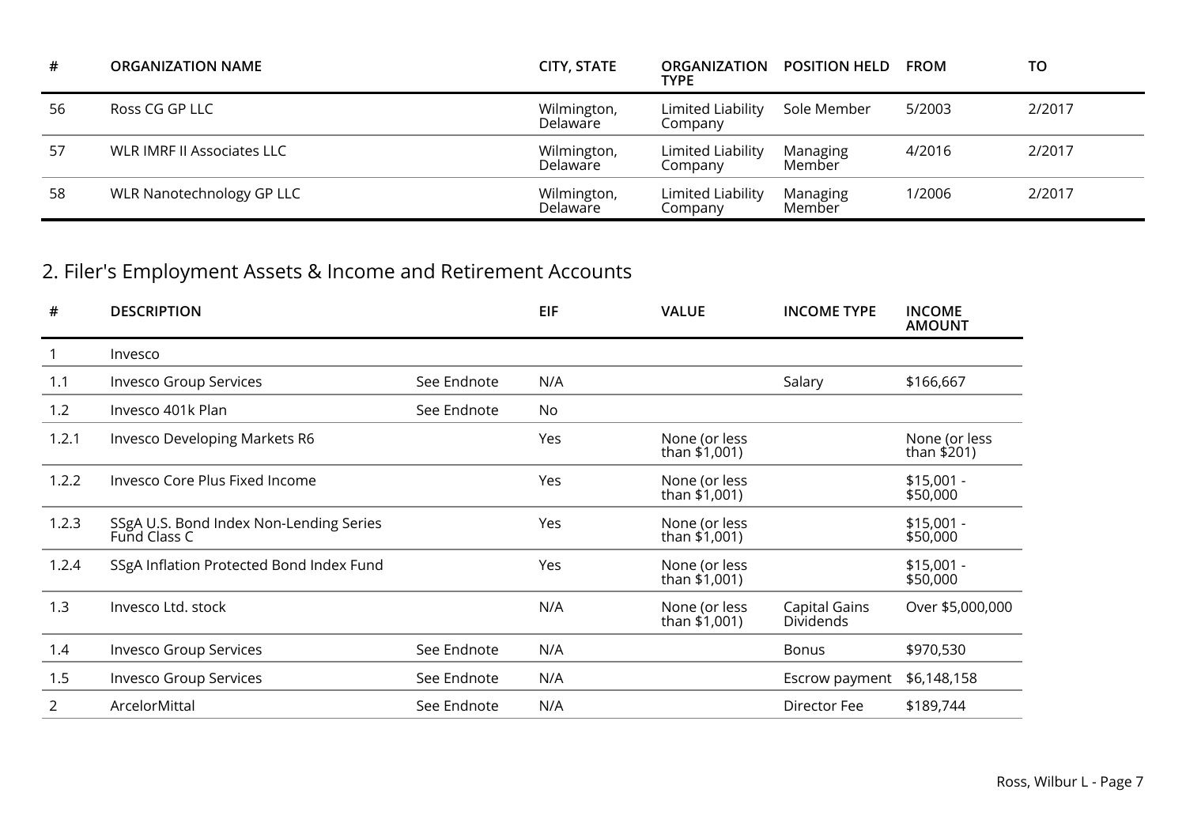| # | ORGANIZATION NAME | CITY, STATE | ORGANIZATION TYPE | POSITION HELD | FROM | TO |
|---|---|---|---|---|---|---|
| 56 | Ross CG GP LLC | Wilmington, Delaware | Limited Liability Company | Sole Member | 5/2003 | 2/2017 |
| 57 | WLR IMRF II Associates LLC | Wilmington, Delaware | Limited Liability Company | Managing Member | 4/2016 | 2/2017 |
| 58 | WLR Nanotechnology GP LLC | Wilmington, Delaware | Limited Liability Company | Managing Member | 1/2006 | 2/2017 |

## 2. Filer's Employment Assets & Income and Retirement Accounts

| # | DESCRIPTION | | EIF | VALUE | INCOME TYPE | INCOME AMOUNT |
|---|---|---|---|---|---|---|
| 1 | Invesco | | | | | |
| 1.1 | Invesco Group Services | See Endnote | N/A | | Salary | $166,667 |
| 1.2 | Invesco 401k Plan | See Endnote | No | | | |
| 1.2.1 | Invesco Developing Markets R6 | | Yes | None (or less than $1,001) | | None (or less than $201) |
| 1.2.2 | Invesco Core Plus Fixed Income | | Yes | None (or less than $1,001) | | $15,001 - $50,000 |
| 1.2.3 | SSgA U.S. Bond Index Non-Lending Series Fund Class C | | Yes | None (or less than $1,001) | | $15,001 - $50,000 |
| 1.2.4 | SSgA Inflation Protected Bond Index Fund | | Yes | None (or less than $1,001) | | $15,001 - $50,000 |
| 1.3 | Invesco Ltd. stock | | N/A | None (or less than $1,001) | Capital Gains Dividends | Over $5,000,000 |
| 1.4 | Invesco Group Services | See Endnote | N/A | | Bonus | $970,530 |
| 1.5 | Invesco Group Services | See Endnote | N/A | | Escrow payment | $6,148,158 |
| 2 | ArcelorMittal | See Endnote | N/A | | Director Fee | $189,744 |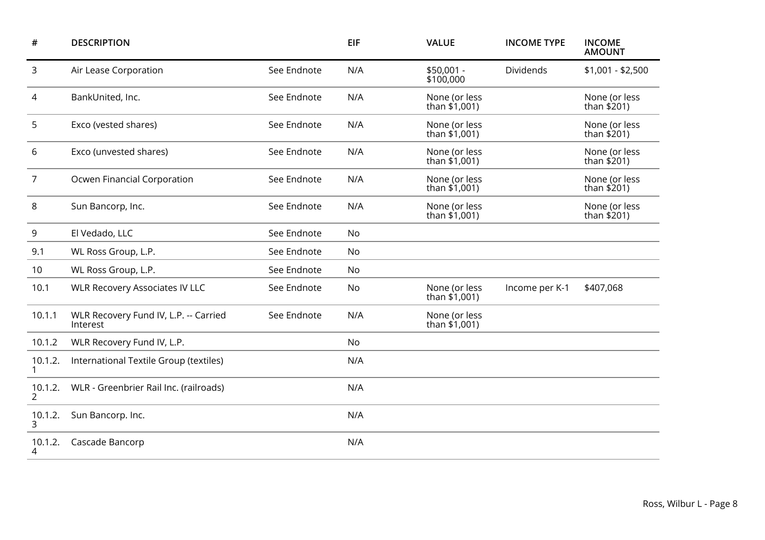| # | DESCRIPTION | | EIF | VALUE | INCOME TYPE | INCOME AMOUNT |
|---|---|---|---|---|---|---|
| 3 | Air Lease Corporation | See Endnote | N/A | $50,001 - $100,000 | Dividends | $1,001 - $2,500 |
| 4 | BankUnited, Inc. | See Endnote | N/A | None (or less than $1,001) | | None (or less than $201) |
| 5 | Exco (vested shares) | See Endnote | N/A | None (or less than $1,001) | | None (or less than $201) |
| 6 | Exco (unvested shares) | See Endnote | N/A | None (or less than $1,001) | | None (or less than $201) |
| 7 | Ocwen Financial Corporation | See Endnote | N/A | None (or less than $1,001) | | None (or less than $201) |
| 8 | Sun Bancorp, Inc. | See Endnote | N/A | None (or less than $1,001) | | None (or less than $201) |
| 9 | El Vedado, LLC | See Endnote | No | | | |
| 9.1 | WL Ross Group, L.P. | See Endnote | No | | | |
| 10 | WL Ross Group, L.P. | See Endnote | No | | | |
| 10.1 | WLR Recovery Associates IV LLC | See Endnote | No | None (or less than $1,001) | Income per K-1 | $407,068 |
| 10.1.1 | WLR Recovery Fund IV, L.P. -- Carried Interest | See Endnote | N/A | None (or less than $1,001) | | |
| 10.1.2 | WLR Recovery Fund IV, L.P. | | No | | | |
| 10.1.2.1 | International Textile Group (textiles) | | N/A | | | |
| 10.1.2.2 | WLR - Greenbrier Rail Inc. (railroads) | | N/A | | | |
| 10.1.2.3 | Sun Bancorp. Inc. | | N/A | | | |
| 10.1.2.4 | Cascade Bancorp | | N/A | | | |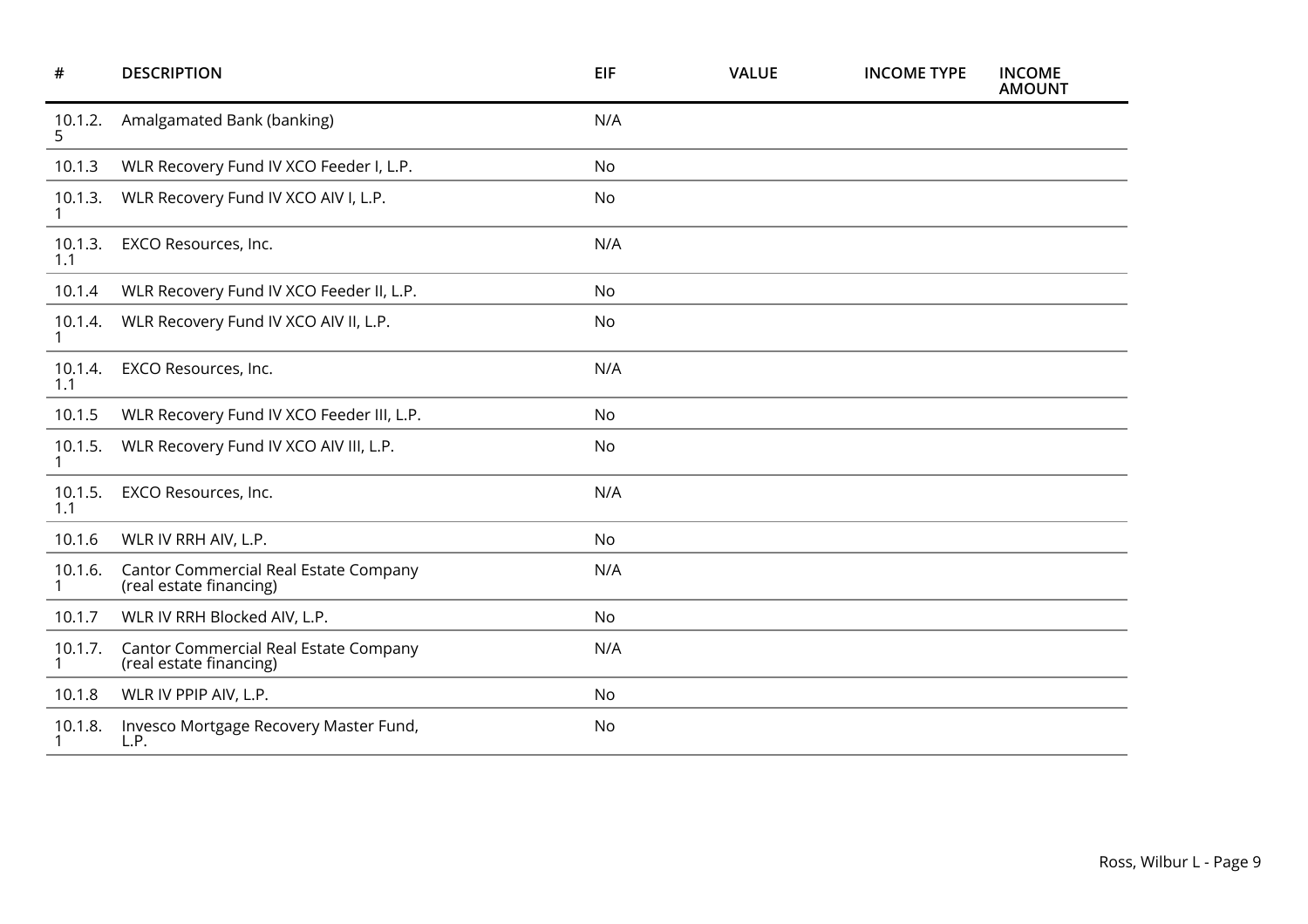| # | DESCRIPTION | EIF | VALUE | INCOME TYPE | INCOME AMOUNT |
|---|---|---|---|---|---|
| 10.1.2.5 | Amalgamated Bank (banking) | N/A | | | |
| 10.1.3 | WLR Recovery Fund IV XCO Feeder I, L.P. | No | | | |
| 10.1.3.1 | WLR Recovery Fund IV XCO AIV I, L.P. | No | | | |
| 10.1.3.1.1 | EXCO Resources, Inc. | N/A | | | |
| 10.1.4 | WLR Recovery Fund IV XCO Feeder II, L.P. | No | | | |
| 10.1.4.1 | WLR Recovery Fund IV XCO AIV II, L.P. | No | | | |
| 10.1.4.1.1 | EXCO Resources, Inc. | N/A | | | |
| 10.1.5 | WLR Recovery Fund IV XCO Feeder III, L.P. | No | | | |
| 10.1.5.1 | WLR Recovery Fund IV XCO AIV III, L.P. | No | | | |
| 10.1.5.1.1 | EXCO Resources, Inc. | N/A | | | |
| 10.1.6 | WLR IV RRH AIV, L.P. | No | | | |
| 10.1.6.1 | Cantor Commercial Real Estate Company (real estate financing) | N/A | | | |
| 10.1.7 | WLR IV RRH Blocked AIV, L.P. | No | | | |
| 10.1.7.1 | Cantor Commercial Real Estate Company (real estate financing) | N/A | | | |
| 10.1.8 | WLR IV PPIP AIV, L.P. | No | | | |
| 10.1.8.1 | Invesco Mortgage Recovery Master Fund, L.P. | No | | | |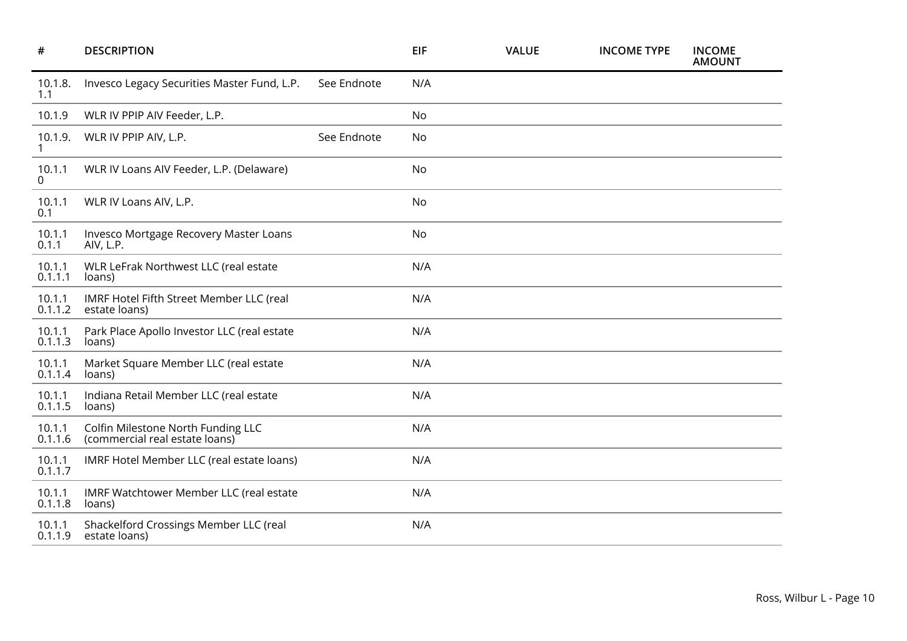| # | DESCRIPTION | | EIF | VALUE | INCOME TYPE | INCOME AMOUNT |
|---|---|---|---|---|---|---|
| 10.1.8.1.1 | Invesco Legacy Securities Master Fund, L.P. | See Endnote | N/A | | | |
| 10.1.9 | WLR IV PPIP AIV Feeder, L.P. | | No | | | |
| 10.1.9.1 | WLR IV PPIP AIV, L.P. | See Endnote | No | | | |
| 10.1.10 | WLR IV Loans AIV Feeder, L.P. (Delaware) | | No | | | |
| 10.1.10.1 | WLR IV Loans AIV, L.P. | | No | | | |
| 10.1.10.1.1 | Invesco Mortgage Recovery Master Loans AIV, L.P. | | No | | | |
| 10.1.10.1.1.1 | WLR LeFrak Northwest LLC (real estate loans) | | N/A | | | |
| 10.1.10.1.1.2 | IMRF Hotel Fifth Street Member LLC (real estate loans) | | N/A | | | |
| 10.1.10.1.1.3 | Park Place Apollo Investor LLC (real estate loans) | | N/A | | | |
| 10.1.10.1.1.4 | Market Square Member LLC (real estate loans) | | N/A | | | |
| 10.1.10.1.1.5 | Indiana Retail Member LLC (real estate loans) | | N/A | | | |
| 10.1.10.1.1.6 | Colfin Milestone North Funding LLC (commercial real estate loans) | | N/A | | | |
| 10.1.10.1.1.7 | IMRF Hotel Member LLC (real estate loans) | | N/A | | | |
| 10.1.10.1.1.8 | IMRF Watchtower Member LLC (real estate loans) | | N/A | | | |
| 10.1.10.1.1.9 | Shackelford Crossings Member LLC (real estate loans) | | N/A | | | |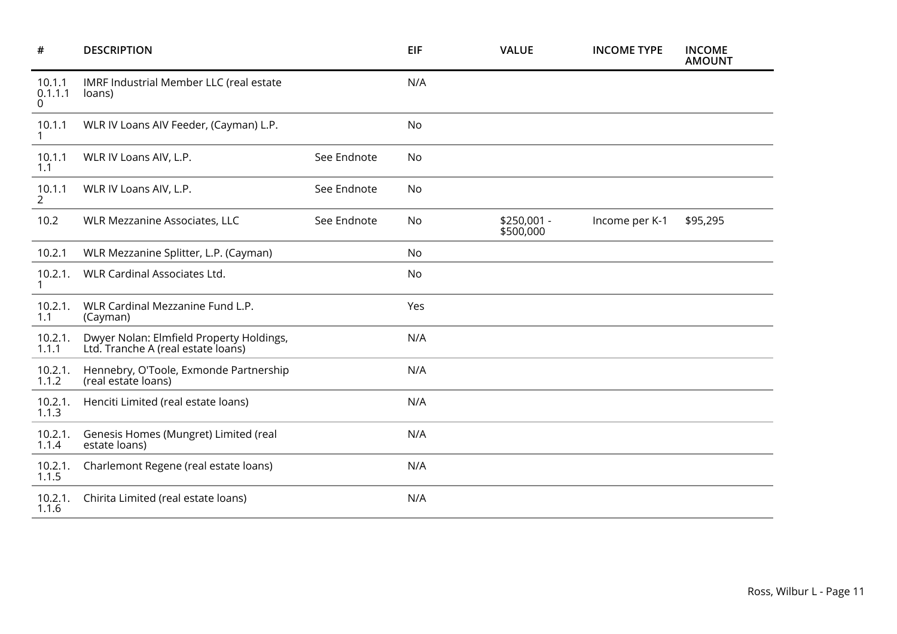| # | DESCRIPTION | | EIF | VALUE | INCOME TYPE | INCOME AMOUNT |
|---|---|---|---|---|---|---|
| 10.1.10.1.1.10 | IMRF Industrial Member LLC (real estate loans) | | N/A | | | |
| 10.1.11 | WLR IV Loans AIV Feeder, (Cayman) L.P. | | No | | | |
| 10.1.11.1 | WLR IV Loans AIV, L.P. | See Endnote | No | | | |
| 10.1.12 | WLR IV Loans AIV, L.P. | See Endnote | No | | | |
| 10.2 | WLR Mezzanine Associates, LLC | See Endnote | No | $250,001 - $500,000 | Income per K-1 | $95,295 |
| 10.2.1 | WLR Mezzanine Splitter, L.P. (Cayman) | | No | | | |
| 10.2.1.1 | WLR Cardinal Associates Ltd. | | No | | | |
| 10.2.1.1.1 | WLR Cardinal Mezzanine Fund L.P. (Cayman) | | Yes | | | |
| 10.2.1.1.1.1 | Dwyer Nolan: Elmfield Property Holdings, Ltd. Tranche A (real estate loans) | | N/A | | | |
| 10.2.1.1.1.2 | Hennebry, O'Toole, Exmonde Partnership (real estate loans) | | N/A | | | |
| 10.2.1.1.1.3 | Henciti Limited (real estate loans) | | N/A | | | |
| 10.2.1.1.1.4 | Genesis Homes (Mungret) Limited (real estate loans) | | N/A | | | |
| 10.2.1.1.1.5 | Charlemont Regene (real estate loans) | | N/A | | | |
| 10.2.1.1.1.6 | Chirita Limited (real estate loans) | | N/A | | | |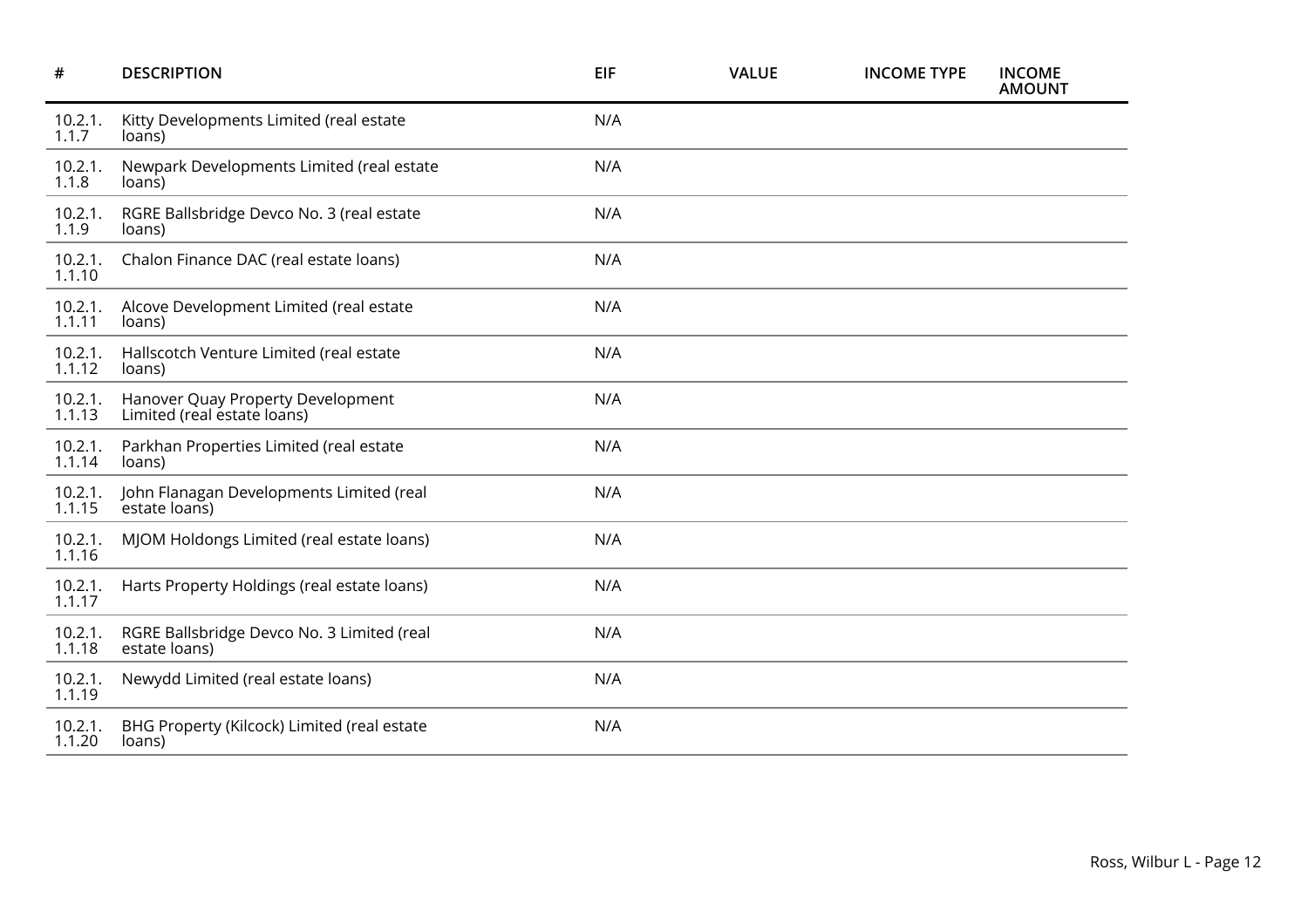| # | DESCRIPTION | EIF | VALUE | INCOME TYPE | INCOME AMOUNT |
| --- | --- | --- | --- | --- | --- |
| 10.2.1.1.1.7 | Kitty Developments Limited (real estate loans) | N/A | | | |
| 10.2.1.1.1.8 | Newpark Developments Limited (real estate loans) | N/A | | | |
| 10.2.1.1.1.9 | RGRE Ballsbridge Devco No. 3 (real estate loans) | N/A | | | |
| 10.2.1.1.1.10 | Chalon Finance DAC (real estate loans) | N/A | | | |
| 10.2.1.1.1.11 | Alcove Development Limited (real estate loans) | N/A | | | |
| 10.2.1.1.1.12 | Hallscotch Venture Limited (real estate loans) | N/A | | | |
| 10.2.1.1.1.13 | Hanover Quay Property Development Limited (real estate loans) | N/A | | | |
| 10.2.1.1.1.14 | Parkhan Properties Limited (real estate loans) | N/A | | | |
| 10.2.1.1.1.15 | John Flanagan Developments Limited (real estate loans) | N/A | | | |
| 10.2.1.1.1.16 | MJOM Holdongs Limited (real estate loans) | N/A | | | |
| 10.2.1.1.1.17 | Harts Property Holdings (real estate loans) | N/A | | | |
| 10.2.1.1.1.18 | RGRE Ballsbridge Devco No. 3 Limited (real estate loans) | N/A | | | |
| 10.2.1.1.1.19 | Newydd Limited (real estate loans) | N/A | | | |
| 10.2.1.1.1.20 | BHG Property (Kilcock) Limited (real estate loans) | N/A | | | |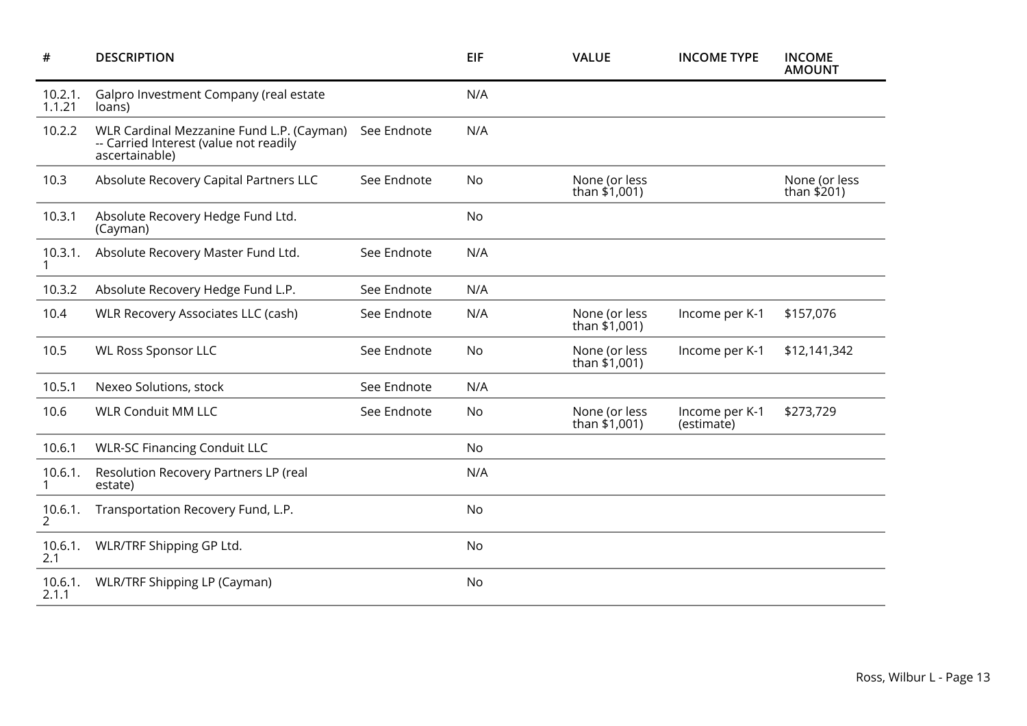| # | DESCRIPTION | | EIF | VALUE | INCOME TYPE | INCOME AMOUNT |
|---|---|---|---|---|---|---|
| 10.2.1.1.1.21 | Galpro Investment Company (real estate loans) | | N/A | | | |
| 10.2.2 | WLR Cardinal Mezzanine Fund L.P. (Cayman) -- Carried Interest (value not readily ascertainable) | See Endnote | N/A | | | |
| 10.3 | Absolute Recovery Capital Partners LLC | See Endnote | No | None (or less than $1,001) | | None (or less than $201) |
| 10.3.1 | Absolute Recovery Hedge Fund Ltd. (Cayman) | | No | | | |
| 10.3.1.1 | Absolute Recovery Master Fund Ltd. | See Endnote | N/A | | | |
| 10.3.2 | Absolute Recovery Hedge Fund L.P. | See Endnote | N/A | | | |
| 10.4 | WLR Recovery Associates LLC (cash) | See Endnote | N/A | None (or less than $1,001) | Income per K-1 | $157,076 |
| 10.5 | WL Ross Sponsor LLC | See Endnote | No | None (or less than $1,001) | Income per K-1 | $12,141,342 |
| 10.5.1 | Nexeo Solutions, stock | See Endnote | N/A | | | |
| 10.6 | WLR Conduit MM LLC | See Endnote | No | None (or less than $1,001) | Income per K-1 (estimate) | $273,729 |
| 10.6.1 | WLR-SC Financing Conduit LLC | | No | | | |
| 10.6.1.1 | Resolution Recovery Partners LP (real estate) | | N/A | | | |
| 10.6.1.2 | Transportation Recovery Fund, L.P. | | No | | | |
| 10.6.1.2.1 | WLR/TRF Shipping GP Ltd. | | No | | | |
| 10.6.1.2.1.1 | WLR/TRF Shipping LP (Cayman) | | No | | | |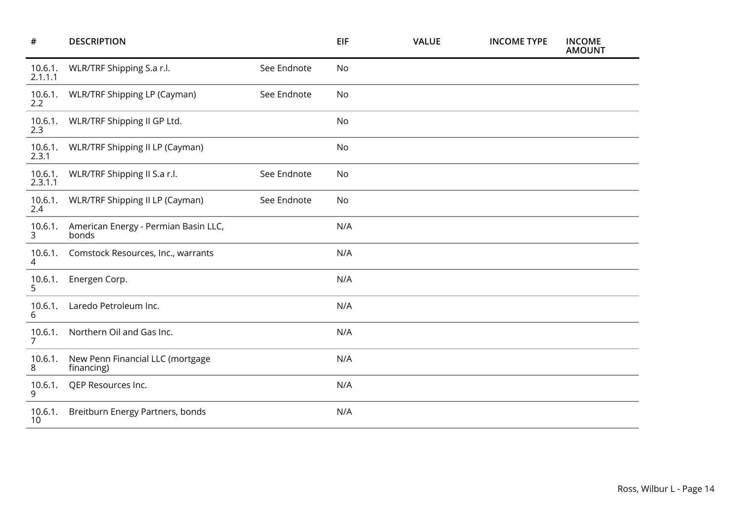| # | DESCRIPTION | | EIF | VALUE | INCOME TYPE | INCOME AMOUNT |
|---|---|---|---|---|---|---|
| 10.6.1.2.1.1.1 | WLR/TRF Shipping S.a r.l. | See Endnote | No | | | |
| 10.6.1.2.2 | WLR/TRF Shipping LP (Cayman) | See Endnote | No | | | |
| 10.6.1.2.3 | WLR/TRF Shipping II GP Ltd. | | No | | | |
| 10.6.1.2.3.1 | WLR/TRF Shipping II LP (Cayman) | | No | | | |
| 10.6.1.2.3.1.1 | WLR/TRF Shipping II S.a r.l. | See Endnote | No | | | |
| 10.6.1.2.4 | WLR/TRF Shipping II LP (Cayman) | See Endnote | No | | | |
| 10.6.1.3 | American Energy - Permian Basin LLC, bonds | | N/A | | | |
| 10.6.1.4 | Comstock Resources, Inc., warrants | | N/A | | | |
| 10.6.1.5 | Energen Corp. | | N/A | | | |
| 10.6.1.6 | Laredo Petroleum Inc. | | N/A | | | |
| 10.6.1.7 | Northern Oil and Gas Inc. | | N/A | | | |
| 10.6.1.8 | New Penn Financial LLC (mortgage financing) | | N/A | | | |
| 10.6.1.9 | QEP Resources Inc. | | N/A | | | |
| 10.6.1.10 | Breitburn Energy Partners, bonds | | N/A | | | |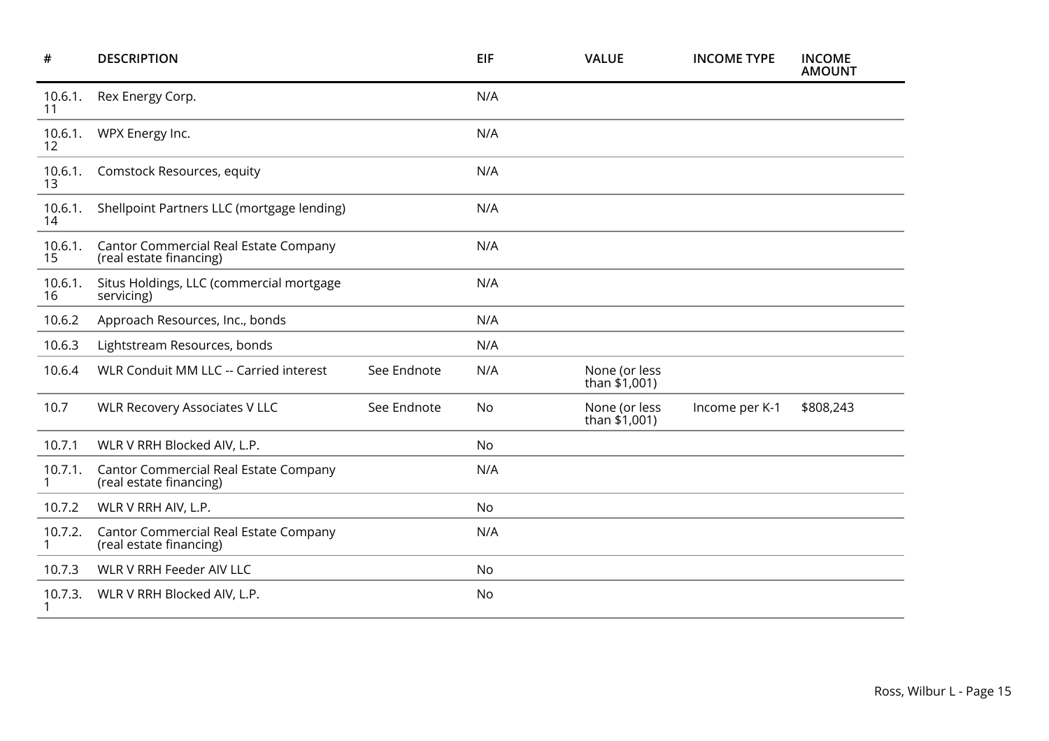| # | DESCRIPTION | | EIF | VALUE | INCOME TYPE | INCOME AMOUNT |
|---|---|---|---|---|---|---|
| 10.6.1.11 | Rex Energy Corp. | | N/A | | | |
| 10.6.1.12 | WPX Energy Inc. | | N/A | | | |
| 10.6.1.13 | Comstock Resources, equity | | N/A | | | |
| 10.6.1.14 | Shellpoint Partners LLC (mortgage lending) | | N/A | | | |
| 10.6.1.15 | Cantor Commercial Real Estate Company (real estate financing) | | N/A | | | |
| 10.6.1.16 | Situs Holdings, LLC (commercial mortgage servicing) | | N/A | | | |
| 10.6.2 | Approach Resources, Inc., bonds | | N/A | | | |
| 10.6.3 | Lightstream Resources, bonds | | N/A | | | |
| 10.6.4 | WLR Conduit MM LLC -- Carried interest | See Endnote | N/A | None (or less than $1,001) | | |
| 10.7 | WLR Recovery Associates V LLC | See Endnote | No | None (or less than $1,001) | Income per K-1 | $808,243 |
| 10.7.1 | WLR V RRH Blocked AIV, L.P. | | No | | | |
| 10.7.1.1 | Cantor Commercial Real Estate Company (real estate financing) | | N/A | | | |
| 10.7.2 | WLR V RRH AIV, L.P. | | No | | | |
| 10.7.2.1 | Cantor Commercial Real Estate Company (real estate financing) | | N/A | | | |
| 10.7.3 | WLR V RRH Feeder AIV LLC | | No | | | |
| 10.7.3.1 | WLR V RRH Blocked AIV, L.P. | | No | | | |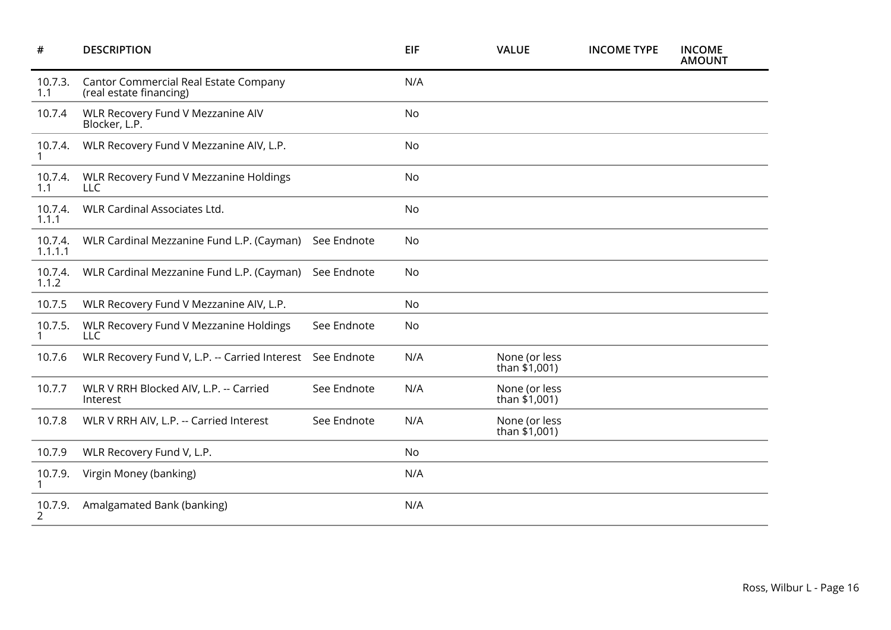| # | DESCRIPTION | | EIF | VALUE | INCOME TYPE | INCOME AMOUNT |
|---|---|---|---|---|---|---|
| 10.7.3.1.1 | Cantor Commercial Real Estate Company (real estate financing) | | N/A | | | |
| 10.7.4 | WLR Recovery Fund V Mezzanine AIV Blocker, L.P. | | No | | | |
| 10.7.4.1 | WLR Recovery Fund V Mezzanine AIV, L.P. | | No | | | |
| 10.7.4.1.1 | WLR Recovery Fund V Mezzanine Holdings LLC | | No | | | |
| 10.7.4.1.1.1 | WLR Cardinal Associates Ltd. | | No | | | |
| 10.7.4.1.1.1.1 | WLR Cardinal Mezzanine Fund L.P. (Cayman) | See Endnote | No | | | |
| 10.7.4.1.1.2 | WLR Cardinal Mezzanine Fund L.P. (Cayman) | See Endnote | No | | | |
| 10.7.5 | WLR Recovery Fund V Mezzanine AIV, L.P. | | No | | | |
| 10.7.5.1 | WLR Recovery Fund V Mezzanine Holdings LLC | See Endnote | No | | | |
| 10.7.6 | WLR Recovery Fund V, L.P. -- Carried Interest | See Endnote | N/A | None (or less than $1,001) | | |
| 10.7.7 | WLR V RRH Blocked AIV, L.P. -- Carried Interest | See Endnote | N/A | None (or less than $1,001) | | |
| 10.7.8 | WLR V RRH AIV, L.P. -- Carried Interest | See Endnote | N/A | None (or less than $1,001) | | |
| 10.7.9 | WLR Recovery Fund V, L.P. | | No | | | |
| 10.7.9.1 | Virgin Money (banking) | | N/A | | | |
| 10.7.9.2 | Amalgamated Bank (banking) | | N/A | | | |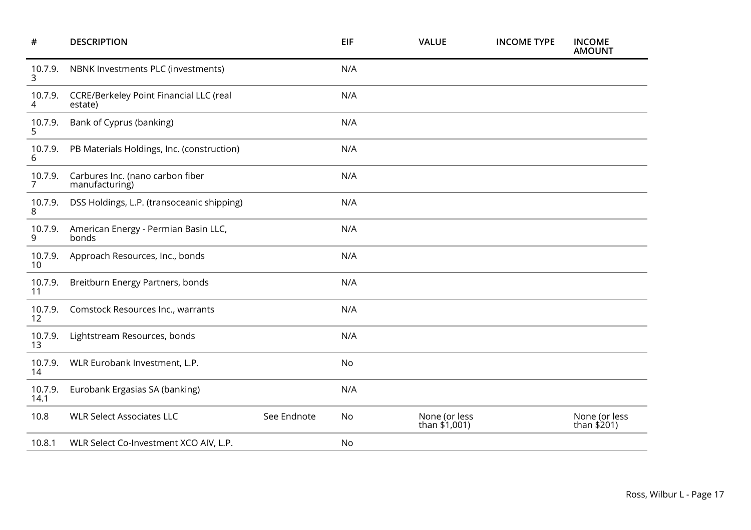| # | DESCRIPTION | | EIF | VALUE | INCOME TYPE | INCOME AMOUNT |
|---|---|---|---|---|---|---|
| 10.7.9.3 | NBNK Investments PLC (investments) | | N/A | | | |
| 10.7.9.4 | CCRE/Berkeley Point Financial LLC (real estate) | | N/A | | | |
| 10.7.9.5 | Bank of Cyprus (banking) | | N/A | | | |
| 10.7.9.6 | PB Materials Holdings, Inc. (construction) | | N/A | | | |
| 10.7.9.7 | Carbures Inc. (nano carbon fiber manufacturing) | | N/A | | | |
| 10.7.9.8 | DSS Holdings, L.P. (transoceanic shipping) | | N/A | | | |
| 10.7.9.9 | American Energy - Permian Basin LLC, bonds | | N/A | | | |
| 10.7.9.10 | Approach Resources, Inc., bonds | | N/A | | | |
| 10.7.9.11 | Breitburn Energy Partners, bonds | | N/A | | | |
| 10.7.9.12 | Comstock Resources Inc., warrants | | N/A | | | |
| 10.7.9.13 | Lightstream Resources, bonds | | N/A | | | |
| 10.7.9.14 | WLR Eurobank Investment, L.P. | | No | | | |
| 10.7.9.14.1 | Eurobank Ergasias SA (banking) | | N/A | | | |
| 10.8 | WLR Select Associates LLC | See Endnote | No | None (or less than $1,001) | | None (or less than $201) |
| 10.8.1 | WLR Select Co-Investment XCO AIV, L.P. | | No | | | |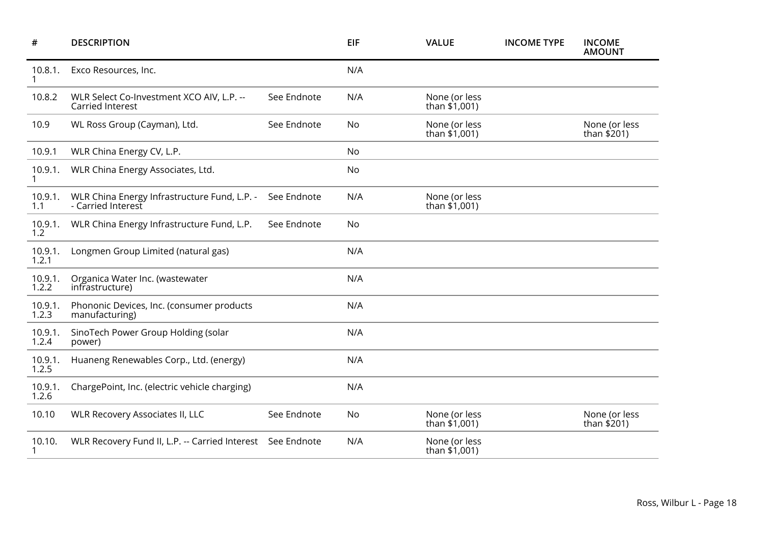| # | DESCRIPTION | | EIF | VALUE | INCOME TYPE | INCOME AMOUNT |
|---|---|---|---|---|---|---|
| 10.8.1.1 | Exco Resources, Inc. | | N/A | | | |
| 10.8.2 | WLR Select Co-Investment XCO AIV, L.P. -- Carried Interest | See Endnote | N/A | None (or less than $1,001) | | |
| 10.9 | WL Ross Group (Cayman), Ltd. | See Endnote | No | None (or less than $1,001) | | None (or less than $201) |
| 10.9.1 | WLR China Energy CV, L.P. | | No | | | |
| 10.9.1.1 | WLR China Energy Associates, Ltd. | | No | | | |
| 10.9.1.1.1 | WLR China Energy Infrastructure Fund, L.P. -- Carried Interest | See Endnote | N/A | None (or less than $1,001) | | |
| 10.9.1.1.2 | WLR China Energy Infrastructure Fund, L.P. | See Endnote | No | | | |
| 10.9.1.1.2.1 | Longmen Group Limited (natural gas) | | N/A | | | |
| 10.9.1.1.2.2 | Organica Water Inc. (wastewater infrastructure) | | N/A | | | |
| 10.9.1.1.2.3 | Phononic Devices, Inc. (consumer products manufacturing) | | N/A | | | |
| 10.9.1.1.2.4 | SinoTech Power Group Holding (solar power) | | N/A | | | |
| 10.9.1.1.2.5 | Huaneng Renewables Corp., Ltd. (energy) | | N/A | | | |
| 10.9.1.1.2.6 | ChargePoint, Inc. (electric vehicle charging) | | N/A | | | |
| 10.10 | WLR Recovery Associates II, LLC | See Endnote | No | None (or less than $1,001) | | None (or less than $201) |
| 10.10.1 | WLR Recovery Fund II, L.P. -- Carried Interest | See Endnote | N/A | None (or less than $1,001) | | |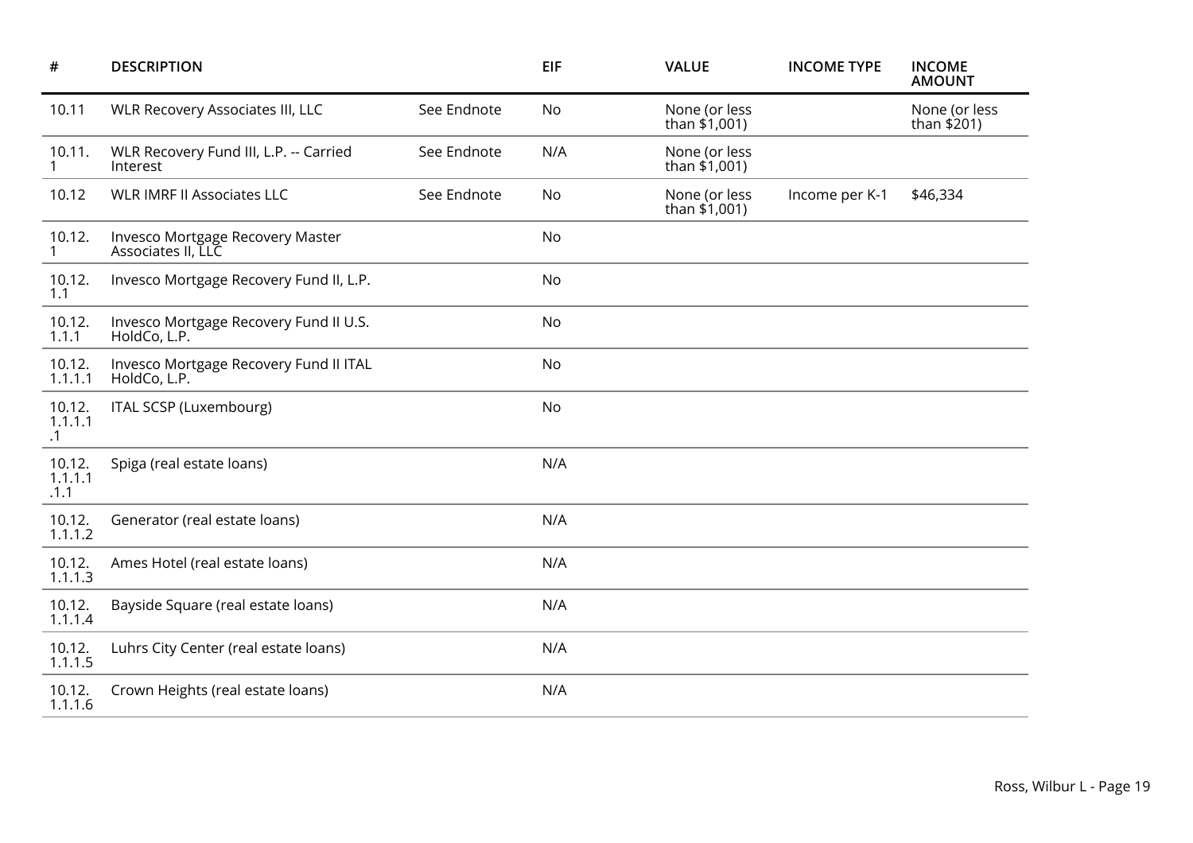| # | DESCRIPTION | | EIF | VALUE | INCOME TYPE | INCOME AMOUNT |
|---|---|---|---|---|---|---|
| 10.11 | WLR Recovery Associates III, LLC | See Endnote | No | None (or less than $1,001) | | None (or less than $201) |
| 10.11.1 | WLR Recovery Fund III, L.P. -- Carried Interest | See Endnote | N/A | None (or less than $1,001) | | |
| 10.12 | WLR IMRF II Associates LLC | See Endnote | No | None (or less than $1,001) | Income per K-1 | $46,334 |
| 10.12.1 | Invesco Mortgage Recovery Master Associates II, LLC | | No | | | |
| 10.12.1.1 | Invesco Mortgage Recovery Fund II, L.P. | | No | | | |
| 10.12.1.1.1 | Invesco Mortgage Recovery Fund II U.S. HoldCo, L.P. | | No | | | |
| 10.12.1.1.1.1 | Invesco Mortgage Recovery Fund II ITAL HoldCo, L.P. | | No | | | |
| 10.12.1.1.1.1 | ITAL SCSP (Luxembourg) | | No | | | |
| 10.12.1.1.1.1.1 | Spiga (real estate loans) | | N/A | | | |
| 10.12.1.1.1.2 | Generator (real estate loans) | | N/A | | | |
| 10.12.1.1.1.3 | Ames Hotel (real estate loans) | | N/A | | | |
| 10.12.1.1.1.4 | Bayside Square (real estate loans) | | N/A | | | |
| 10.12.1.1.1.5 | Luhrs City Center (real estate loans) | | N/A | | | |
| 10.12.1.1.1.6 | Crown Heights (real estate loans) | | N/A | | | |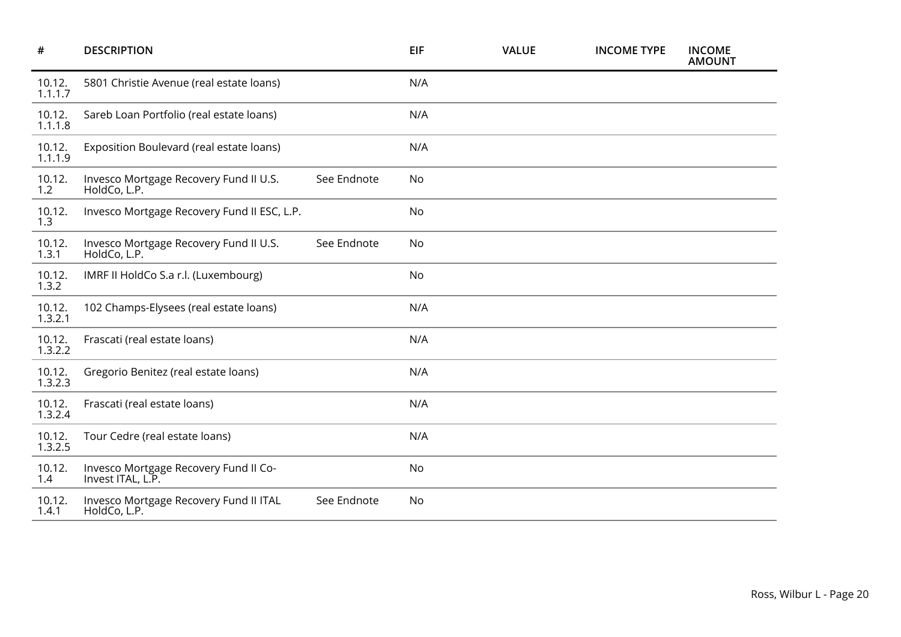| # | DESCRIPTION | | EIF | VALUE | INCOME TYPE | INCOME AMOUNT |
|---|---|---|---|---|---|---|
| 10.12.1.1.1.7 | 5801 Christie Avenue (real estate loans) | | N/A | | | |
| 10.12.1.1.1.8 | Sareb Loan Portfolio (real estate loans) | | N/A | | | |
| 10.12.1.1.1.9 | Exposition Boulevard (real estate loans) | | N/A | | | |
| 10.12.1.2 | Invesco Mortgage Recovery Fund II U.S. HoldCo, L.P. | See Endnote | No | | | |
| 10.12.1.3 | Invesco Mortgage Recovery Fund II ESC, L.P. | | No | | | |
| 10.12.1.3.1 | Invesco Mortgage Recovery Fund II U.S. HoldCo, L.P. | See Endnote | No | | | |
| 10.12.1.3.2 | IMRF II HoldCo S.a r.l. (Luxembourg) | | No | | | |
| 10.12.1.3.2.1 | 102 Champs-Elysees (real estate loans) | | N/A | | | |
| 10.12.1.3.2.2 | Frascati (real estate loans) | | N/A | | | |
| 10.12.1.3.2.3 | Gregorio Benitez (real estate loans) | | N/A | | | |
| 10.12.1.3.2.4 | Frascati (real estate loans) | | N/A | | | |
| 10.12.1.3.2.5 | Tour Cedre (real estate loans) | | N/A | | | |
| 10.12.1.4 | Invesco Mortgage Recovery Fund II Co-Invest ITAL, L.P. | | No | | | |
| 10.12.1.4.1 | Invesco Mortgage Recovery Fund II ITAL HoldCo, L.P. | See Endnote | No | | | |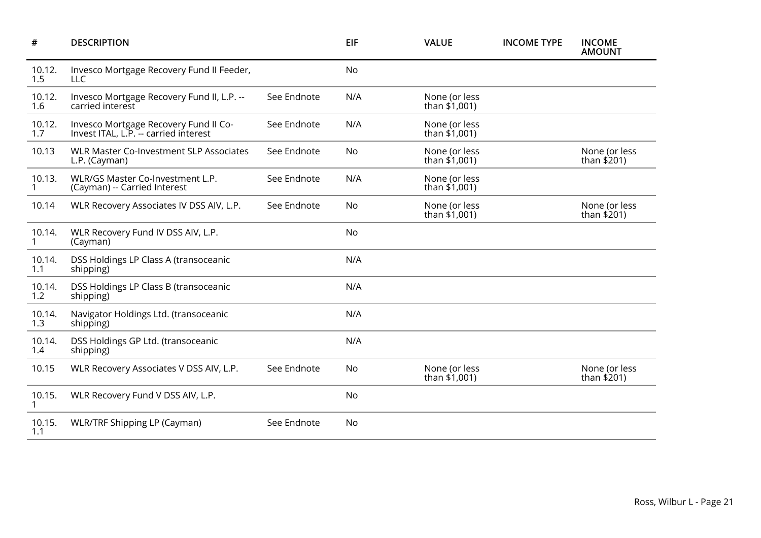| # | DESCRIPTION | | EIF | VALUE | INCOME TYPE | INCOME AMOUNT |
|---|---|---|---|---|---|---|
| 10.12.1.5 | Invesco Mortgage Recovery Fund II Feeder, LLC | | No | | | |
| 10.12.1.6 | Invesco Mortgage Recovery Fund II, L.P. -- carried interest | See Endnote | N/A | None (or less than $1,001) | | |
| 10.12.1.7 | Invesco Mortgage Recovery Fund II Co-Invest ITAL, L.P. -- carried interest | See Endnote | N/A | None (or less than $1,001) | | |
| 10.13 | WLR Master Co-Investment SLP Associates L.P. (Cayman) | See Endnote | No | None (or less than $1,001) | | None (or less than $201) |
| 10.13.1 | WLR/GS Master Co-Investment L.P. (Cayman) -- Carried Interest | See Endnote | N/A | None (or less than $1,001) | | |
| 10.14 | WLR Recovery Associates IV DSS AIV, L.P. | See Endnote | No | None (or less than $1,001) | | None (or less than $201) |
| 10.14.1 | WLR Recovery Fund IV DSS AIV, L.P. (Cayman) | | No | | | |
| 10.14.1.1 | DSS Holdings LP Class A (transoceanic shipping) | | N/A | | | |
| 10.14.1.2 | DSS Holdings LP Class B (transoceanic shipping) | | N/A | | | |
| 10.14.1.3 | Navigator Holdings Ltd. (transoceanic shipping) | | N/A | | | |
| 10.14.1.4 | DSS Holdings GP Ltd. (transoceanic shipping) | | N/A | | | |
| 10.15 | WLR Recovery Associates V DSS AIV, L.P. | See Endnote | No | None (or less than $1,001) | | None (or less than $201) |
| 10.15.1 | WLR Recovery Fund V DSS AIV, L.P. | | No | | | |
| 10.15.1.1 | WLR/TRF Shipping LP (Cayman) | See Endnote | No | | | |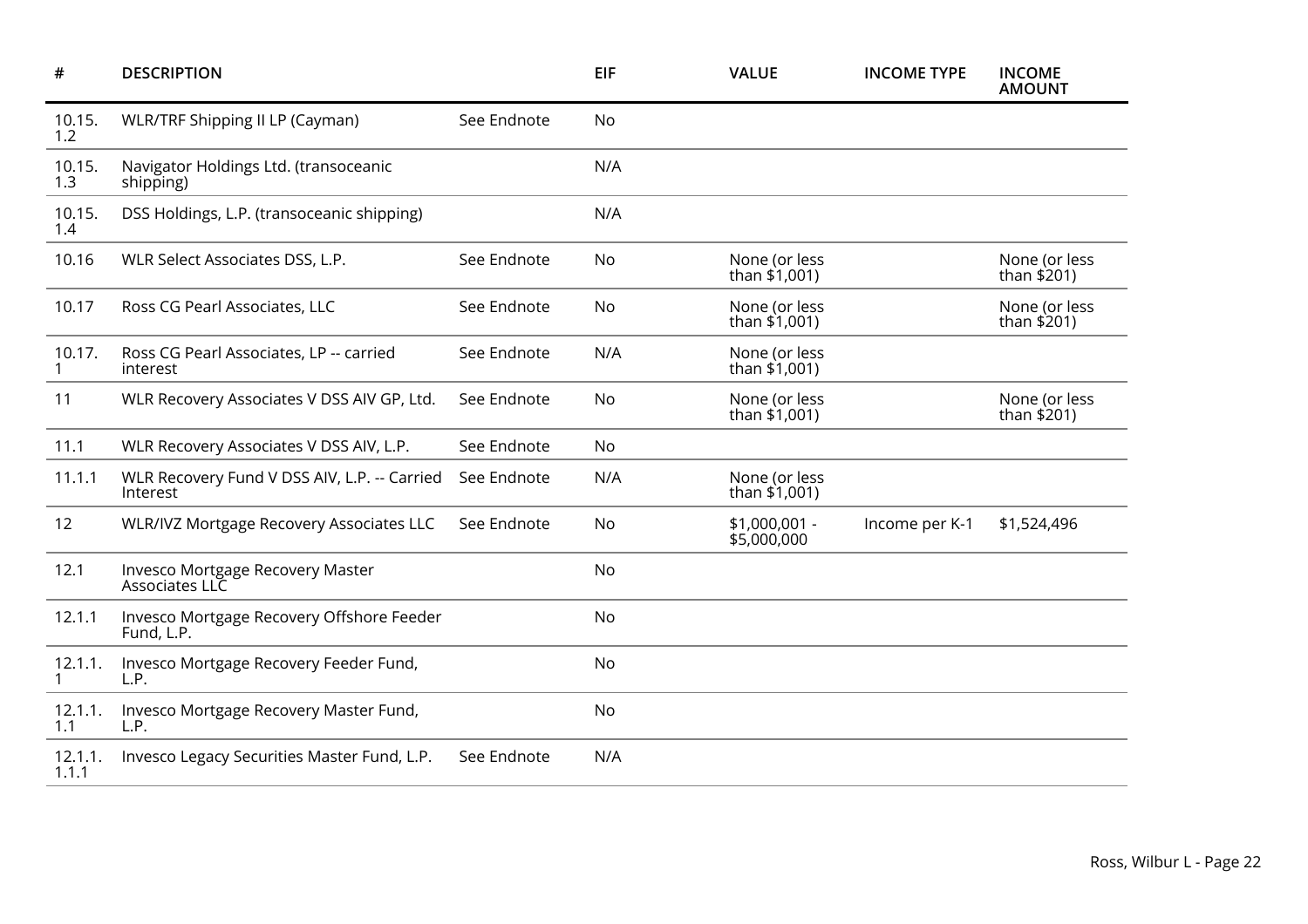| # | DESCRIPTION | | EIF | VALUE | INCOME TYPE | INCOME AMOUNT |
|---|---|---|---|---|---|---|
| 10.15.1.2 | WLR/TRF Shipping II LP (Cayman) | See Endnote | No | | | |
| 10.15.1.3 | Navigator Holdings Ltd. (transoceanic shipping) | | N/A | | | |
| 10.15.1.4 | DSS Holdings, L.P. (transoceanic shipping) | | N/A | | | |
| 10.16 | WLR Select Associates DSS, L.P. | See Endnote | No | None (or less than $1,001) | | None (or less than $201) |
| 10.17 | Ross CG Pearl Associates, LLC | See Endnote | No | None (or less than $1,001) | | None (or less than $201) |
| 10.17.1 | Ross CG Pearl Associates, LP -- carried interest | See Endnote | N/A | None (or less than $1,001) | | |
| 11 | WLR Recovery Associates V DSS AIV GP, Ltd. | See Endnote | No | None (or less than $1,001) | | None (or less than $201) |
| 11.1 | WLR Recovery Associates V DSS AIV, L.P. | See Endnote | No | | | |
| 11.1.1 | WLR Recovery Fund V DSS AIV, L.P. -- Carried Interest | See Endnote | N/A | None (or less than $1,001) | | |
| 12 | WLR/IVZ Mortgage Recovery Associates LLC | See Endnote | No | $1,000,001 - $5,000,000 | Income per K-1 | $1,524,496 |
| 12.1 | Invesco Mortgage Recovery Master Associates LLC | | No | | | |
| 12.1.1 | Invesco Mortgage Recovery Offshore Feeder Fund, L.P. | | No | | | |
| 12.1.1.1 | Invesco Mortgage Recovery Feeder Fund, L.P. | | No | | | |
| 12.1.1.1.1 | Invesco Mortgage Recovery Master Fund, L.P. | | No | | | |
| 12.1.1.1.1.1 | Invesco Legacy Securities Master Fund, L.P. | See Endnote | N/A | | | |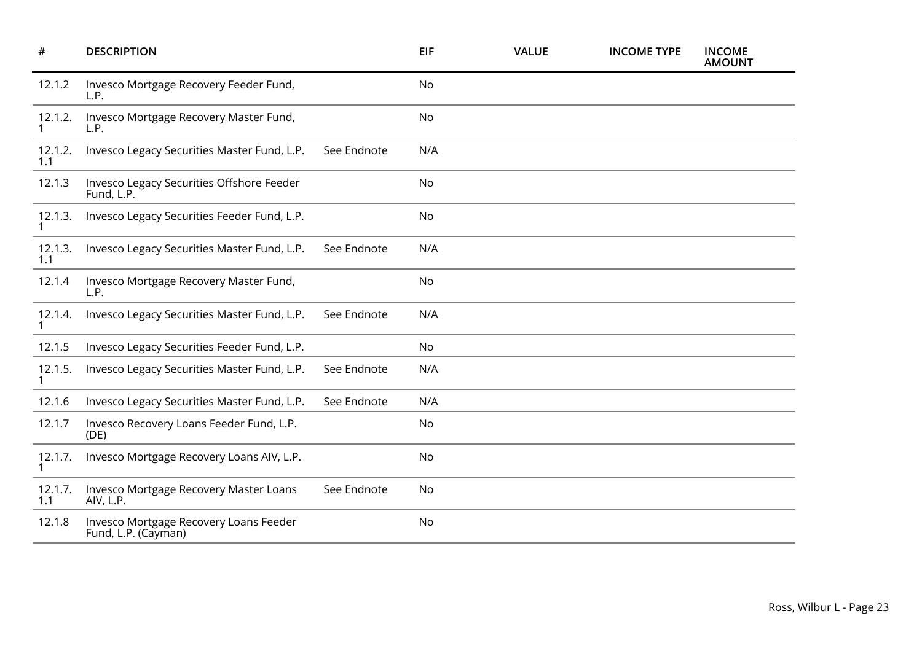| # | DESCRIPTION | | EIF | VALUE | INCOME TYPE | INCOME AMOUNT |
|---|---|---|---|---|---|---|
| 12.1.2 | Invesco Mortgage Recovery Feeder Fund, L.P. | | No | | | |
| 12.1.2.1 | Invesco Mortgage Recovery Master Fund, L.P. | | No | | | |
| 12.1.2.1.1 | Invesco Legacy Securities Master Fund, L.P. | See Endnote | N/A | | | |
| 12.1.3 | Invesco Legacy Securities Offshore Feeder Fund, L.P. | | No | | | |
| 12.1.3.1 | Invesco Legacy Securities Feeder Fund, L.P. | | No | | | |
| 12.1.3.1.1 | Invesco Legacy Securities Master Fund, L.P. | See Endnote | N/A | | | |
| 12.1.4 | Invesco Mortgage Recovery Master Fund, L.P. | | No | | | |
| 12.1.4.1 | Invesco Legacy Securities Master Fund, L.P. | See Endnote | N/A | | | |
| 12.1.5 | Invesco Legacy Securities Feeder Fund, L.P. | | No | | | |
| 12.1.5.1 | Invesco Legacy Securities Master Fund, L.P. | See Endnote | N/A | | | |
| 12.1.6 | Invesco Legacy Securities Master Fund, L.P. | See Endnote | N/A | | | |
| 12.1.7 | Invesco Recovery Loans Feeder Fund, L.P. (DE) | | No | | | |
| 12.1.7.1 | Invesco Mortgage Recovery Loans AIV, L.P. | | No | | | |
| 12.1.7.1.1 | Invesco Mortgage Recovery Master Loans AIV, L.P. | See Endnote | No | | | |
| 12.1.8 | Invesco Mortgage Recovery Loans Feeder Fund, L.P. (Cayman) | | No | | | |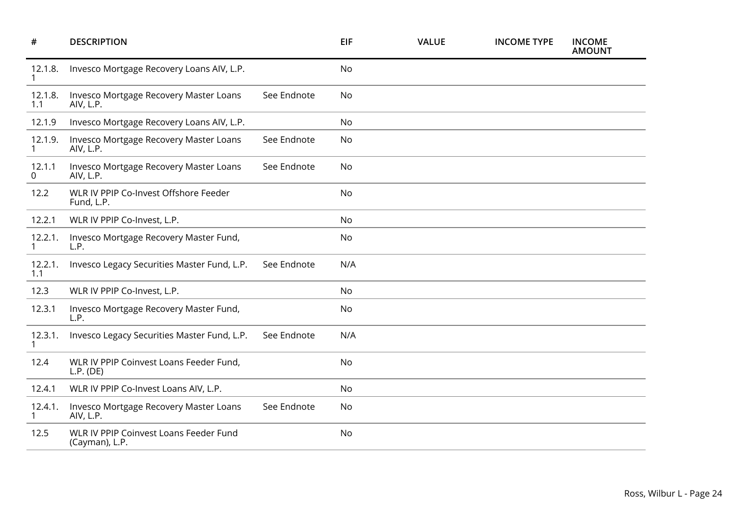| # | DESCRIPTION | | EIF | VALUE | INCOME TYPE | INCOME AMOUNT |
|---|---|---|---|---|---|---|
| 12.1.8.1 | Invesco Mortgage Recovery Loans AIV, L.P. | | No | | | |
| 12.1.8.1.1 | Invesco Mortgage Recovery Master Loans AIV, L.P. | See Endnote | No | | | |
| 12.1.9 | Invesco Mortgage Recovery Loans AIV, L.P. | | No | | | |
| 12.1.9.1 | Invesco Mortgage Recovery Master Loans AIV, L.P. | See Endnote | No | | | |
| 12.1.10 | Invesco Mortgage Recovery Master Loans AIV, L.P. | See Endnote | No | | | |
| 12.2 | WLR IV PPIP Co-Invest Offshore Feeder Fund, L.P. | | No | | | |
| 12.2.1 | WLR IV PPIP Co-Invest, L.P. | | No | | | |
| 12.2.1.1 | Invesco Mortgage Recovery Master Fund, L.P. | | No | | | |
| 12.2.1.1.1 | Invesco Legacy Securities Master Fund, L.P. | See Endnote | N/A | | | |
| 12.3 | WLR IV PPIP Co-Invest, L.P. | | No | | | |
| 12.3.1 | Invesco Mortgage Recovery Master Fund, L.P. | | No | | | |
| 12.3.1.1 | Invesco Legacy Securities Master Fund, L.P. | See Endnote | N/A | | | |
| 12.4 | WLR IV PPIP Coinvest Loans Feeder Fund, L.P. (DE) | | No | | | |
| 12.4.1 | WLR IV PPIP Co-Invest Loans AIV, L.P. | | No | | | |
| 12.4.1.1 | Invesco Mortgage Recovery Master Loans AIV, L.P. | See Endnote | No | | | |
| 12.5 | WLR IV PPIP Coinvest Loans Feeder Fund (Cayman), L.P. | | No | | | |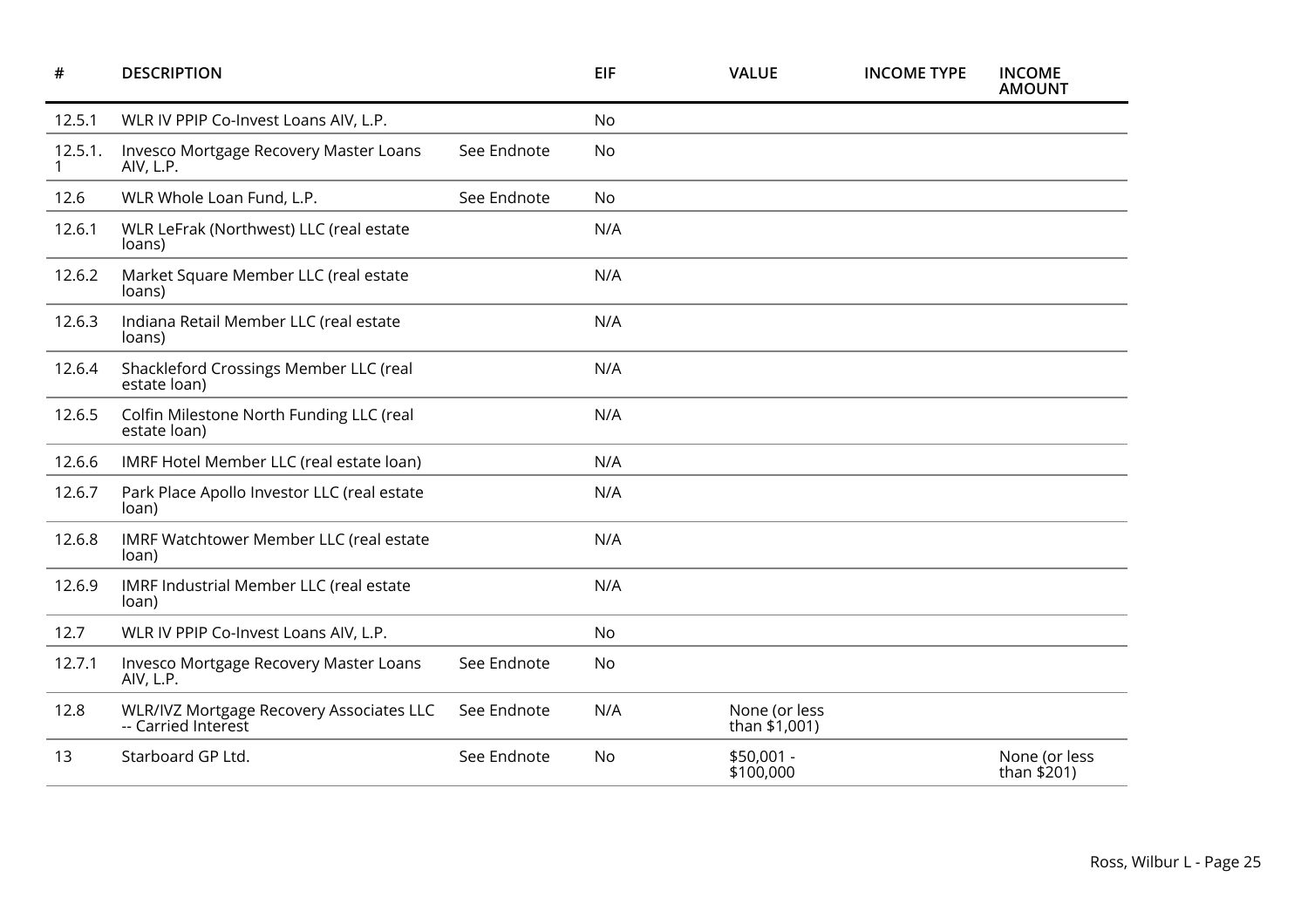| # | DESCRIPTION | | EIF | VALUE | INCOME TYPE | INCOME AMOUNT |
|---|---|---|---|---|---|---|
| 12.5.1 | WLR IV PPIP Co-Invest Loans AIV, L.P. | | No | | | |
| 12.5.1.1 | Invesco Mortgage Recovery Master Loans AIV, L.P. | See Endnote | No | | | |
| 12.6 | WLR Whole Loan Fund, L.P. | See Endnote | No | | | |
| 12.6.1 | WLR LeFrak (Northwest) LLC (real estate loans) | | N/A | | | |
| 12.6.2 | Market Square Member LLC (real estate loans) | | N/A | | | |
| 12.6.3 | Indiana Retail Member LLC (real estate loans) | | N/A | | | |
| 12.6.4 | Shackleford Crossings Member LLC (real estate loan) | | N/A | | | |
| 12.6.5 | Colfin Milestone North Funding LLC (real estate loan) | | N/A | | | |
| 12.6.6 | IMRF Hotel Member LLC (real estate loan) | | N/A | | | |
| 12.6.7 | Park Place Apollo Investor LLC (real estate loan) | | N/A | | | |
| 12.6.8 | IMRF Watchtower Member LLC (real estate loan) | | N/A | | | |
| 12.6.9 | IMRF Industrial Member LLC (real estate loan) | | N/A | | | |
| 12.7 | WLR IV PPIP Co-Invest Loans AIV, L.P. | | No | | | |
| 12.7.1 | Invesco Mortgage Recovery Master Loans AIV, L.P. | See Endnote | No | | | |
| 12.8 | WLR/IVZ Mortgage Recovery Associates LLC -- Carried Interest | See Endnote | N/A | None (or less than $1,001) | | |
| 13 | Starboard GP Ltd. | See Endnote | No | $50,001 - $100,000 | | None (or less than $201) |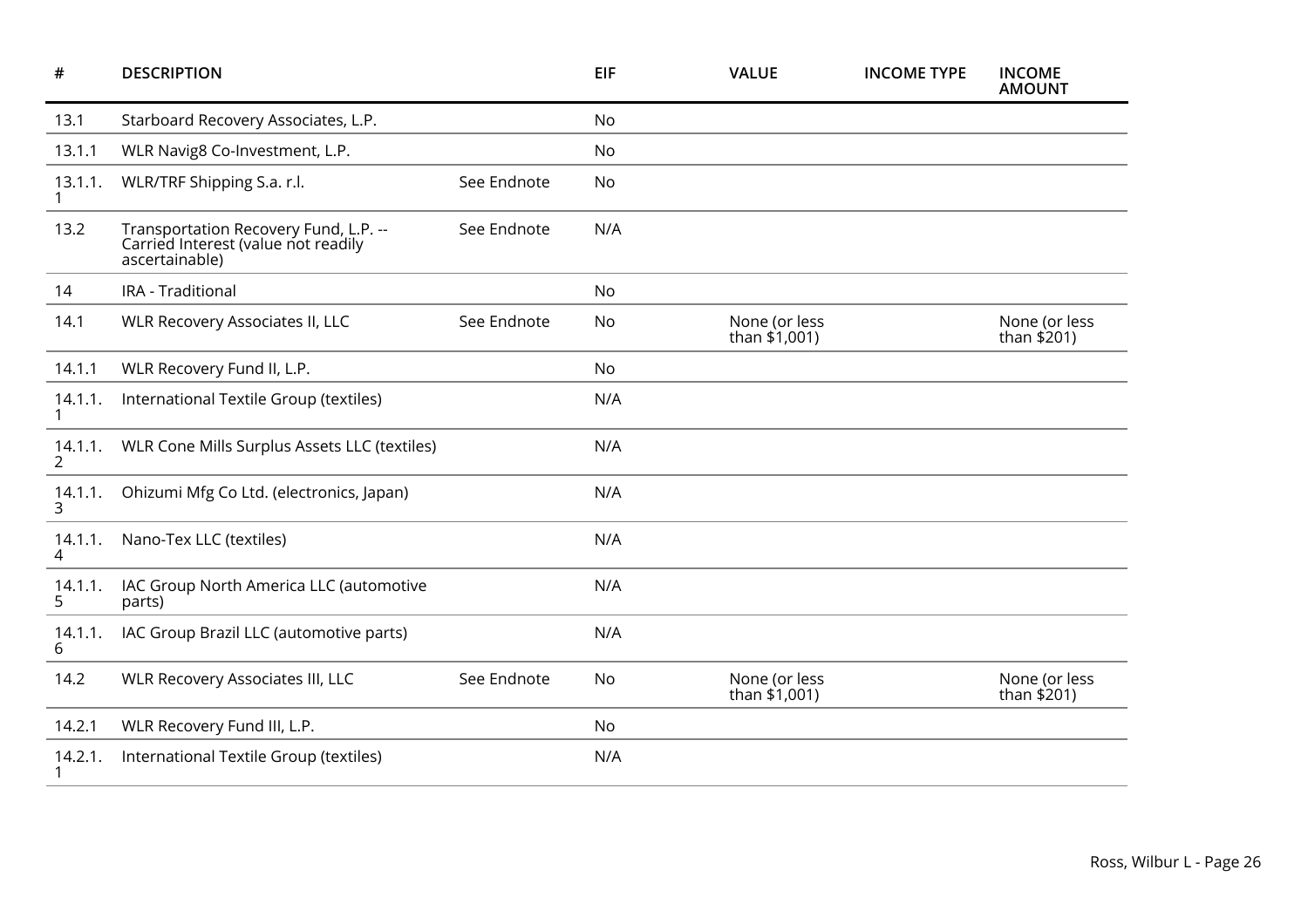| # | DESCRIPTION | | EIF | VALUE | INCOME TYPE | INCOME AMOUNT |
|---|---|---|---|---|---|---|
| 13.1 | Starboard Recovery Associates, L.P. | | No | | | |
| 13.1.1 | WLR Navig8 Co-Investment, L.P. | | No | | | |
| 13.1.1.1 | WLR/TRF Shipping S.a. r.l. | See Endnote | No | | | |
| 13.2 | Transportation Recovery Fund, L.P. -- Carried Interest (value not readily ascertainable) | See Endnote | N/A | | | |
| 14 | IRA - Traditional | | No | | | |
| 14.1 | WLR Recovery Associates II, LLC | See Endnote | No | None (or less than $1,001) | | None (or less than $201) |
| 14.1.1 | WLR Recovery Fund II, L.P. | | No | | | |
| 14.1.1.1 | International Textile Group (textiles) | | N/A | | | |
| 14.1.1.2 | WLR Cone Mills Surplus Assets LLC (textiles) | | N/A | | | |
| 14.1.1.3 | Ohizumi Mfg Co Ltd. (electronics, Japan) | | N/A | | | |
| 14.1.1.4 | Nano-Tex LLC (textiles) | | N/A | | | |
| 14.1.1.5 | IAC Group North America LLC (automotive parts) | | N/A | | | |
| 14.1.1.6 | IAC Group Brazil LLC (automotive parts) | | N/A | | | |
| 14.2 | WLR Recovery Associates III, LLC | See Endnote | No | None (or less than $1,001) | | None (or less than $201) |
| 14.2.1 | WLR Recovery Fund III, L.P. | | No | | | |
| 14.2.1.1 | International Textile Group (textiles) | | N/A | | | |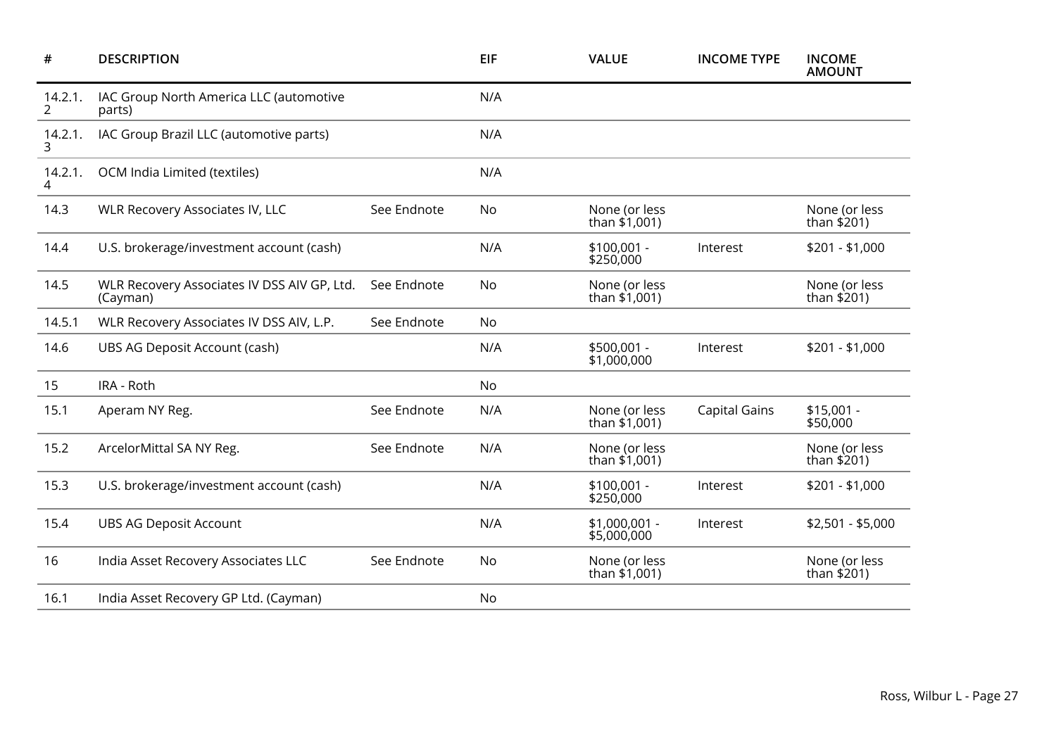| # | DESCRIPTION | | EIF | VALUE | INCOME TYPE | INCOME AMOUNT |
|---|---|---|---|---|---|---|
| 14.2.1.2 | IAC Group North America LLC (automotive parts) | | N/A | | | |
| 14.2.1.3 | IAC Group Brazil LLC (automotive parts) | | N/A | | | |
| 14.2.1.4 | OCM India Limited (textiles) | | N/A | | | |
| 14.3 | WLR Recovery Associates IV, LLC | See Endnote | No | None (or less than $1,001) | | None (or less than $201) |
| 14.4 | U.S. brokerage/investment account (cash) | | N/A | $100,001 - $250,000 | Interest | $201 - $1,000 |
| 14.5 | WLR Recovery Associates IV DSS AIV GP, Ltd. (Cayman) | See Endnote | No | None (or less than $1,001) | | None (or less than $201) |
| 14.5.1 | WLR Recovery Associates IV DSS AIV, L.P. | See Endnote | No | | | |
| 14.6 | UBS AG Deposit Account (cash) | | N/A | $500,001 - $1,000,000 | Interest | $201 - $1,000 |
| 15 | IRA - Roth | | No | | | |
| 15.1 | Aperam NY Reg. | See Endnote | N/A | None (or less than $1,001) | Capital Gains | $15,001 - $50,000 |
| 15.2 | ArcelorMittal SA NY Reg. | See Endnote | N/A | None (or less than $1,001) | | None (or less than $201) |
| 15.3 | U.S. brokerage/investment account (cash) | | N/A | $100,001 - $250,000 | Interest | $201 - $1,000 |
| 15.4 | UBS AG Deposit Account | | N/A | $1,000,001 - $5,000,000 | Interest | $2,501 - $5,000 |
| 16 | India Asset Recovery Associates LLC | See Endnote | No | None (or less than $1,001) | | None (or less than $201) |
| 16.1 | India Asset Recovery GP Ltd. (Cayman) | | No | | | |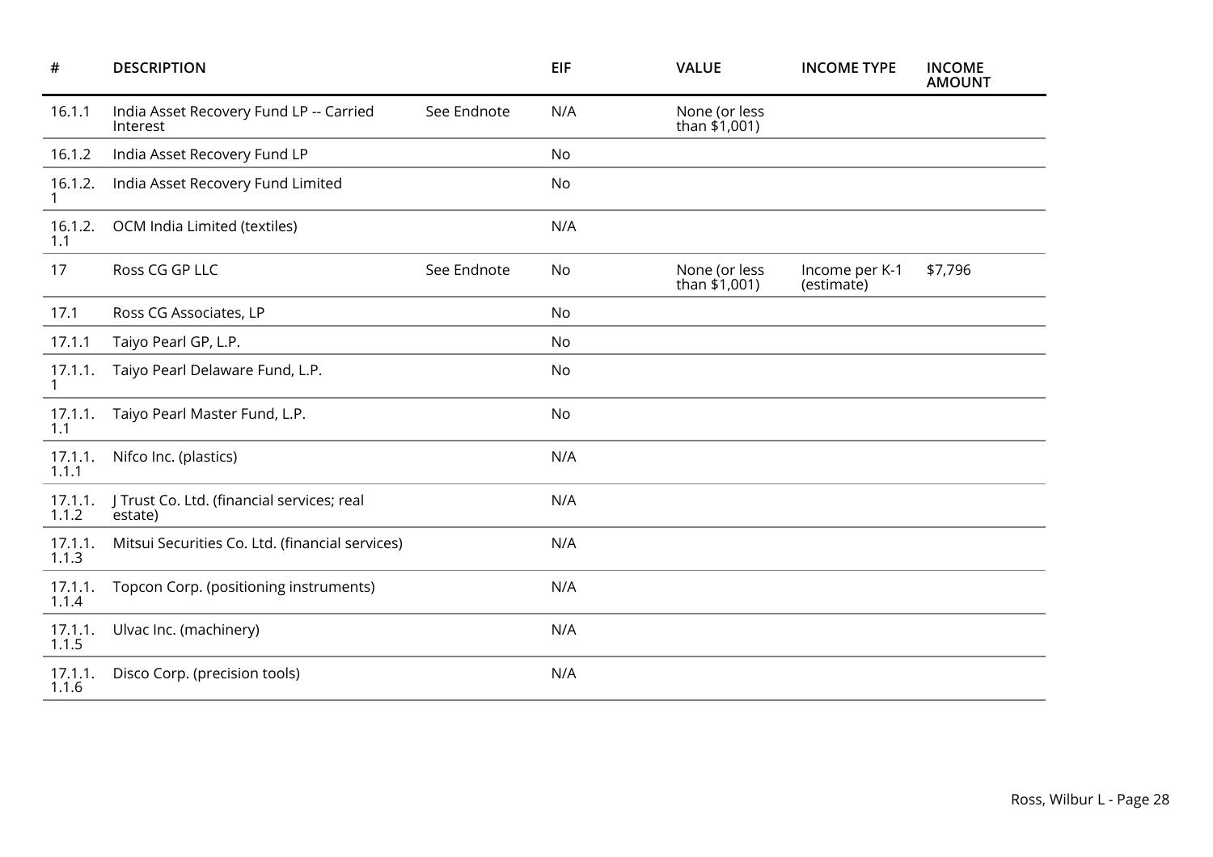| # | DESCRIPTION | | EIF | VALUE | INCOME TYPE | INCOME AMOUNT |
|---|---|---|---|---|---|---|
| 16.1.1 | India Asset Recovery Fund LP -- Carried Interest | See Endnote | N/A | None (or less than $1,001) | | |
| 16.1.2 | India Asset Recovery Fund LP | | No | | | |
| 16.1.2.1 | India Asset Recovery Fund Limited | | No | | | |
| 16.1.2.1.1 | OCM India Limited (textiles) | | N/A | | | |
| 17 | Ross CG GP LLC | See Endnote | No | None (or less than $1,001) | Income per K-1 (estimate) | $7,796 |
| 17.1 | Ross CG Associates, LP | | No | | | |
| 17.1.1 | Taiyo Pearl GP, L.P. | | No | | | |
| 17.1.1.1 | Taiyo Pearl Delaware Fund, L.P. | | No | | | |
| 17.1.1.1.1 | Taiyo Pearl Master Fund, L.P. | | No | | | |
| 17.1.1.1.1.1 | Nifco Inc. (plastics) | | N/A | | | |
| 17.1.1.1.1.2 | J Trust Co. Ltd. (financial services; real estate) | | N/A | | | |
| 17.1.1.1.1.3 | Mitsui Securities Co. Ltd. (financial services) | | N/A | | | |
| 17.1.1.1.1.4 | Topcon Corp. (positioning instruments) | | N/A | | | |
| 17.1.1.1.1.5 | Ulvac Inc. (machinery) | | N/A | | | |
| 17.1.1.1.1.6 | Disco Corp. (precision tools) | | N/A | | | |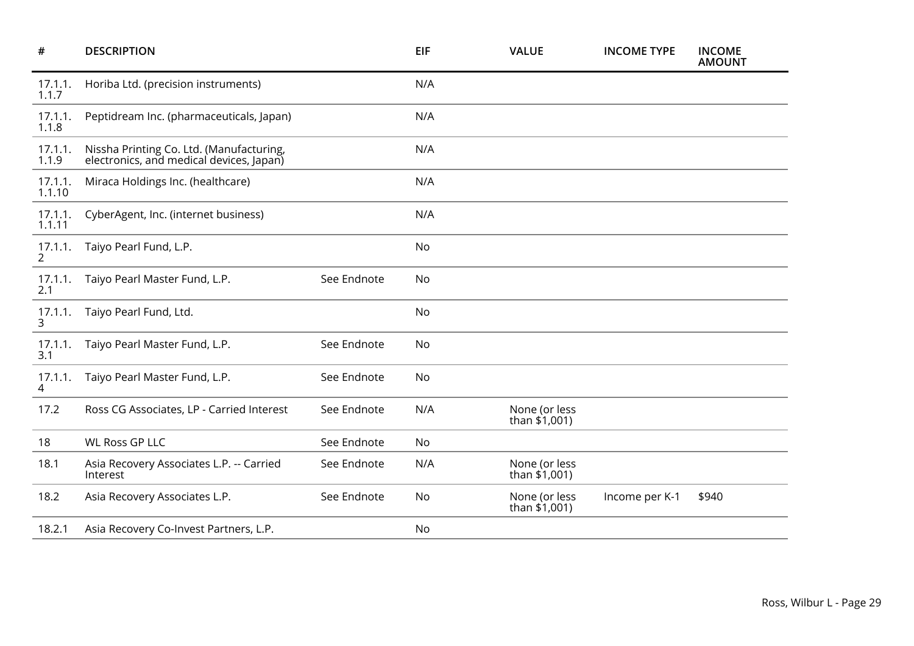| # | DESCRIPTION | | EIF | VALUE | INCOME TYPE | INCOME AMOUNT |
|---|---|---|---|---|---|---|
| 17.1.1.1.1.7 | Horiba Ltd. (precision instruments) | | N/A | | | |
| 17.1.1.1.1.8 | Peptidream Inc. (pharmaceuticals, Japan) | | N/A | | | |
| 17.1.1.1.1.9 | Nissha Printing Co. Ltd. (Manufacturing, electronics, and medical devices, Japan) | | N/A | | | |
| 17.1.1.1.1.10 | Miraca Holdings Inc. (healthcare) | | N/A | | | |
| 17.1.1.1.1.11 | CyberAgent, Inc. (internet business) | | N/A | | | |
| 17.1.1.2 | Taiyo Pearl Fund, L.P. | | No | | | |
| 17.1.1.2.1 | Taiyo Pearl Master Fund, L.P. | See Endnote | No | | | |
| 17.1.1.3 | Taiyo Pearl Fund, Ltd. | | No | | | |
| 17.1.1.3.1 | Taiyo Pearl Master Fund, L.P. | See Endnote | No | | | |
| 17.1.1.4 | Taiyo Pearl Master Fund, L.P. | See Endnote | No | | | |
| 17.2 | Ross CG Associates, LP - Carried Interest | See Endnote | N/A | None (or less than $1,001) | | |
| 18 | WL Ross GP LLC | See Endnote | No | | | |
| 18.1 | Asia Recovery Associates L.P. -- Carried Interest | See Endnote | N/A | None (or less than $1,001) | | |
| 18.2 | Asia Recovery Associates L.P. | See Endnote | No | None (or less than $1,001) | Income per K-1 | $940 |
| 18.2.1 | Asia Recovery Co-Invest Partners, L.P. | | No | | | |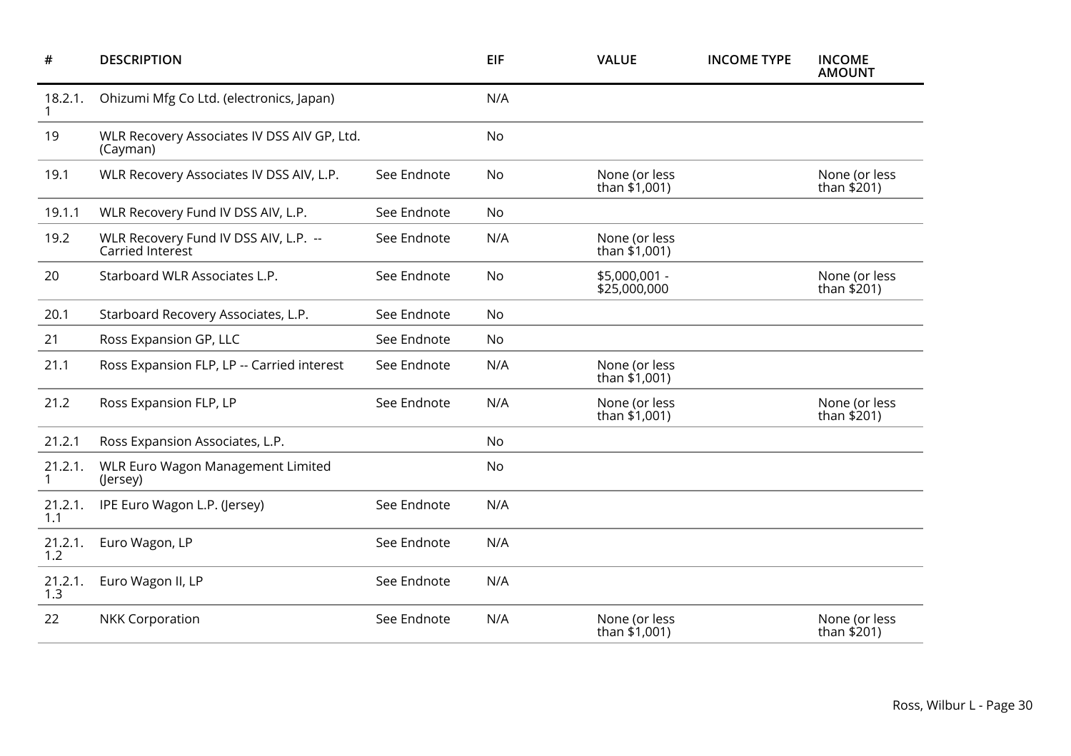| # | DESCRIPTION | | EIF | VALUE | INCOME TYPE | INCOME AMOUNT |
|---|---|---|---|---|---|---|
| 18.2.1.1 | Ohizumi Mfg Co Ltd. (electronics, Japan) | | N/A | | | |
| 19 | WLR Recovery Associates IV DSS AIV GP, Ltd. (Cayman) | | No | | | |
| 19.1 | WLR Recovery Associates IV DSS AIV, L.P. | See Endnote | No | None (or less than $1,001) | | None (or less than $201) |
| 19.1.1 | WLR Recovery Fund IV DSS AIV, L.P. | See Endnote | No | | | |
| 19.2 | WLR Recovery Fund IV DSS AIV, L.P. -- Carried Interest | See Endnote | N/A | None (or less than $1,001) | | |
| 20 | Starboard WLR Associates L.P. | See Endnote | No | $5,000,001 - $25,000,000 | | None (or less than $201) |
| 20.1 | Starboard Recovery Associates, L.P. | See Endnote | No | | | |
| 21 | Ross Expansion GP, LLC | See Endnote | No | | | |
| 21.1 | Ross Expansion FLP, LP -- Carried interest | See Endnote | N/A | None (or less than $1,001) | | |
| 21.2 | Ross Expansion FLP, LP | See Endnote | N/A | None (or less than $1,001) | | None (or less than $201) |
| 21.2.1 | Ross Expansion Associates, L.P. | | No | | | |
| 21.2.1.1 | WLR Euro Wagon Management Limited (Jersey) | | No | | | |
| 21.2.1.1.1 | IPE Euro Wagon L.P. (Jersey) | See Endnote | N/A | | | |
| 21.2.1.1.2 | Euro Wagon, LP | See Endnote | N/A | | | |
| 21.2.1.1.3 | Euro Wagon II, LP | See Endnote | N/A | | | |
| 22 | NKK Corporation | See Endnote | N/A | None (or less than $1,001) | | None (or less than $201) |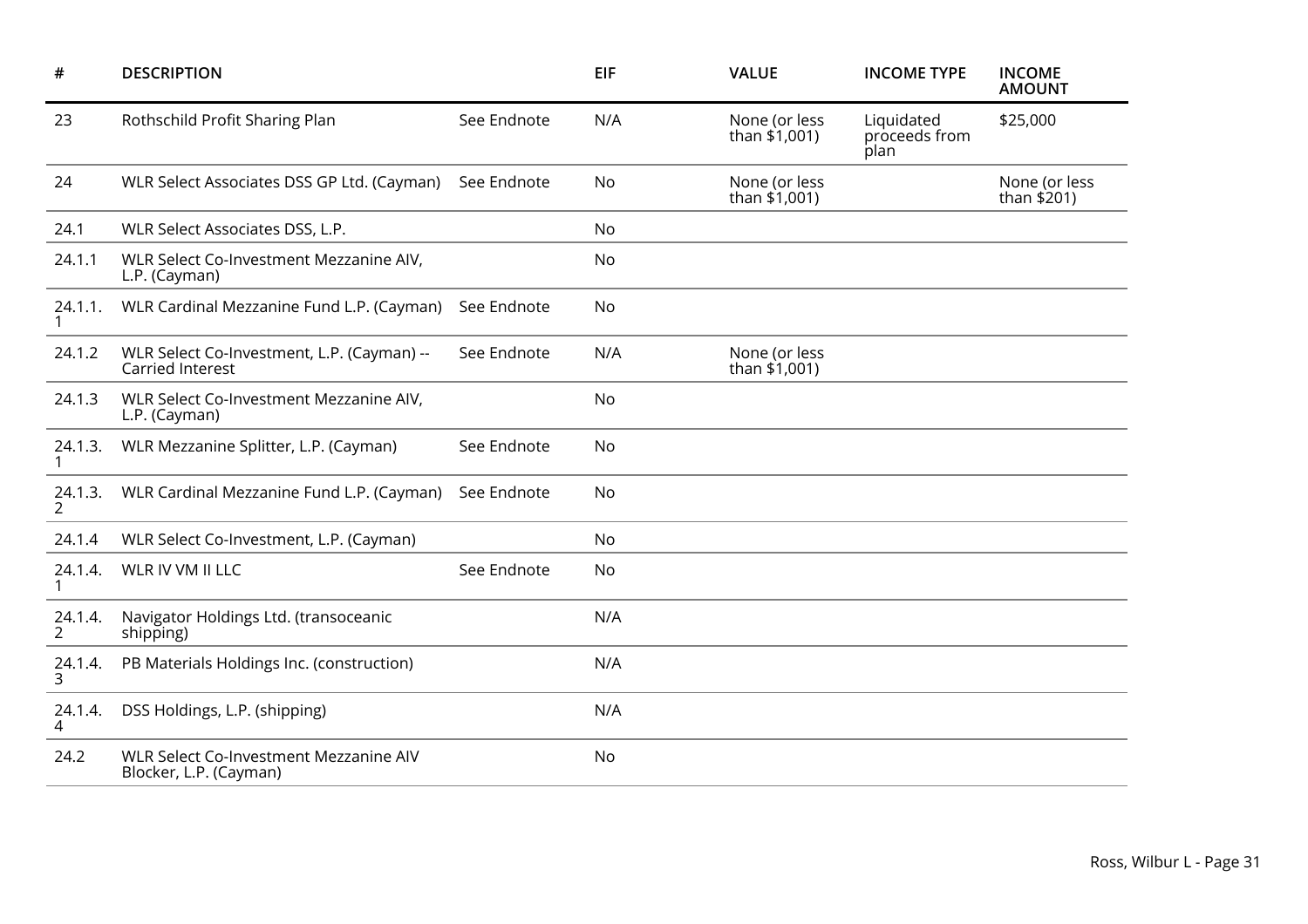| # | DESCRIPTION | | EIF | VALUE | INCOME TYPE | INCOME AMOUNT |
|---|---|---|---|---|---|---|
| 23 | Rothschild Profit Sharing Plan | See Endnote | N/A | None (or less than $1,001) | Liquidated proceeds from plan | $25,000 |
| 24 | WLR Select Associates DSS GP Ltd. (Cayman) | See Endnote | No | None (or less than $1,001) | | None (or less than $201) |
| 24.1 | WLR Select Associates DSS, L.P. | | No | | | |
| 24.1.1 | WLR Select Co-Investment Mezzanine AIV, L.P. (Cayman) | | No | | | |
| 24.1.1.1 | WLR Cardinal Mezzanine Fund L.P. (Cayman) | See Endnote | No | | | |
| 24.1.2 | WLR Select Co-Investment, L.P. (Cayman) -- Carried Interest | See Endnote | N/A | None (or less than $1,001) | | |
| 24.1.3 | WLR Select Co-Investment Mezzanine AIV, L.P. (Cayman) | | No | | | |
| 24.1.3.1 | WLR Mezzanine Splitter, L.P. (Cayman) | See Endnote | No | | | |
| 24.1.3.2 | WLR Cardinal Mezzanine Fund L.P. (Cayman) | See Endnote | No | | | |
| 24.1.4 | WLR Select Co-Investment, L.P. (Cayman) | | No | | | |
| 24.1.4.1 | WLR IV VM II LLC | See Endnote | No | | | |
| 24.1.4.2 | Navigator Holdings Ltd. (transoceanic shipping) | | N/A | | | |
| 24.1.4.3 | PB Materials Holdings Inc. (construction) | | N/A | | | |
| 24.1.4.4 | DSS Holdings, L.P. (shipping) | | N/A | | | |
| 24.2 | WLR Select Co-Investment Mezzanine AIV Blocker, L.P. (Cayman) | | No | | | |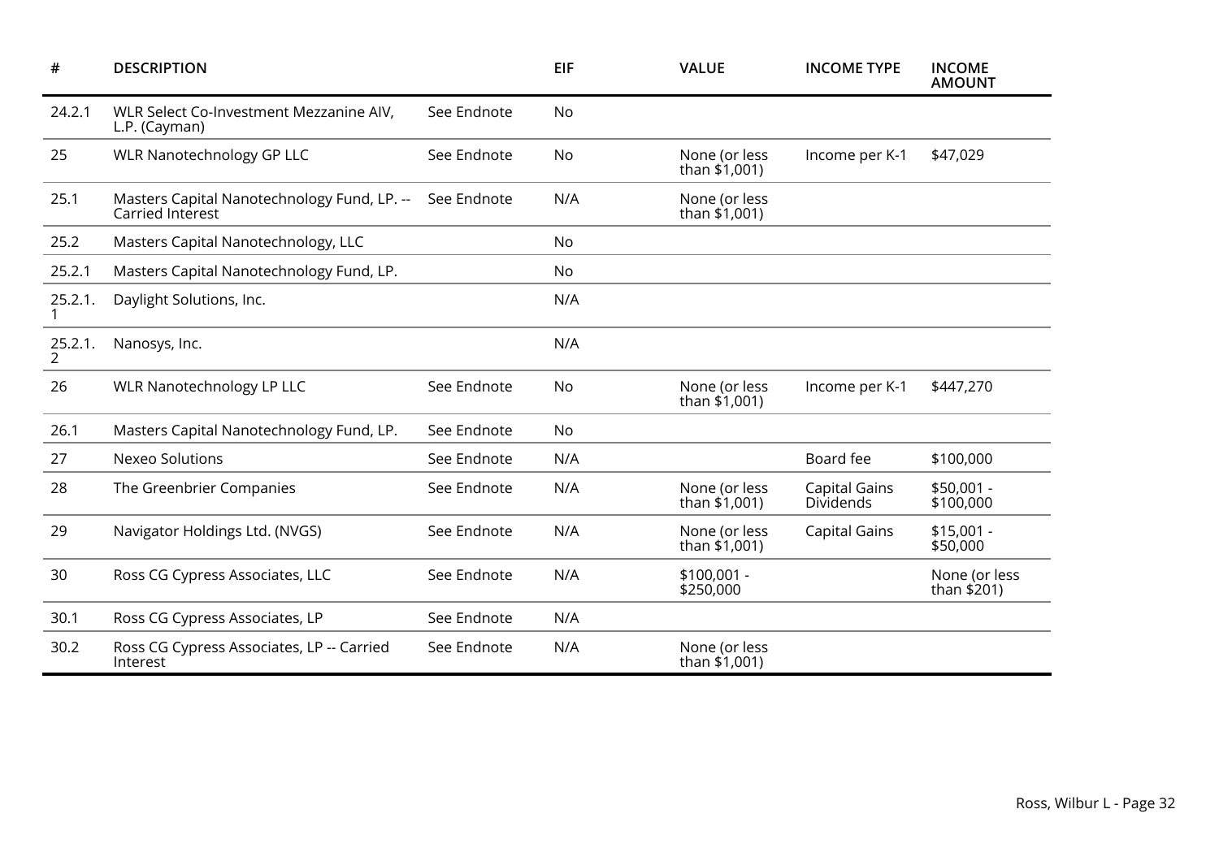| # | DESCRIPTION | | EIF | VALUE | INCOME TYPE | INCOME AMOUNT |
|---|---|---|---|---|---|---|
| 24.2.1 | WLR Select Co-Investment Mezzanine AIV, L.P. (Cayman) | See Endnote | No | | | |
| 25 | WLR Nanotechnology GP LLC | See Endnote | No | None (or less than $1,001) | Income per K-1 | $47,029 |
| 25.1 | Masters Capital Nanotechnology Fund, LP. -- Carried Interest | See Endnote | N/A | None (or less than $1,001) | | |
| 25.2 | Masters Capital Nanotechnology, LLC | | No | | | |
| 25.2.1 | Masters Capital Nanotechnology Fund, LP. | | No | | | |
| 25.2.1.1 | Daylight Solutions, Inc. | | N/A | | | |
| 25.2.1.2 | Nanosys, Inc. | | N/A | | | |
| 26 | WLR Nanotechnology LP LLC | See Endnote | No | None (or less than $1,001) | Income per K-1 | $447,270 |
| 26.1 | Masters Capital Nanotechnology Fund, LP. | See Endnote | No | | | |
| 27 | Nexeo Solutions | See Endnote | N/A | | Board fee | $100,000 |
| 28 | The Greenbrier Companies | See Endnote | N/A | None (or less than $1,001) | Capital Gains Dividends | $50,001 - $100,000 |
| 29 | Navigator Holdings Ltd. (NVGS) | See Endnote | N/A | None (or less than $1,001) | Capital Gains | $15,001 - $50,000 |
| 30 | Ross CG Cypress Associates, LLC | See Endnote | N/A | $100,001 - $250,000 | | None (or less than $201) |
| 30.1 | Ross CG Cypress Associates, LP | See Endnote | N/A | | | |
| 30.2 | Ross CG Cypress Associates, LP -- Carried Interest | See Endnote | N/A | None (or less than $1,001) | | |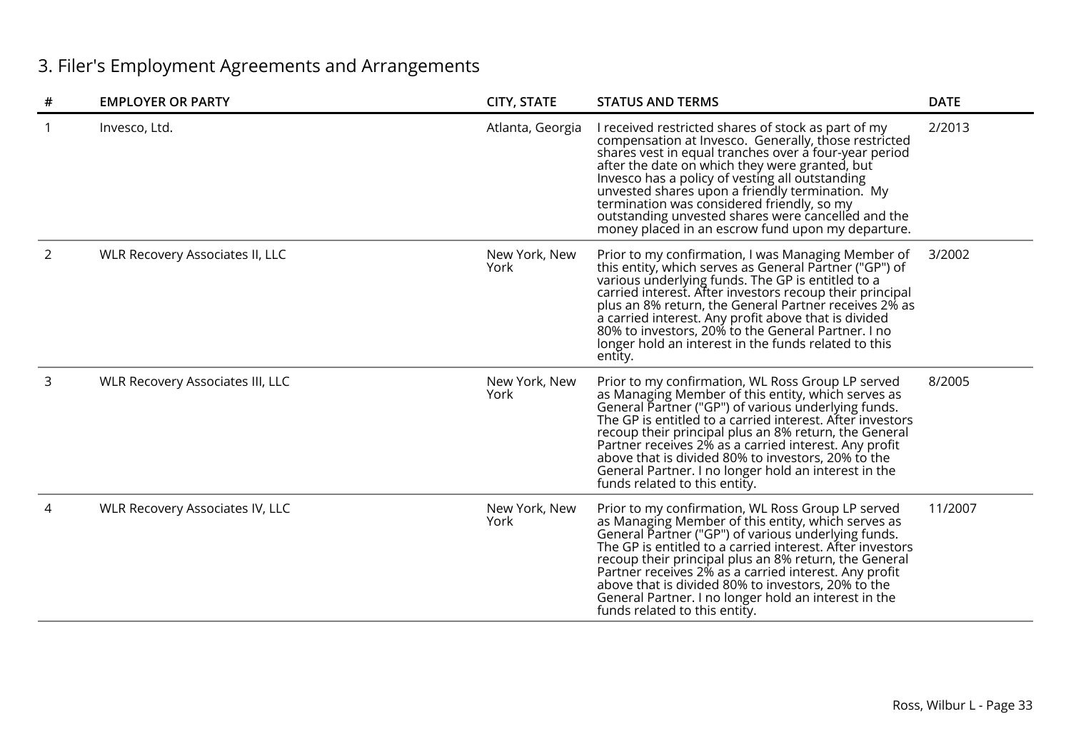## 3. Filer's Employment Agreements and Arrangements

| # | EMPLOYER OR PARTY | CITY, STATE | STATUS AND TERMS | DATE |
|---|---|---|---|---|
| 1 | Invesco, Ltd. | Atlanta, Georgia | I received restricted shares of stock as part of my compensation at Invesco. Generally, those restricted shares vest in equal tranches over a four-year period after the date on which they were granted, but Invesco has a policy of vesting all outstanding unvested shares upon a friendly termination. My termination was considered friendly, so my outstanding unvested shares were cancelled and the money placed in an escrow fund upon my departure. | 2/2013 |
| 2 | WLR Recovery Associates II, LLC | New York, New York | Prior to my confirmation, I was Managing Member of this entity, which serves as General Partner ("GP") of various underlying funds. The GP is entitled to a carried interest. After investors recoup their principal plus an 8% return, the General Partner receives 2% as a carried interest. Any profit above that is divided 80% to investors, 20% to the General Partner. I no longer hold an interest in the funds related to this entity. | 3/2002 |
| 3 | WLR Recovery Associates III, LLC | New York, New York | Prior to my confirmation, WL Ross Group LP served as Managing Member of this entity, which serves as General Partner ("GP") of various underlying funds. The GP is entitled to a carried interest. After investors recoup their principal plus an 8% return, the General Partner receives 2% as a carried interest. Any profit above that is divided 80% to investors, 20% to the General Partner. I no longer hold an interest in the funds related to this entity. | 8/2005 |
| 4 | WLR Recovery Associates IV, LLC | New York, New York | Prior to my confirmation, WL Ross Group LP served as Managing Member of this entity, which serves as General Partner ("GP") of various underlying funds. The GP is entitled to a carried interest. After investors recoup their principal plus an 8% return, the General Partner receives 2% as a carried interest. Any profit above that is divided 80% to investors, 20% to the General Partner. I no longer hold an interest in the funds related to this entity. | 11/2007 |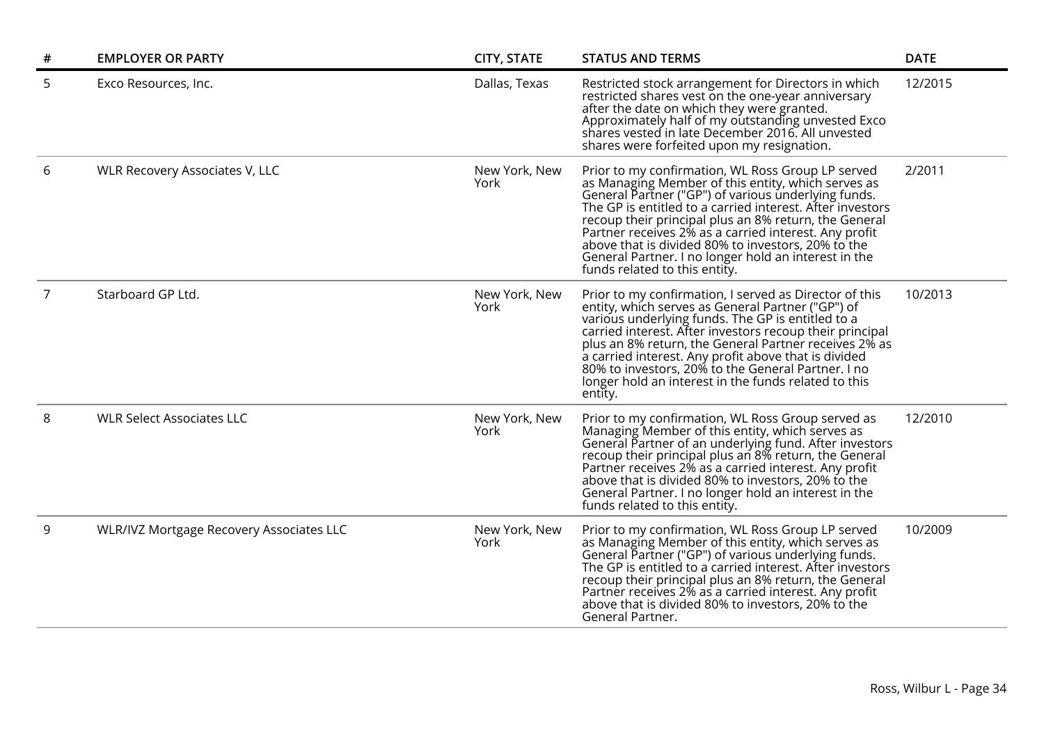| # | EMPLOYER OR PARTY | CITY, STATE | STATUS AND TERMS | DATE |
|---|---|---|---|---|
| 5 | Exco Resources, Inc. | Dallas, Texas | Restricted stock arrangement for Directors in which restricted shares vest on the one-year anniversary after the date on which they were granted. Approximately half of my outstanding unvested Exco shares vested in late December 2016. All unvested shares were forfeited upon my resignation. | 12/2015 |
| 6 | WLR Recovery Associates V, LLC | New York, New York | Prior to my confirmation, WL Ross Group LP served as Managing Member of this entity, which serves as General Partner ("GP") of various underlying funds. The GP is entitled to a carried interest. After investors recoup their principal plus an 8% return, the General Partner receives 2% as a carried interest. Any profit above that is divided 80% to investors, 20% to the General Partner. I no longer hold an interest in the funds related to this entity. | 2/2011 |
| 7 | Starboard GP Ltd. | New York, New York | Prior to my confirmation, I served as Director of this entity, which serves as General Partner ("GP") of various underlying funds. The GP is entitled to a carried interest. After investors recoup their principal plus an 8% return, the General Partner receives 2% as a carried interest. Any profit above that is divided 80% to investors, 20% to the General Partner. I no longer hold an interest in the funds related to this entity. | 10/2013 |
| 8 | WLR Select Associates LLC | New York, New York | Prior to my confirmation, WL Ross Group served as Managing Member of this entity, which serves as General Partner of an underlying fund. After investors recoup their principal plus an 8% return, the General Partner receives 2% as a carried interest. Any profit above that is divided 80% to investors, 20% to the General Partner. I no longer hold an interest in the funds related to this entity. | 12/2010 |
| 9 | WLR/IVZ Mortgage Recovery Associates LLC | New York, New York | Prior to my confirmation, WL Ross Group LP served as Managing Member of this entity, which serves as General Partner ("GP") of various underlying funds. The GP is entitled to a carried interest. After investors recoup their principal plus an 8% return, the General Partner receives 2% as a carried interest. Any profit above that is divided 80% to investors, 20% to the General Partner. | 10/2009 |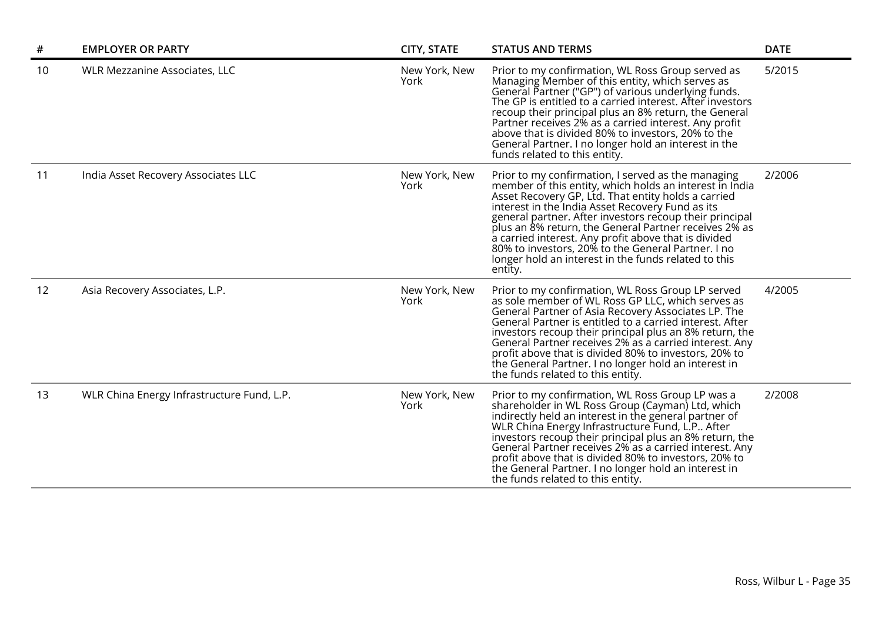| # | EMPLOYER OR PARTY | CITY, STATE | STATUS AND TERMS | DATE |
|---|---|---|---|---|
| 10 | WLR Mezzanine Associates, LLC | New York, New York | Prior to my confirmation, WL Ross Group served as Managing Member of this entity, which serves as General Partner ("GP") of various underlying funds. The GP is entitled to a carried interest. After investors recoup their principal plus an 8% return, the General Partner receives 2% as a carried interest. Any profit above that is divided 80% to investors, 20% to the General Partner. I no longer hold an interest in the funds related to this entity. | 5/2015 |
| 11 | India Asset Recovery Associates LLC | New York, New York | Prior to my confirmation, I served as the managing member of this entity, which holds an interest in India Asset Recovery GP, Ltd. That entity holds a carried interest in the India Asset Recovery Fund as its general partner. After investors recoup their principal plus an 8% return, the General Partner receives 2% as a carried interest. Any profit above that is divided 80% to investors, 20% to the General Partner. I no longer hold an interest in the funds related to this entity. | 2/2006 |
| 12 | Asia Recovery Associates, L.P. | New York, New York | Prior to my confirmation, WL Ross Group LP served as sole member of WL Ross GP LLC, which serves as General Partner of Asia Recovery Associates LP. The General Partner is entitled to a carried interest. After investors recoup their principal plus an 8% return, the General Partner receives 2% as a carried interest. Any profit above that is divided 80% to investors, 20% to the General Partner. I no longer hold an interest in the funds related to this entity. | 4/2005 |
| 13 | WLR China Energy Infrastructure Fund, L.P. | New York, New York | Prior to my confirmation, WL Ross Group LP was a shareholder in WL Ross Group (Cayman) Ltd, which indirectly held an interest in the general partner of WLR China Energy Infrastructure Fund, L.P.. After investors recoup their principal plus an 8% return, the General Partner receives 2% as a carried interest. Any profit above that is divided 80% to investors, 20% to the General Partner. I no longer hold an interest in the funds related to this entity. | 2/2008 |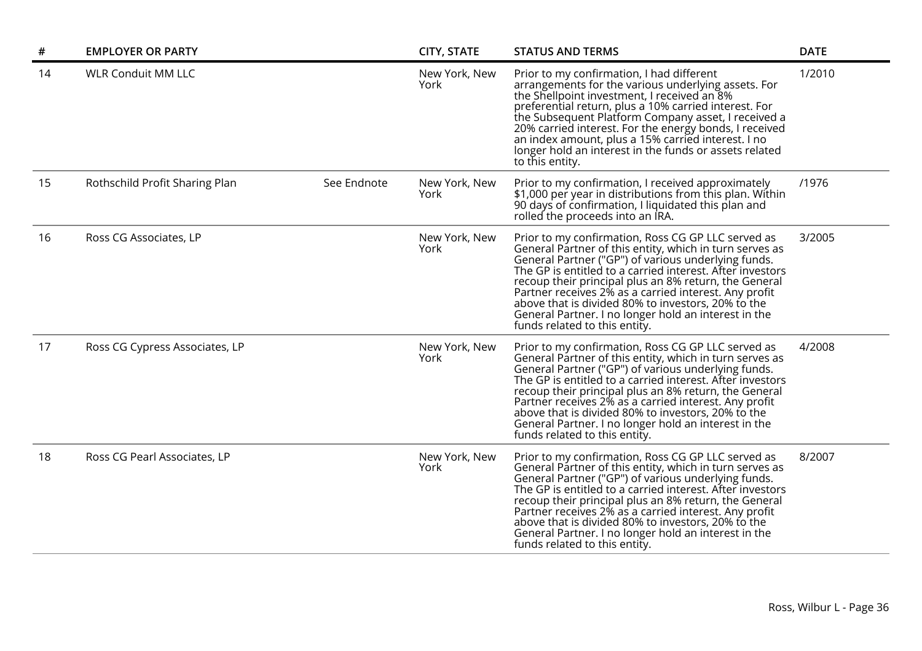| # | EMPLOYER OR PARTY | | CITY, STATE | STATUS AND TERMS | DATE |
|---|---|---|---|---|---|
| 14 | WLR Conduit MM LLC | | New York, New York | Prior to my confirmation, I had different arrangements for the various underlying assets. For the Shellpoint investment, I received an 8% preferential return, plus a 10% carried interest. For the Subsequent Platform Company asset, I received a 20% carried interest. For the energy bonds, I received an index amount, plus a 15% carried interest. I no longer hold an interest in the funds or assets related to this entity. | 1/2010 |
| 15 | Rothschild Profit Sharing Plan | See Endnote | New York, New York | Prior to my confirmation, I received approximately $1,000 per year in distributions from this plan. Within 90 days of confirmation, I liquidated this plan and rolled the proceeds into an IRA. | /1976 |
| 16 | Ross CG Associates, LP | | New York, New York | Prior to my confirmation, Ross CG GP LLC served as General Partner of this entity, which in turn serves as General Partner ("GP") of various underlying funds. The GP is entitled to a carried interest. After investors recoup their principal plus an 8% return, the General Partner receives 2% as a carried interest. Any profit above that is divided 80% to investors, 20% to the General Partner. I no longer hold an interest in the funds related to this entity. | 3/2005 |
| 17 | Ross CG Cypress Associates, LP | | New York, New York | Prior to my confirmation, Ross CG GP LLC served as General Partner of this entity, which in turn serves as General Partner ("GP") of various underlying funds. The GP is entitled to a carried interest. After investors recoup their principal plus an 8% return, the General Partner receives 2% as a carried interest. Any profit above that is divided 80% to investors, 20% to the General Partner. I no longer hold an interest in the funds related to this entity. | 4/2008 |
| 18 | Ross CG Pearl Associates, LP | | New York, New York | Prior to my confirmation, Ross CG GP LLC served as General Partner of this entity, which in turn serves as General Partner ("GP") of various underlying funds. The GP is entitled to a carried interest. After investors recoup their principal plus an 8% return, the General Partner receives 2% as a carried interest. Any profit above that is divided 80% to investors, 20% to the General Partner. I no longer hold an interest in the funds related to this entity. | 8/2007 |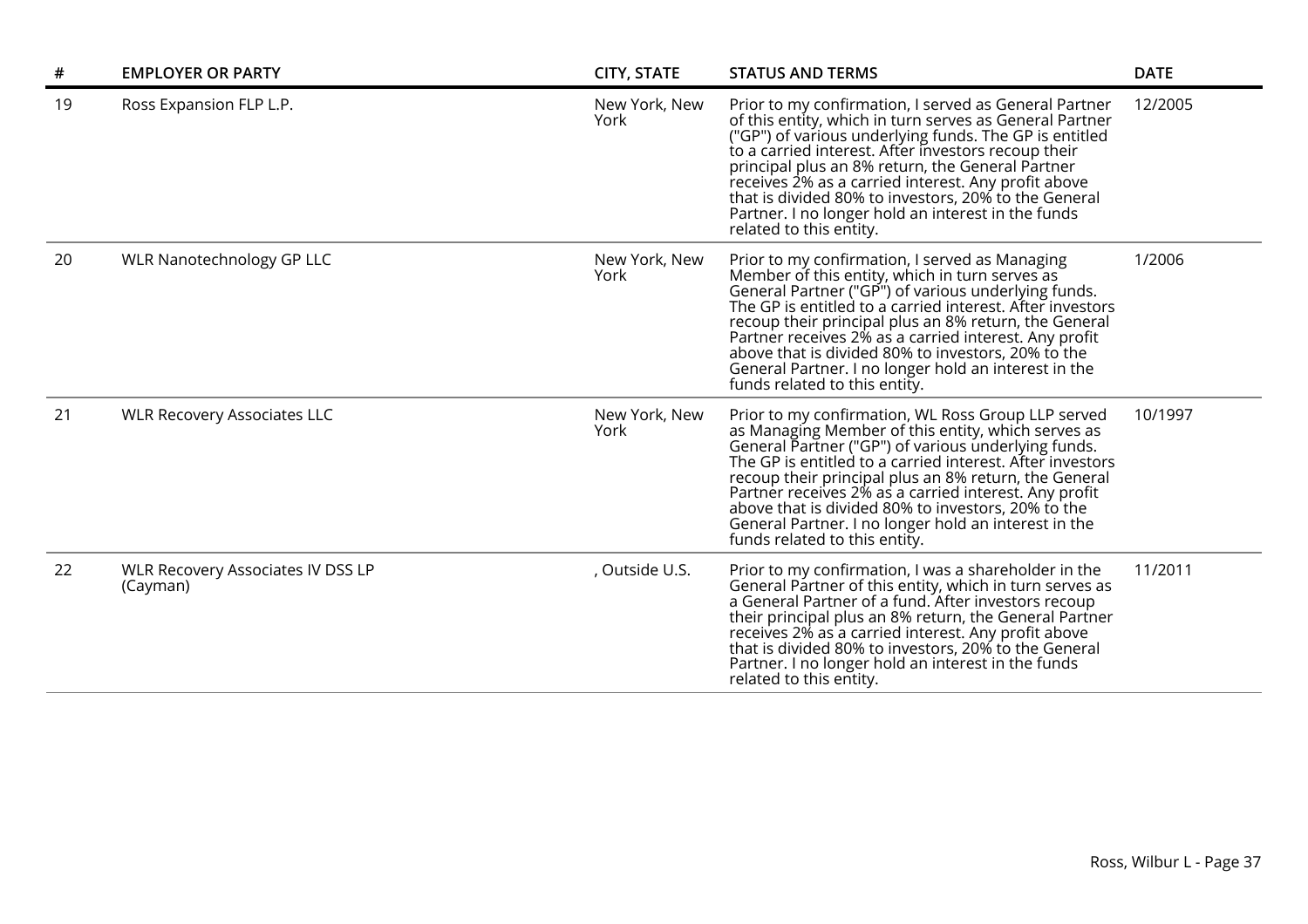| # | EMPLOYER OR PARTY | CITY, STATE | STATUS AND TERMS | DATE |
|---|---|---|---|---|
| 19 | Ross Expansion FLP L.P. | New York, New York | Prior to my confirmation, I served as General Partner of this entity, which in turn serves as General Partner ("GP") of various underlying funds. The GP is entitled to a carried interest. After investors recoup their principal plus an 8% return, the General Partner receives 2% as a carried interest. Any profit above that is divided 80% to investors, 20% to the General Partner. I no longer hold an interest in the funds related to this entity. | 12/2005 |
| 20 | WLR Nanotechnology GP LLC | New York, New York | Prior to my confirmation, I served as Managing Member of this entity, which in turn serves as General Partner ("GP") of various underlying funds. The GP is entitled to a carried interest. After investors recoup their principal plus an 8% return, the General Partner receives 2% as a carried interest. Any profit above that is divided 80% to investors, 20% to the General Partner. I no longer hold an interest in the funds related to this entity. | 1/2006 |
| 21 | WLR Recovery Associates LLC | New York, New York | Prior to my confirmation, WL Ross Group LLP served as Managing Member of this entity, which serves as General Partner ("GP") of various underlying funds. The GP is entitled to a carried interest. After investors recoup their principal plus an 8% return, the General Partner receives 2% as a carried interest. Any profit above that is divided 80% to investors, 20% to the General Partner. I no longer hold an interest in the funds related to this entity. | 10/1997 |
| 22 | WLR Recovery Associates IV DSS LP (Cayman) | , Outside U.S. | Prior to my confirmation, I was a shareholder in the General Partner of this entity, which in turn serves as a General Partner of a fund. After investors recoup their principal plus an 8% return, the General Partner receives 2% as a carried interest. Any profit above that is divided 80% to investors, 20% to the General Partner. I no longer hold an interest in the funds related to this entity. | 11/2011 |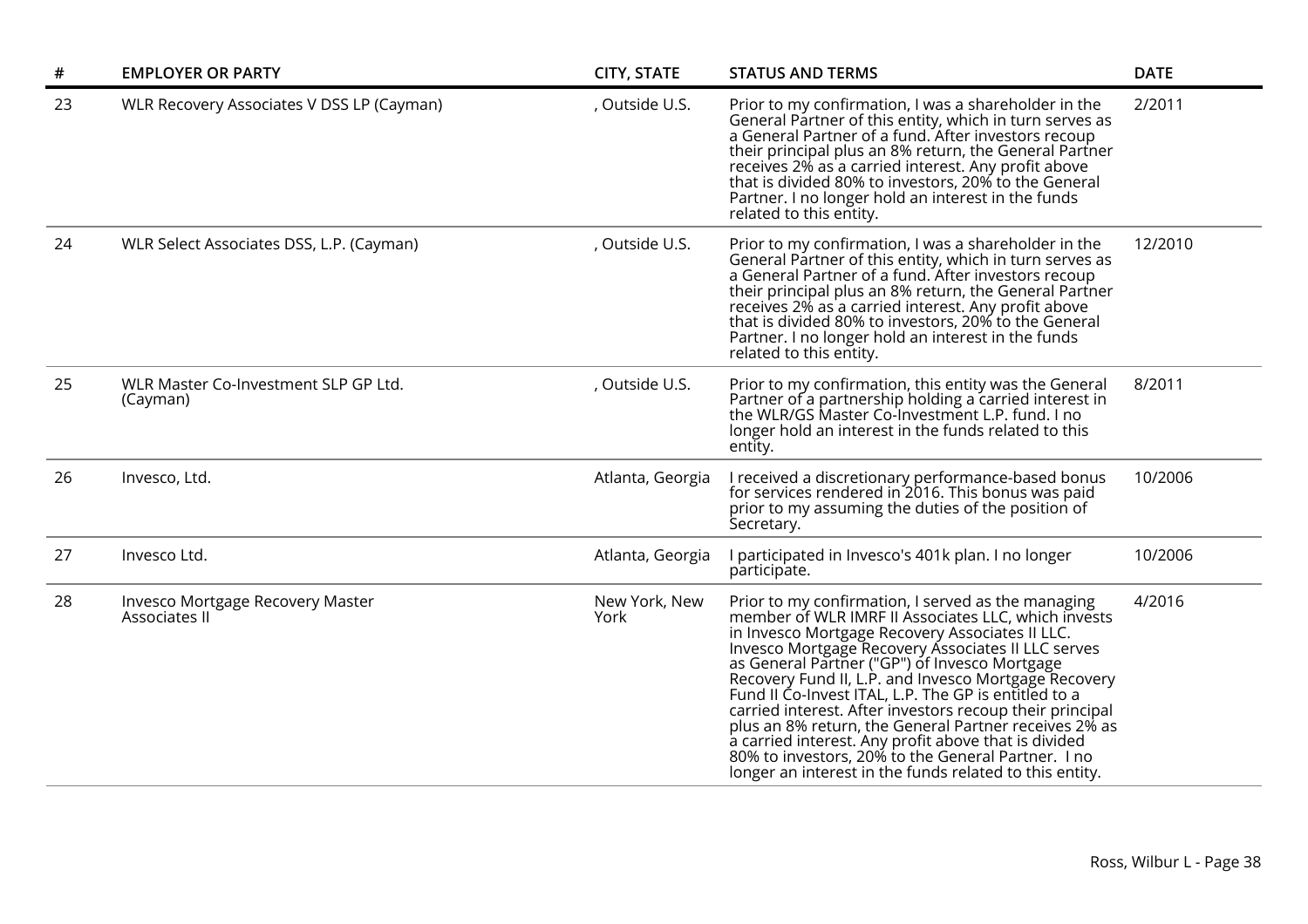| # | EMPLOYER OR PARTY | CITY, STATE | STATUS AND TERMS | DATE |
|---|---|---|---|---|
| 23 | WLR Recovery Associates V DSS LP (Cayman) | , Outside U.S. | Prior to my confirmation, I was a shareholder in the General Partner of this entity, which in turn serves as a General Partner of a fund. After investors recoup their principal plus an 8% return, the General Partner receives 2% as a carried interest. Any profit above that is divided 80% to investors, 20% to the General Partner. I no longer hold an interest in the funds related to this entity. | 2/2011 |
| 24 | WLR Select Associates DSS, L.P. (Cayman) | , Outside U.S. | Prior to my confirmation, I was a shareholder in the General Partner of this entity, which in turn serves as a General Partner of a fund. After investors recoup their principal plus an 8% return, the General Partner receives 2% as a carried interest. Any profit above that is divided 80% to investors, 20% to the General Partner. I no longer hold an interest in the funds related to this entity. | 12/2010 |
| 25 | WLR Master Co-Investment SLP GP Ltd. (Cayman) | , Outside U.S. | Prior to my confirmation, this entity was the General Partner of a partnership holding a carried interest in the WLR/GS Master Co-Investment L.P. fund. I no longer hold an interest in the funds related to this entity. | 8/2011 |
| 26 | Invesco, Ltd. | Atlanta, Georgia | I received a discretionary performance-based bonus for services rendered in 2016. This bonus was paid prior to my assuming the duties of the position of Secretary. | 10/2006 |
| 27 | Invesco Ltd. | Atlanta, Georgia | I participated in Invesco's 401k plan. I no longer participate. | 10/2006 |
| 28 | Invesco Mortgage Recovery Master Associates II | New York, New York | Prior to my confirmation, I served as the managing member of WLR IMRF II Associates LLC, which invests in Invesco Mortgage Recovery Associates II LLC. Invesco Mortgage Recovery Associates II LLC serves as General Partner ("GP") of Invesco Mortgage Recovery Fund II, L.P. and Invesco Mortgage Recovery Fund II Co-Invest ITAL, L.P. The GP is entitled to a carried interest. After investors recoup their principal plus an 8% return, the General Partner receives 2% as a carried interest. Any profit above that is divided 80% to investors, 20% to the General Partner. I no longer an interest in the funds related to this entity. | 4/2016 |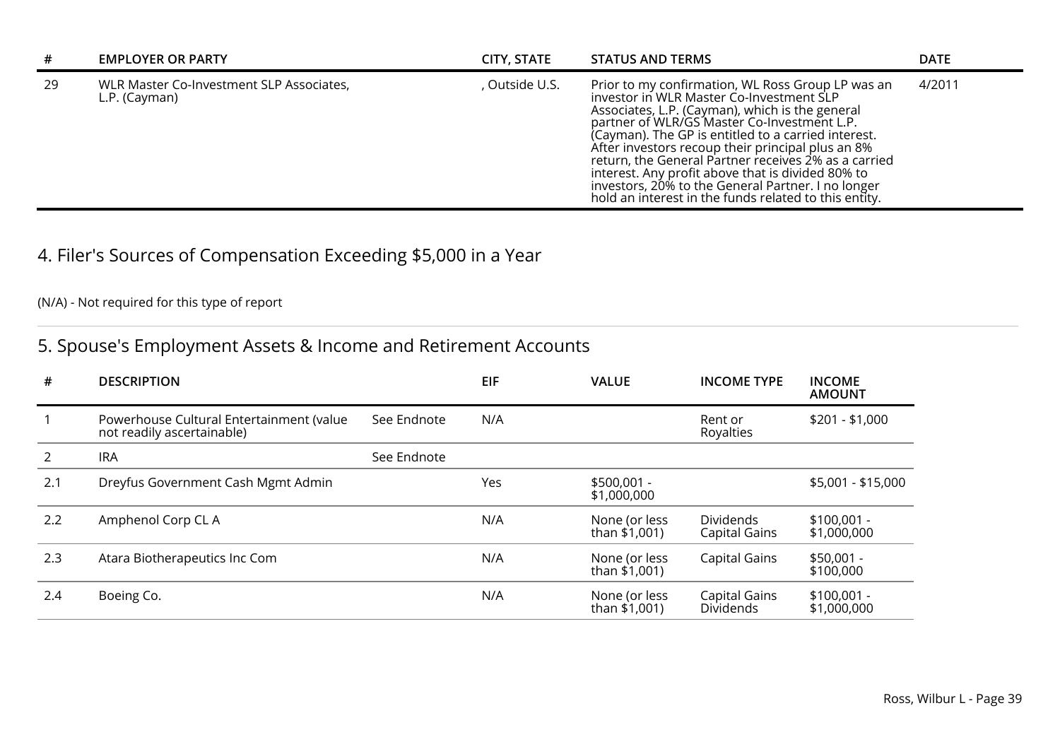| # | EMPLOYER OR PARTY | CITY, STATE | STATUS AND TERMS | DATE |
|---|---|---|---|---|
| 29 | WLR Master Co-Investment SLP Associates, L.P. (Cayman) | , Outside U.S. | Prior to my confirmation, WL Ross Group LP was an investor in WLR Master Co-Investment SLP Associates, L.P. (Cayman), which is the general partner of WLR/GS Master Co-Investment L.P. (Cayman). The GP is entitled to a carried interest. After investors recoup their principal plus an 8% return, the General Partner receives 2% as a carried interest. Any profit above that is divided 80% to investors, 20% to the General Partner. I no longer hold an interest in the funds related to this entity. | 4/2011 |

## 4. Filer's Sources of Compensation Exceeding $5,000 in a Year

(N/A) - Not required for this type of report

## 5. Spouse's Employment Assets & Income and Retirement Accounts

| # | DESCRIPTION | | EIF | VALUE | INCOME TYPE | INCOME AMOUNT |
|---|---|---|---|---|---|---|
| 1 | Powerhouse Cultural Entertainment (value not readily ascertainable) | See Endnote | N/A | | Rent or Royalties | $201 - $1,000 |
| 2 | IRA | See Endnote | | | | |
| 2.1 | Dreyfus Government Cash Mgmt Admin | | Yes | $500,001 - $1,000,000 | | $5,001 - $15,000 |
| 2.2 | Amphenol Corp CL A | | N/A | None (or less than $1,001) | Dividends Capital Gains | $100,001 - $1,000,000 |
| 2.3 | Atara Biotherapeutics Inc Com | | N/A | None (or less than $1,001) | Capital Gains | $50,001 - $100,000 |
| 2.4 | Boeing Co. | | N/A | None (or less than $1,001) | Capital Gains Dividends | $100,001 - $1,000,000 |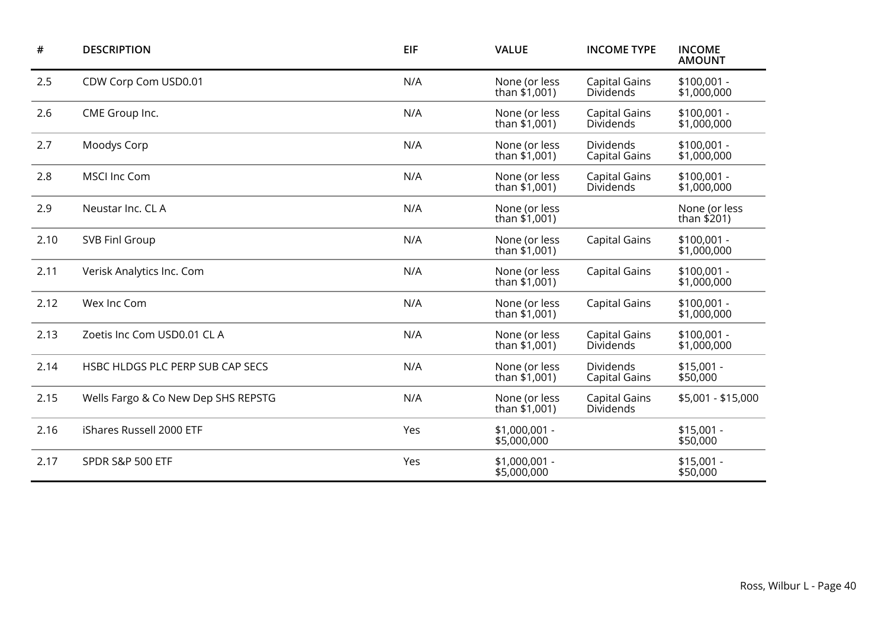| # | DESCRIPTION | EIF | VALUE | INCOME TYPE | INCOME AMOUNT |
|---|---|---|---|---|---|
| 2.5 | CDW Corp Com USD0.01 | N/A | None (or less than $1,001) | Capital Gains Dividends | $100,001 - $1,000,000 |
| 2.6 | CME Group Inc. | N/A | None (or less than $1,001) | Capital Gains Dividends | $100,001 - $1,000,000 |
| 2.7 | Moodys Corp | N/A | None (or less than $1,001) | Dividends Capital Gains | $100,001 - $1,000,000 |
| 2.8 | MSCI Inc Com | N/A | None (or less than $1,001) | Capital Gains Dividends | $100,001 - $1,000,000 |
| 2.9 | Neustar Inc. CL A | N/A | None (or less than $1,001) | | None (or less than $201) |
| 2.10 | SVB Finl Group | N/A | None (or less than $1,001) | Capital Gains | $100,001 - $1,000,000 |
| 2.11 | Verisk Analytics Inc. Com | N/A | None (or less than $1,001) | Capital Gains | $100,001 - $1,000,000 |
| 2.12 | Wex Inc Com | N/A | None (or less than $1,001) | Capital Gains | $100,001 - $1,000,000 |
| 2.13 | Zoetis Inc Com USD0.01 CL A | N/A | None (or less than $1,001) | Capital Gains Dividends | $100,001 - $1,000,000 |
| 2.14 | HSBC HLDGS PLC PERP SUB CAP SECS | N/A | None (or less than $1,001) | Dividends Capital Gains | $15,001 - $50,000 |
| 2.15 | Wells Fargo & Co New Dep SHS REPSTG | N/A | None (or less than $1,001) | Capital Gains Dividends | $5,001 - $15,000 |
| 2.16 | iShares Russell 2000 ETF | Yes | $1,000,001 - $5,000,000 | | $15,001 - $50,000 |
| 2.17 | SPDR S&P 500 ETF | Yes | $1,000,001 - $5,000,000 | | $15,001 - $50,000 |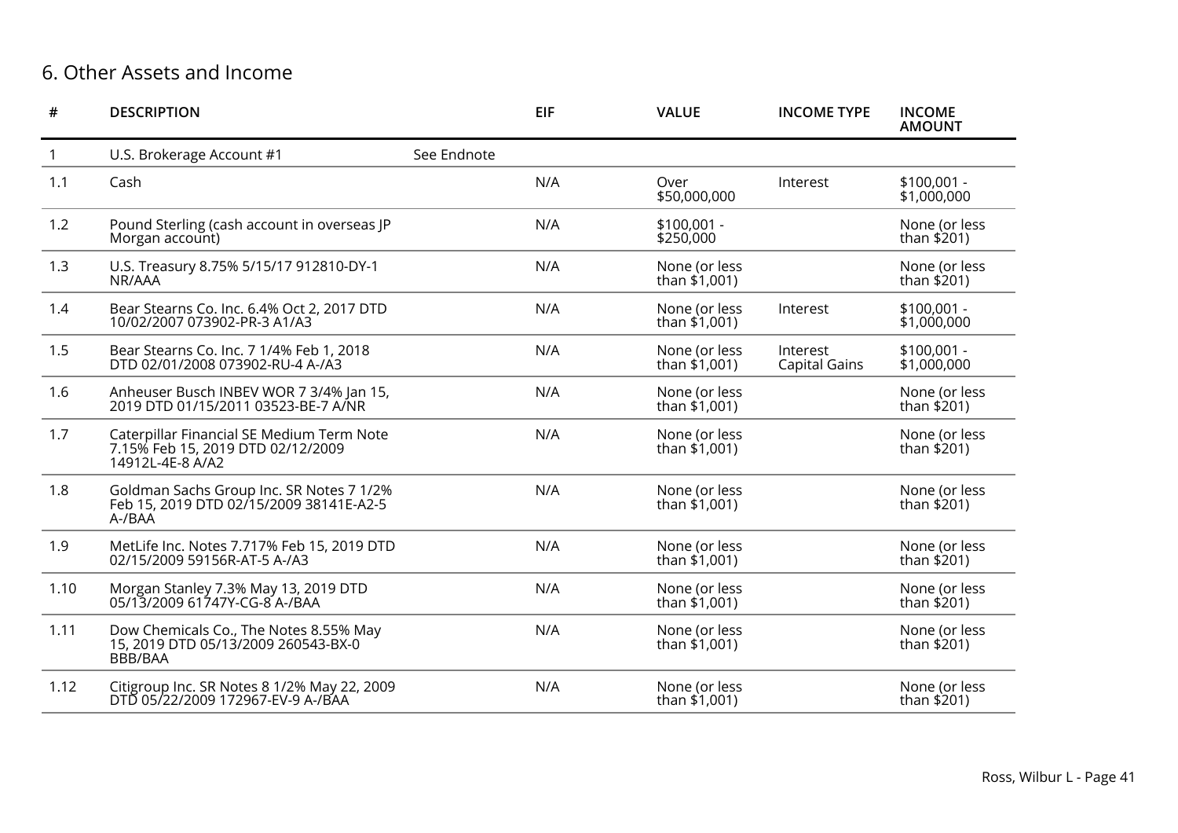## 6. Other Assets and Income

| # | DESCRIPTION | | EIF | VALUE | INCOME TYPE | INCOME AMOUNT |
|---|---|---|---|---|---|---|
| 1 | U.S. Brokerage Account #1 | See Endnote | | | | |
| 1.1 | Cash | | N/A | Over $50,000,000 | Interest | $100,001 - $1,000,000 |
| 1.2 | Pound Sterling (cash account in overseas JP Morgan account) | | N/A | $100,001 - $250,000 | | None (or less than $201) |
| 1.3 | U.S. Treasury 8.75% 5/15/17 912810-DY-1 NR/AAA | | N/A | None (or less than $1,001) | | None (or less than $201) |
| 1.4 | Bear Stearns Co. Inc. 6.4% Oct 2, 2017 DTD 10/02/2007 073902-PR-3 A1/A3 | | N/A | None (or less than $1,001) | Interest | $100,001 - $1,000,000 |
| 1.5 | Bear Stearns Co. Inc. 7 1/4% Feb 1, 2018 DTD 02/01/2008 073902-RU-4 A-/A3 | | N/A | None (or less than $1,001) | Interest Capital Gains | $100,001 - $1,000,000 |
| 1.6 | Anheuser Busch INBEV WOR 7 3/4% Jan 15, 2019 DTD 01/15/2011 03523-BE-7 A/NR | | N/A | None (or less than $1,001) | | None (or less than $201) |
| 1.7 | Caterpillar Financial SE Medium Term Note 7.15% Feb 15, 2019 DTD 02/12/2009 14912L-4E-8 A/A2 | | N/A | None (or less than $1,001) | | None (or less than $201) |
| 1.8 | Goldman Sachs Group Inc. SR Notes 7 1/2% Feb 15, 2019 DTD 02/15/2009 38141E-A2-5 A-/BAA | | N/A | None (or less than $1,001) | | None (or less than $201) |
| 1.9 | MetLife Inc. Notes 7.717% Feb 15, 2019 DTD 02/15/2009 59156R-AT-5 A-/A3 | | N/A | None (or less than $1,001) | | None (or less than $201) |
| 1.10 | Morgan Stanley 7.3% May 13, 2019 DTD 05/13/2009 61747Y-CG-8 A-/BAA | | N/A | None (or less than $1,001) | | None (or less than $201) |
| 1.11 | Dow Chemicals Co., The Notes 8.55% May 15, 2019 DTD 05/13/2009 260543-BX-0 BBB/BAA | | N/A | None (or less than $1,001) | | None (or less than $201) |
| 1.12 | Citigroup Inc. SR Notes 8 1/2% May 22, 2009 DTD 05/22/2009 172967-EV-9 A-/BAA | | N/A | None (or less than $1,001) | | None (or less than $201) |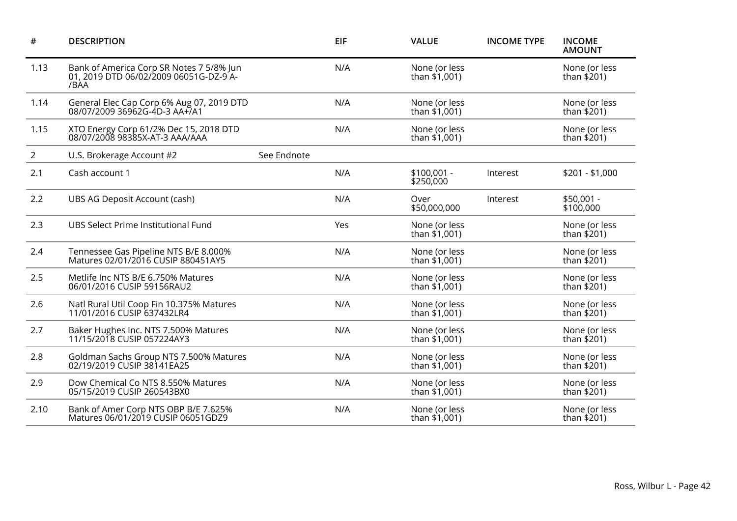| # | DESCRIPTION | | EIF | VALUE | INCOME TYPE | INCOME AMOUNT |
|---|---|---|---|---|---|---|
| 1.13 | Bank of America Corp SR Notes 7 5/8% Jun 01, 2019 DTD 06/02/2009 06051G-DZ-9 A-/BAA | | N/A | None (or less than $1,001) | | None (or less than $201) |
| 1.14 | General Elec Cap Corp 6% Aug 07, 2019 DTD 08/07/2009 36962G-4D-3 AA+/A1 | | N/A | None (or less than $1,001) | | None (or less than $201) |
| 1.15 | XTO Energy Corp 61/2% Dec 15, 2018 DTD 08/07/2008 98385X-AT-3 AAA/AAA | | N/A | None (or less than $1,001) | | None (or less than $201) |
| 2 | U.S. Brokerage Account #2 | See Endnote | | | | |
| 2.1 | Cash account 1 | | N/A | $100,001 - $250,000 | Interest | $201 - $1,000 |
| 2.2 | UBS AG Deposit Account (cash) | | N/A | Over $50,000,000 | Interest | $50,001 - $100,000 |
| 2.3 | UBS Select Prime Institutional Fund | | Yes | None (or less than $1,001) | | None (or less than $201) |
| 2.4 | Tennessee Gas Pipeline NTS B/E 8.000% Matures 02/01/2016 CUSIP 880451AY5 | | N/A | None (or less than $1,001) | | None (or less than $201) |
| 2.5 | Metlife Inc NTS B/E 6.750% Matures 06/01/2016 CUSIP 59156RAU2 | | N/A | None (or less than $1,001) | | None (or less than $201) |
| 2.6 | Natl Rural Util Coop Fin 10.375% Matures 11/01/2016 CUSIP 637432LR4 | | N/A | None (or less than $1,001) | | None (or less than $201) |
| 2.7 | Baker Hughes Inc. NTS 7.500% Matures 11/15/2018 CUSIP 057224AY3 | | N/A | None (or less than $1,001) | | None (or less than $201) |
| 2.8 | Goldman Sachs Group NTS 7.500% Matures 02/19/2019 CUSIP 38141EA25 | | N/A | None (or less than $1,001) | | None (or less than $201) |
| 2.9 | Dow Chemical Co NTS 8.550% Matures 05/15/2019 CUSIP 260543BX0 | | N/A | None (or less than $1,001) | | None (or less than $201) |
| 2.10 | Bank of Amer Corp NTS OBP B/E 7.625% Matures 06/01/2019 CUSIP 06051GDZ9 | | N/A | None (or less than $1,001) | | None (or less than $201) |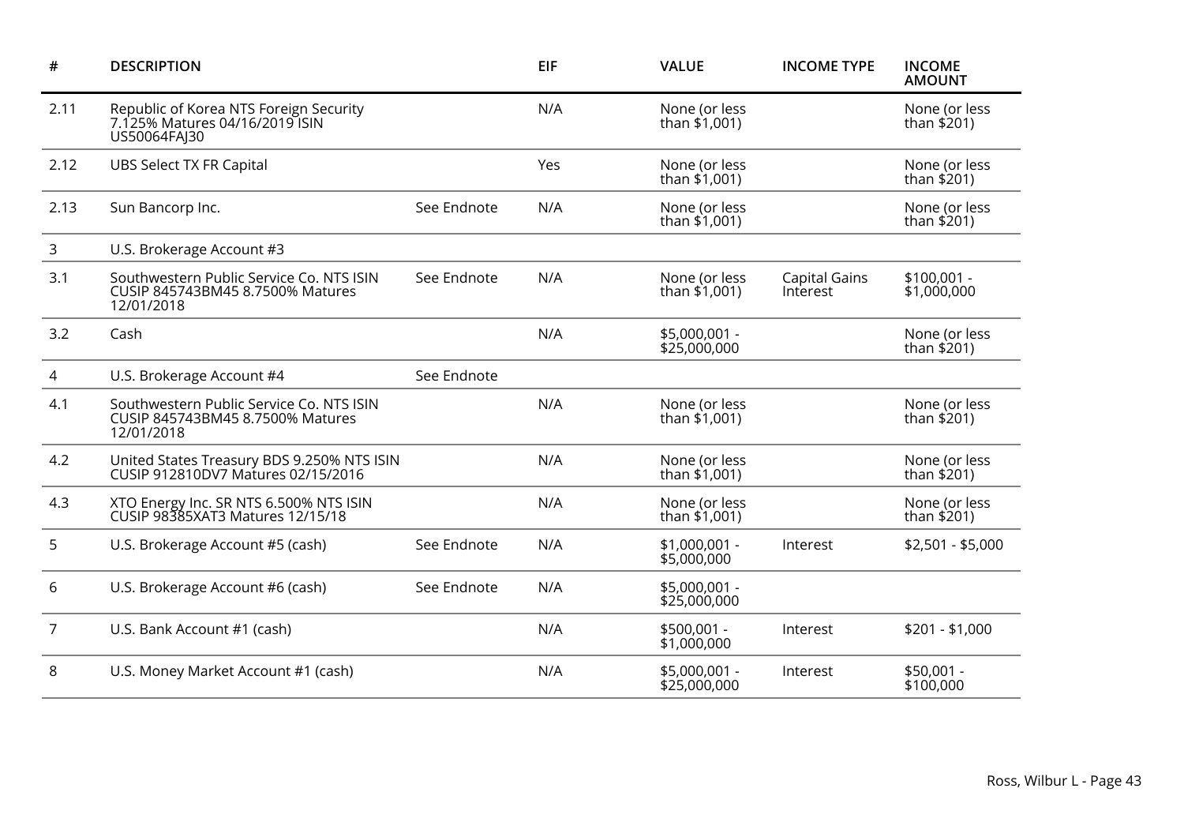| # | DESCRIPTION | | EIF | VALUE | INCOME TYPE | INCOME AMOUNT |
|---|---|---|---|---|---|---|
| 2.11 | Republic of Korea NTS Foreign Security 7.125% Matures 04/16/2019 ISIN US50064FAJ30 | | N/A | None (or less than $1,001) | | None (or less than $201) |
| 2.12 | UBS Select TX FR Capital | | Yes | None (or less than $1,001) | | None (or less than $201) |
| 2.13 | Sun Bancorp Inc. | See Endnote | N/A | None (or less than $1,001) | | None (or less than $201) |
| 3 | U.S. Brokerage Account #3 | | | | | |
| 3.1 | Southwestern Public Service Co. NTS ISIN CUSIP 845743BM45 8.7500% Matures 12/01/2018 | See Endnote | N/A | None (or less than $1,001) | Capital Gains Interest | $100,001 - $1,000,000 |
| 3.2 | Cash | | N/A | $5,000,001 - $25,000,000 | | None (or less than $201) |
| 4 | U.S. Brokerage Account #4 | See Endnote | | | | |
| 4.1 | Southwestern Public Service Co. NTS ISIN CUSIP 845743BM45 8.7500% Matures 12/01/2018 | | N/A | None (or less than $1,001) | | None (or less than $201) |
| 4.2 | United States Treasury BDS 9.250% NTS ISIN CUSIP 912810DV7 Matures 02/15/2016 | | N/A | None (or less than $1,001) | | None (or less than $201) |
| 4.3 | XTO Energy Inc. SR NTS 6.500% NTS ISIN CUSIP 98385XAT3 Matures 12/15/18 | | N/A | None (or less than $1,001) | | None (or less than $201) |
| 5 | U.S. Brokerage Account #5 (cash) | See Endnote | N/A | $1,000,001 - $5,000,000 | Interest | $2,501 - $5,000 |
| 6 | U.S. Brokerage Account #6 (cash) | See Endnote | N/A | $5,000,001 - $25,000,000 | | |
| 7 | U.S. Bank Account #1 (cash) | | N/A | $500,001 - $1,000,000 | Interest | $201 - $1,000 |
| 8 | U.S. Money Market Account #1 (cash) | | N/A | $5,000,001 - $25,000,000 | Interest | $50,001 - $100,000 |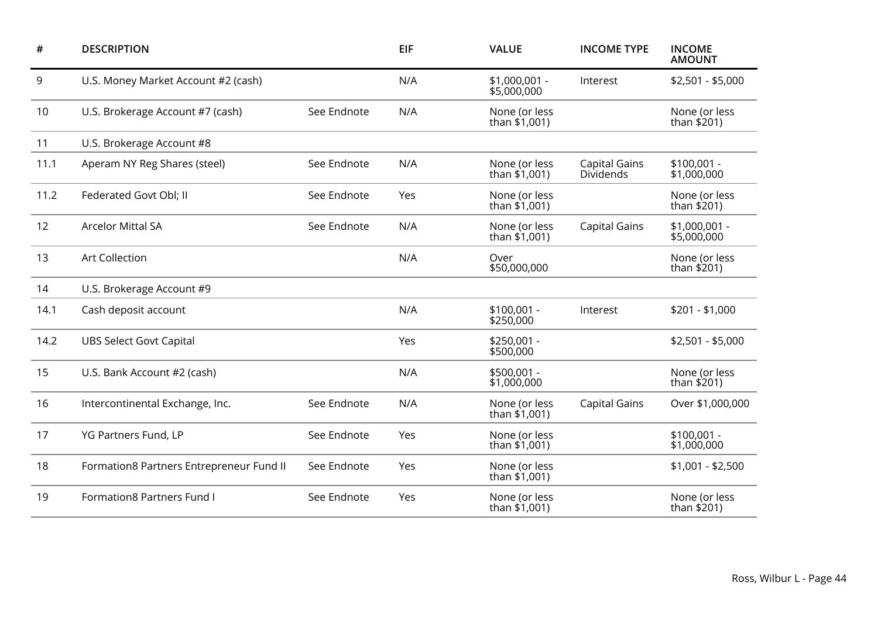| # | DESCRIPTION | | EIF | VALUE | INCOME TYPE | INCOME AMOUNT |
|---|---|---|---|---|---|---|
| 9 | U.S. Money Market Account #2 (cash) | | N/A | $1,000,001 - $5,000,000 | Interest | $2,501 - $5,000 |
| 10 | U.S. Brokerage Account #7 (cash) | See Endnote | N/A | None (or less than $1,001) | | None (or less than $201) |
| 11 | U.S. Brokerage Account #8 | | | | | |
| 11.1 | Aperam NY Reg Shares (steel) | See Endnote | N/A | None (or less than $1,001) | Capital Gains Dividends | $100,001 - $1,000,000 |
| 11.2 | Federated Govt Obl; II | See Endnote | Yes | None (or less than $1,001) | | None (or less than $201) |
| 12 | Arcelor Mittal SA | See Endnote | N/A | None (or less than $1,001) | Capital Gains | $1,000,001 - $5,000,000 |
| 13 | Art Collection | | N/A | Over $50,000,000 | | None (or less than $201) |
| 14 | U.S. Brokerage Account #9 | | | | | |
| 14.1 | Cash deposit account | | N/A | $100,001 - $250,000 | Interest | $201 - $1,000 |
| 14.2 | UBS Select Govt Capital | | Yes | $250,001 - $500,000 | | $2,501 - $5,000 |
| 15 | U.S. Bank Account #2 (cash) | | N/A | $500,001 - $1,000,000 | | None (or less than $201) |
| 16 | Intercontinental Exchange, Inc. | See Endnote | N/A | None (or less than $1,001) | Capital Gains | Over $1,000,000 |
| 17 | YG Partners Fund, LP | See Endnote | Yes | None (or less than $1,001) | | $100,001 - $1,000,000 |
| 18 | Formation8 Partners Entrepreneur Fund II | See Endnote | Yes | None (or less than $1,001) | | $1,001 - $2,500 |
| 19 | Formation8 Partners Fund I | See Endnote | Yes | None (or less than $1,001) | | None (or less than $201) |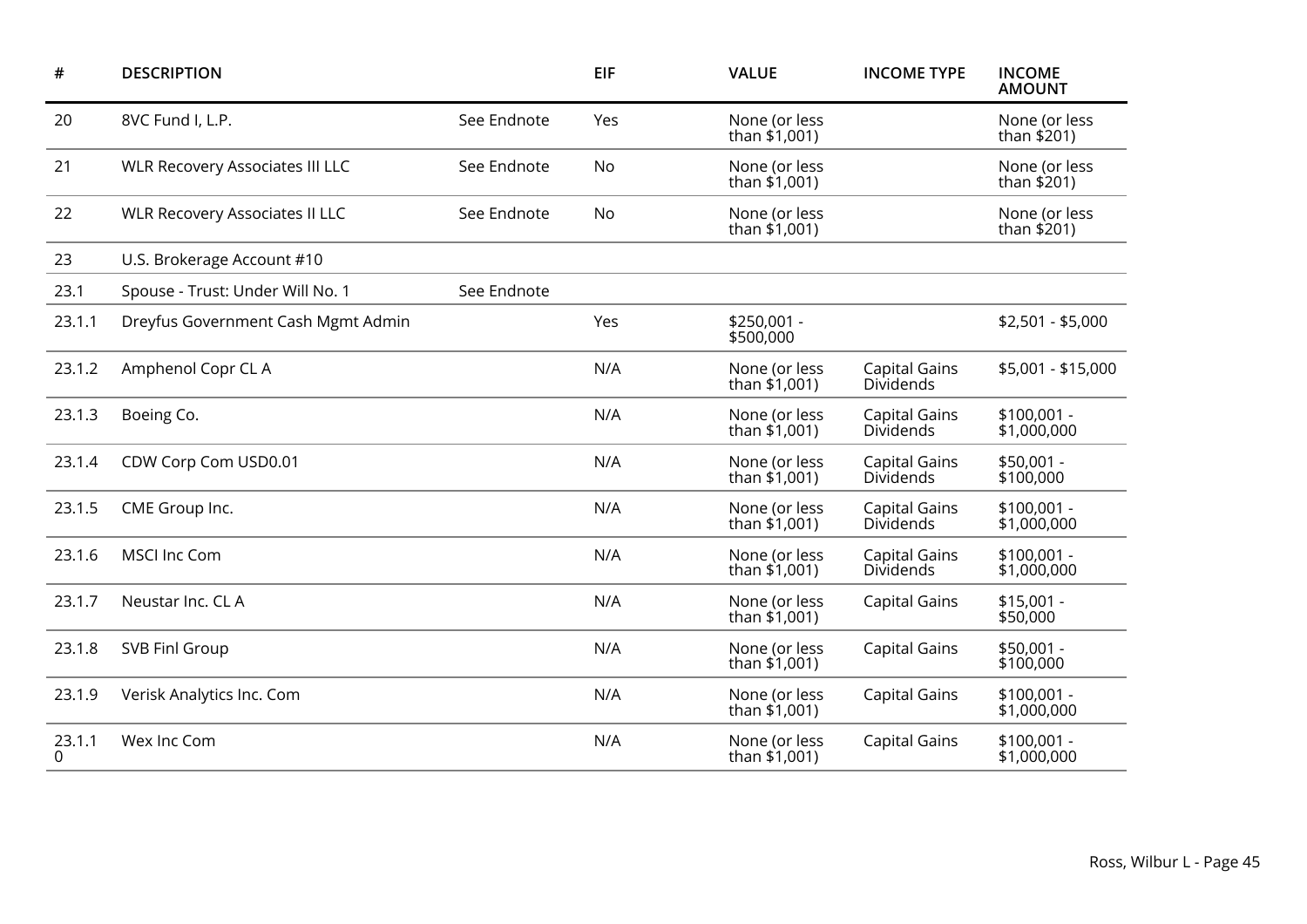| # | DESCRIPTION | | EIF | VALUE | INCOME TYPE | INCOME AMOUNT |
|---|---|---|---|---|---|---|
| 20 | 8VC Fund I, L.P. | See Endnote | Yes | None (or less than $1,001) | | None (or less than $201) |
| 21 | WLR Recovery Associates III LLC | See Endnote | No | None (or less than $1,001) | | None (or less than $201) |
| 22 | WLR Recovery Associates II LLC | See Endnote | No | None (or less than $1,001) | | None (or less than $201) |
| 23 | U.S. Brokerage Account #10 | | | | | |
| 23.1 | Spouse - Trust: Under Will No. 1 | See Endnote | | | | |
| 23.1.1 | Dreyfus Government Cash Mgmt Admin | | Yes | $250,001 - $500,000 | | $2,501 - $5,000 |
| 23.1.2 | Amphenol Copr CL A | | N/A | None (or less than $1,001) | Capital Gains Dividends | $5,001 - $15,000 |
| 23.1.3 | Boeing Co. | | N/A | None (or less than $1,001) | Capital Gains Dividends | $100,001 - $1,000,000 |
| 23.1.4 | CDW Corp Com USD0.01 | | N/A | None (or less than $1,001) | Capital Gains Dividends | $50,001 - $100,000 |
| 23.1.5 | CME Group Inc. | | N/A | None (or less than $1,001) | Capital Gains Dividends | $100,001 - $1,000,000 |
| 23.1.6 | MSCI Inc Com | | N/A | None (or less than $1,001) | Capital Gains Dividends | $100,001 - $1,000,000 |
| 23.1.7 | Neustar Inc. CL A | | N/A | None (or less than $1,001) | Capital Gains | $15,001 - $50,000 |
| 23.1.8 | SVB Finl Group | | N/A | None (or less than $1,001) | Capital Gains | $50,001 - $100,000 |
| 23.1.9 | Verisk Analytics Inc. Com | | N/A | None (or less than $1,001) | Capital Gains | $100,001 - $1,000,000 |
| 23.1.10 | Wex Inc Com | | N/A | None (or less than $1,001) | Capital Gains | $100,001 - $1,000,000 |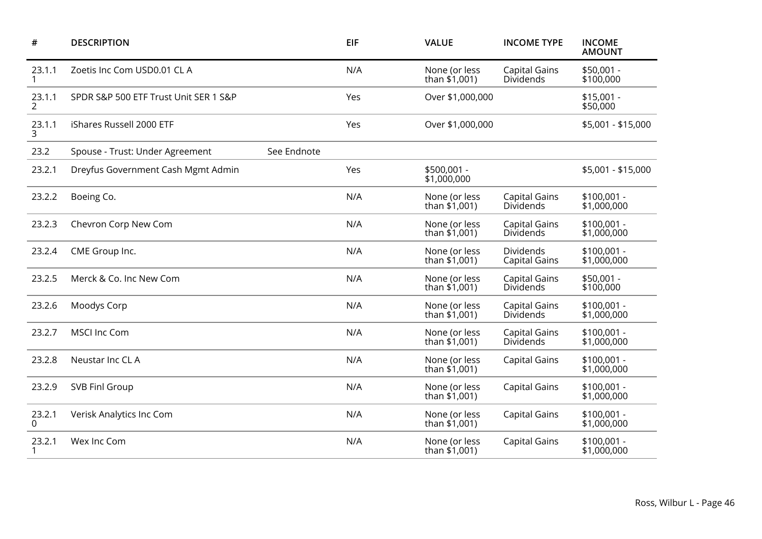| # | DESCRIPTION | | EIF | VALUE | INCOME TYPE | INCOME AMOUNT |
|---|---|---|---|---|---|---|
| 23.1.11 | Zoetis Inc Com USD0.01 CL A | | N/A | None (or less than $1,001) | Capital Gains Dividends | $50,001 - $100,000 |
| 23.1.12 | SPDR S&P 500 ETF Trust Unit SER 1 S&P | | Yes | Over $1,000,000 | | $15,001 - $50,000 |
| 23.1.13 | iShares Russell 2000 ETF | | Yes | Over $1,000,000 | | $5,001 - $15,000 |
| 23.2 | Spouse - Trust: Under Agreement | See Endnote | | | | |
| 23.2.1 | Dreyfus Government Cash Mgmt Admin | | Yes | $500,001 - $1,000,000 | | $5,001 - $15,000 |
| 23.2.2 | Boeing Co. | | N/A | None (or less than $1,001) | Capital Gains Dividends | $100,001 - $1,000,000 |
| 23.2.3 | Chevron Corp New Com | | N/A | None (or less than $1,001) | Capital Gains Dividends | $100,001 - $1,000,000 |
| 23.2.4 | CME Group Inc. | | N/A | None (or less than $1,001) | Dividends Capital Gains | $100,001 - $1,000,000 |
| 23.2.5 | Merck & Co. Inc New Com | | N/A | None (or less than $1,001) | Capital Gains Dividends | $50,001 - $100,000 |
| 23.2.6 | Moodys Corp | | N/A | None (or less than $1,001) | Capital Gains Dividends | $100,001 - $1,000,000 |
| 23.2.7 | MSCI Inc Com | | N/A | None (or less than $1,001) | Capital Gains Dividends | $100,001 - $1,000,000 |
| 23.2.8 | Neustar Inc CL A | | N/A | None (or less than $1,001) | Capital Gains | $100,001 - $1,000,000 |
| 23.2.9 | SVB Finl Group | | N/A | None (or less than $1,001) | Capital Gains | $100,001 - $1,000,000 |
| 23.2.10 | Verisk Analytics Inc Com | | N/A | None (or less than $1,001) | Capital Gains | $100,001 - $1,000,000 |
| 23.2.11 | Wex Inc Com | | N/A | None (or less than $1,001) | Capital Gains | $100,001 - $1,000,000 |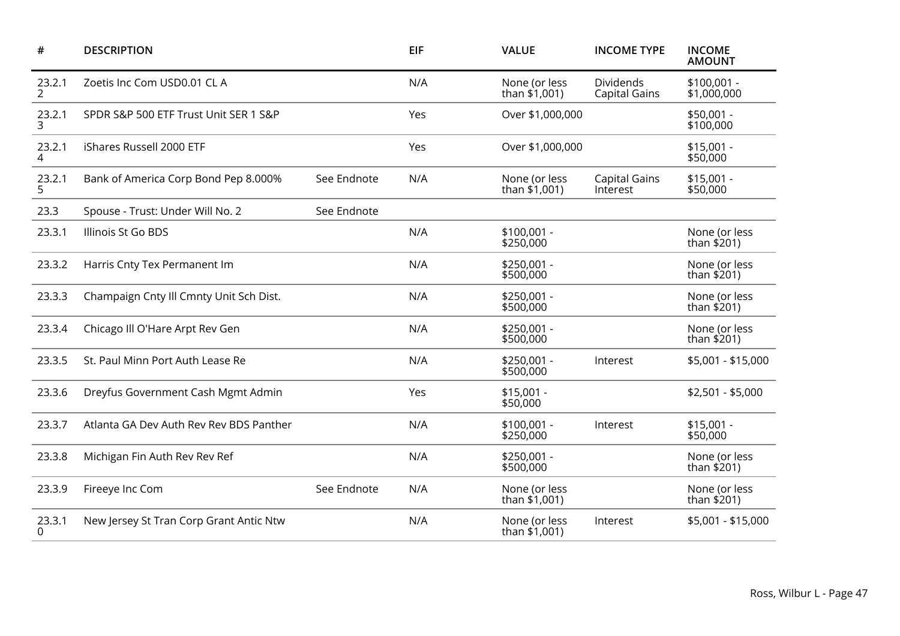| # | DESCRIPTION | | EIF | VALUE | INCOME TYPE | INCOME AMOUNT |
|---|---|---|---|---|---|---|
| 23.2.12 | Zoetis Inc Com USD0.01 CL A | | N/A | None (or less than $1,001) | Dividends Capital Gains | $100,001 - $1,000,000 |
| 23.2.13 | SPDR S&P 500 ETF Trust Unit SER 1 S&P | | Yes | Over $1,000,000 | | $50,001 - $100,000 |
| 23.2.14 | iShares Russell 2000 ETF | | Yes | Over $1,000,000 | | $15,001 - $50,000 |
| 23.2.15 | Bank of America Corp Bond Pep 8.000% | See Endnote | N/A | None (or less than $1,001) | Capital Gains Interest | $15,001 - $50,000 |
| 23.3 | Spouse - Trust: Under Will No. 2 | See Endnote | | | | |
| 23.3.1 | Illinois St Go BDS | | N/A | $100,001 - $250,000 | | None (or less than $201) |
| 23.3.2 | Harris Cnty Tex Permanent Im | | N/A | $250,001 - $500,000 | | None (or less than $201) |
| 23.3.3 | Champaign Cnty Ill Cmnty Unit Sch Dist. | | N/A | $250,001 - $500,000 | | None (or less than $201) |
| 23.3.4 | Chicago Ill O'Hare Arpt Rev Gen | | N/A | $250,001 - $500,000 | | None (or less than $201) |
| 23.3.5 | St. Paul Minn Port Auth Lease Re | | N/A | $250,001 - $500,000 | Interest | $5,001 - $15,000 |
| 23.3.6 | Dreyfus Government Cash Mgmt Admin | | Yes | $15,001 - $50,000 | | $2,501 - $5,000 |
| 23.3.7 | Atlanta GA Dev Auth Rev Rev BDS Panther | | N/A | $100,001 - $250,000 | Interest | $15,001 - $50,000 |
| 23.3.8 | Michigan Fin Auth Rev Rev Ref | | N/A | $250,001 - $500,000 | | None (or less than $201) |
| 23.3.9 | Fireeye Inc Com | See Endnote | N/A | None (or less than $1,001) | | None (or less than $201) |
| 23.3.10 | New Jersey St Tran Corp Grant Antic Ntw | | N/A | None (or less than $1,001) | Interest | $5,001 - $15,000 |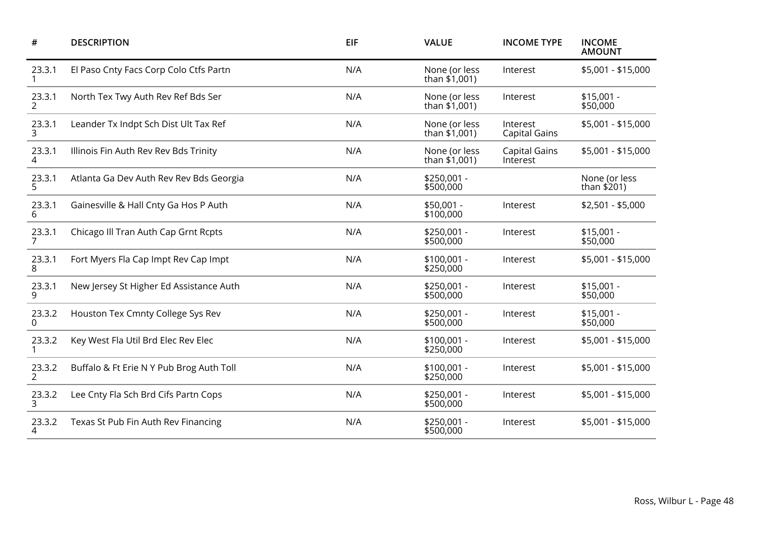| # | DESCRIPTION | EIF | VALUE | INCOME TYPE | INCOME AMOUNT |
| --- | --- | --- | --- | --- | --- |
| 23.3.11 | El Paso Cnty Facs Corp Colo Ctfs Partn | N/A | None (or less than $1,001) | Interest | $5,001 - $15,000 |
| 23.3.12 | North Tex Twy Auth Rev Ref Bds Ser | N/A | None (or less than $1,001) | Interest | $15,001 - $50,000 |
| 23.3.13 | Leander Tx Indpt Sch Dist Ult Tax Ref | N/A | None (or less than $1,001) | Interest Capital Gains | $5,001 - $15,000 |
| 23.3.14 | Illinois Fin Auth Rev Rev Bds Trinity | N/A | None (or less than $1,001) | Capital Gains Interest | $5,001 - $15,000 |
| 23.3.15 | Atlanta Ga Dev Auth Rev Rev Bds Georgia | N/A | $250,001 - $500,000 | | None (or less than $201) |
| 23.3.16 | Gainesville & Hall Cnty Ga Hos P Auth | N/A | $50,001 - $100,000 | Interest | $2,501 - $5,000 |
| 23.3.17 | Chicago Ill Tran Auth Cap Grnt Rcpts | N/A | $250,001 - $500,000 | Interest | $15,001 - $50,000 |
| 23.3.18 | Fort Myers Fla Cap Impt Rev Cap Impt | N/A | $100,001 - $250,000 | Interest | $5,001 - $15,000 |
| 23.3.19 | New Jersey St Higher Ed Assistance Auth | N/A | $250,001 - $500,000 | Interest | $15,001 - $50,000 |
| 23.3.20 | Houston Tex Cmnty College Sys Rev | N/A | $250,001 - $500,000 | Interest | $15,001 - $50,000 |
| 23.3.21 | Key West Fla Util Brd Elec Rev Elec | N/A | $100,001 - $250,000 | Interest | $5,001 - $15,000 |
| 23.3.22 | Buffalo & Ft Erie N Y Pub Brog Auth Toll | N/A | $100,001 - $250,000 | Interest | $5,001 - $15,000 |
| 23.3.23 | Lee Cnty Fla Sch Brd Cifs Partn Cops | N/A | $250,001 - $500,000 | Interest | $5,001 - $15,000 |
| 23.3.24 | Texas St Pub Fin Auth Rev Financing | N/A | $250,001 - $500,000 | Interest | $5,001 - $15,000 |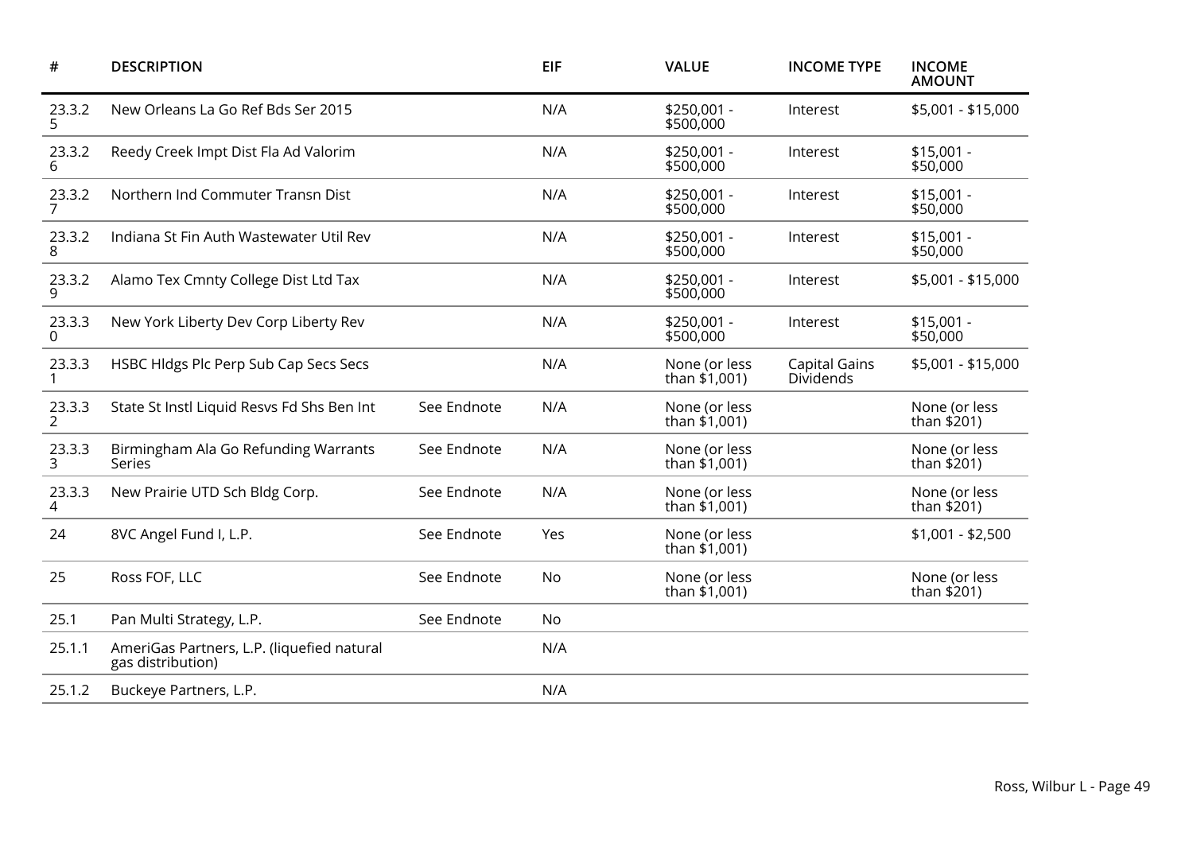| # | DESCRIPTION | | EIF | VALUE | INCOME TYPE | INCOME AMOUNT |
|---|---|---|---|---|---|---|
| 23.3.25 | New Orleans La Go Ref Bds Ser 2015 | | N/A | $250,001 - $500,000 | Interest | $5,001 - $15,000 |
| 23.3.26 | Reedy Creek Impt Dist Fla Ad Valorim | | N/A | $250,001 - $500,000 | Interest | $15,001 - $50,000 |
| 23.3.27 | Northern Ind Commuter Transn Dist | | N/A | $250,001 - $500,000 | Interest | $15,001 - $50,000 |
| 23.3.28 | Indiana St Fin Auth Wastewater Util Rev | | N/A | $250,001 - $500,000 | Interest | $15,001 - $50,000 |
| 23.3.29 | Alamo Tex Cmnty College Dist Ltd Tax | | N/A | $250,001 - $500,000 | Interest | $5,001 - $15,000 |
| 23.3.30 | New York Liberty Dev Corp Liberty Rev | | N/A | $250,001 - $500,000 | Interest | $15,001 - $50,000 |
| 23.3.31 | HSBC Hldgs Plc Perp Sub Cap Secs Secs | | N/A | None (or less than $1,001) | Capital Gains Dividends | $5,001 - $15,000 |
| 23.3.32 | State St Instl Liquid Resvs Fd Shs Ben Int | See Endnote | N/A | None (or less than $1,001) | | None (or less than $201) |
| 23.3.33 | Birmingham Ala Go Refunding Warrants Series | See Endnote | N/A | None (or less than $1,001) | | None (or less than $201) |
| 23.3.34 | New Prairie UTD Sch Bldg Corp. | See Endnote | N/A | None (or less than $1,001) | | None (or less than $201) |
| 24 | 8VC Angel Fund I, L.P. | See Endnote | Yes | None (or less than $1,001) | | $1,001 - $2,500 |
| 25 | Ross FOF, LLC | See Endnote | No | None (or less than $1,001) | | None (or less than $201) |
| 25.1 | Pan Multi Strategy, L.P. | See Endnote | No | | | |
| 25.1.1 | AmeriGas Partners, L.P. (liquefied natural gas distribution) | | N/A | | | |
| 25.1.2 | Buckeye Partners, L.P. | | N/A | | | |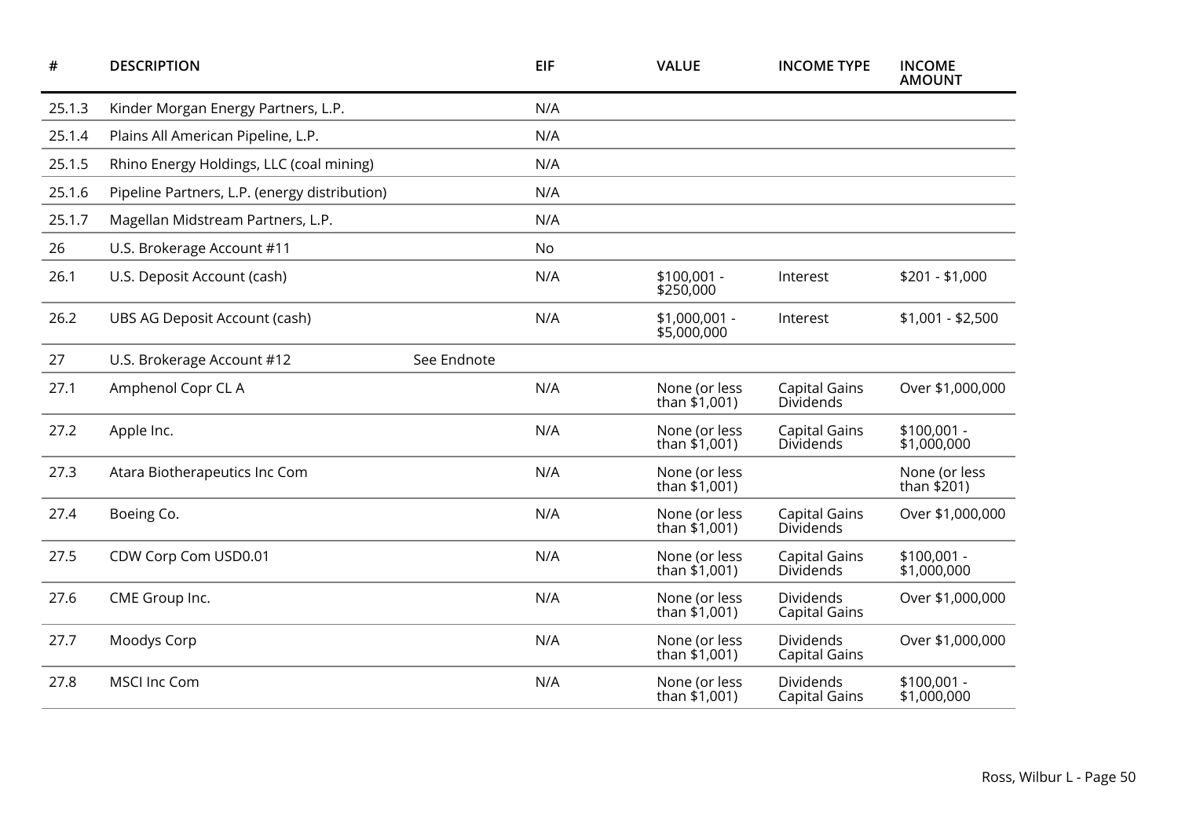| # | DESCRIPTION | EIF | VALUE | INCOME TYPE | INCOME AMOUNT |
|---|---|---|---|---|---|
| 25.1.3 | Kinder Morgan Energy Partners, L.P. | N/A | | | |
| 25.1.4 | Plains All American Pipeline, L.P. | N/A | | | |
| 25.1.5 | Rhino Energy Holdings, LLC (coal mining) | N/A | | | |
| 25.1.6 | Pipeline Partners, L.P. (energy distribution) | N/A | | | |
| 25.1.7 | Magellan Midstream Partners, L.P. | N/A | | | |
| 26 | U.S. Brokerage Account #11 | No | | | |
| 26.1 | U.S. Deposit Account (cash) | N/A | $100,001 - $250,000 | Interest | $201 - $1,000 |
| 26.2 | UBS AG Deposit Account (cash) | N/A | $1,000,001 - $5,000,000 | Interest | $1,001 - $2,500 |
| 27 | U.S. Brokerage Account #12 See Endnote | | | | |
| 27.1 | Amphenol Copr CL A | N/A | None (or less than $1,001) | Capital Gains Dividends | Over $1,000,000 |
| 27.2 | Apple Inc. | N/A | None (or less than $1,001) | Capital Gains Dividends | $100,001 - $1,000,000 |
| 27.3 | Atara Biotherapeutics Inc Com | N/A | None (or less than $1,001) | | None (or less than $201) |
| 27.4 | Boeing Co. | N/A | None (or less than $1,001) | Capital Gains Dividends | Over $1,000,000 |
| 27.5 | CDW Corp Com USD0.01 | N/A | None (or less than $1,001) | Capital Gains Dividends | $100,001 - $1,000,000 |
| 27.6 | CME Group Inc. | N/A | None (or less than $1,001) | Dividends Capital Gains | Over $1,000,000 |
| 27.7 | Moodys Corp | N/A | None (or less than $1,001) | Dividends Capital Gains | Over $1,000,000 |
| 27.8 | MSCI Inc Com | N/A | None (or less than $1,001) | Dividends Capital Gains | $100,001 - $1,000,000 |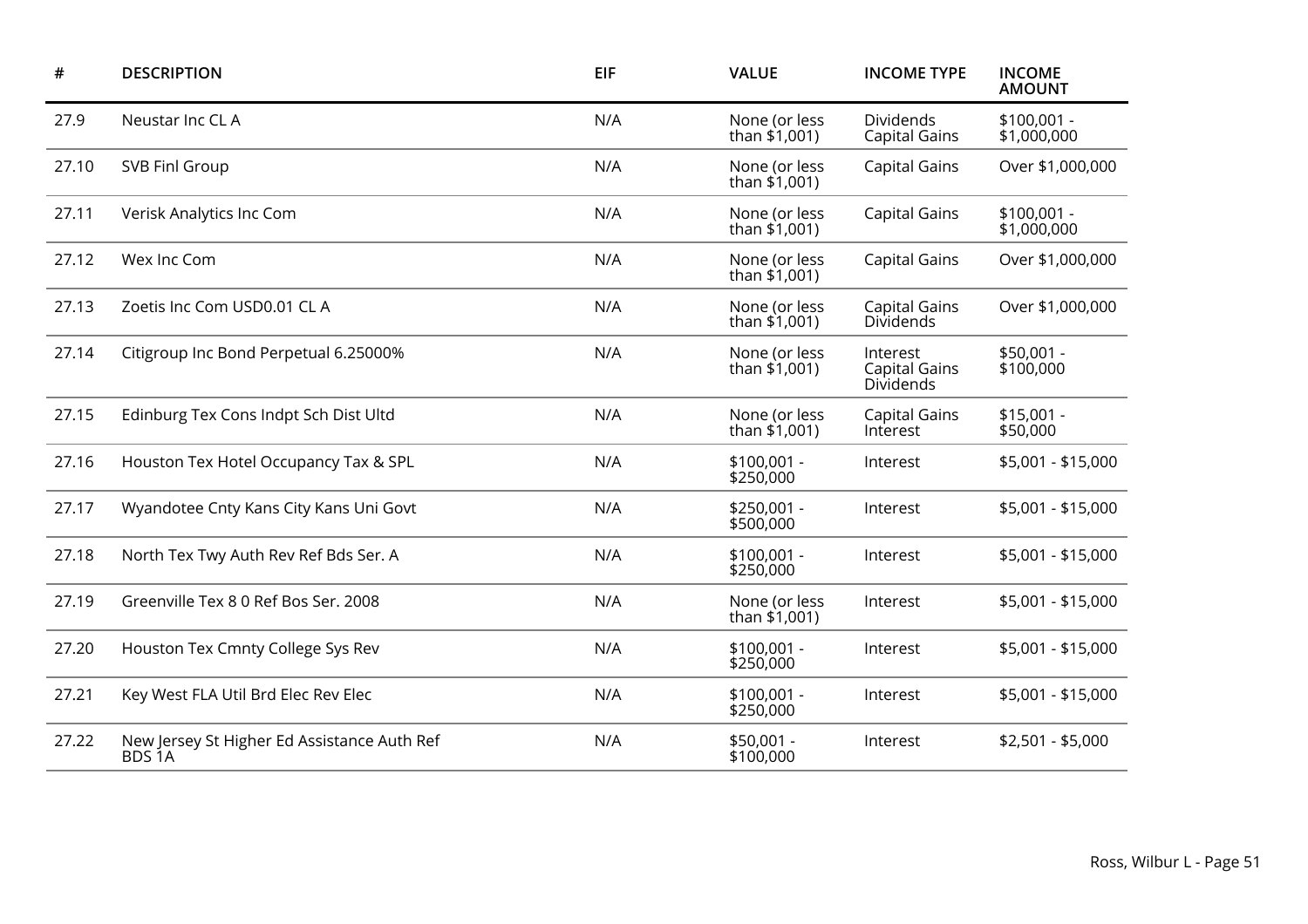| # | DESCRIPTION | EIF | VALUE | INCOME TYPE | INCOME AMOUNT |
|---|---|---|---|---|---|
| 27.9 | Neustar Inc CL A | N/A | None (or less than $1,001) | Dividends Capital Gains | $100,001 - $1,000,000 |
| 27.10 | SVB Finl Group | N/A | None (or less than $1,001) | Capital Gains | Over $1,000,000 |
| 27.11 | Verisk Analytics Inc Com | N/A | None (or less than $1,001) | Capital Gains | $100,001 - $1,000,000 |
| 27.12 | Wex Inc Com | N/A | None (or less than $1,001) | Capital Gains | Over $1,000,000 |
| 27.13 | Zoetis Inc Com USD0.01 CL A | N/A | None (or less than $1,001) | Capital Gains Dividends | Over $1,000,000 |
| 27.14 | Citigroup Inc Bond Perpetual 6.25000% | N/A | None (or less than $1,001) | Interest Capital Gains Dividends | $50,001 - $100,000 |
| 27.15 | Edinburg Tex Cons Indpt Sch Dist Ultd | N/A | None (or less than $1,001) | Capital Gains Interest | $15,001 - $50,000 |
| 27.16 | Houston Tex Hotel Occupancy Tax & SPL | N/A | $100,001 - $250,000 | Interest | $5,001 - $15,000 |
| 27.17 | Wyandotee Cnty Kans City Kans Uni Govt | N/A | $250,001 - $500,000 | Interest | $5,001 - $15,000 |
| 27.18 | North Tex Twy Auth Rev Ref Bds Ser. A | N/A | $100,001 - $250,000 | Interest | $5,001 - $15,000 |
| 27.19 | Greenville Tex 8 0 Ref Bos Ser. 2008 | N/A | None (or less than $1,001) | Interest | $5,001 - $15,000 |
| 27.20 | Houston Tex Cmnty College Sys Rev | N/A | $100,001 - $250,000 | Interest | $5,001 - $15,000 |
| 27.21 | Key West FLA Util Brd Elec Rev Elec | N/A | $100,001 - $250,000 | Interest | $5,001 - $15,000 |
| 27.22 | New Jersey St Higher Ed Assistance Auth Ref BDS 1A | N/A | $50,001 - $100,000 | Interest | $2,501 - $5,000 |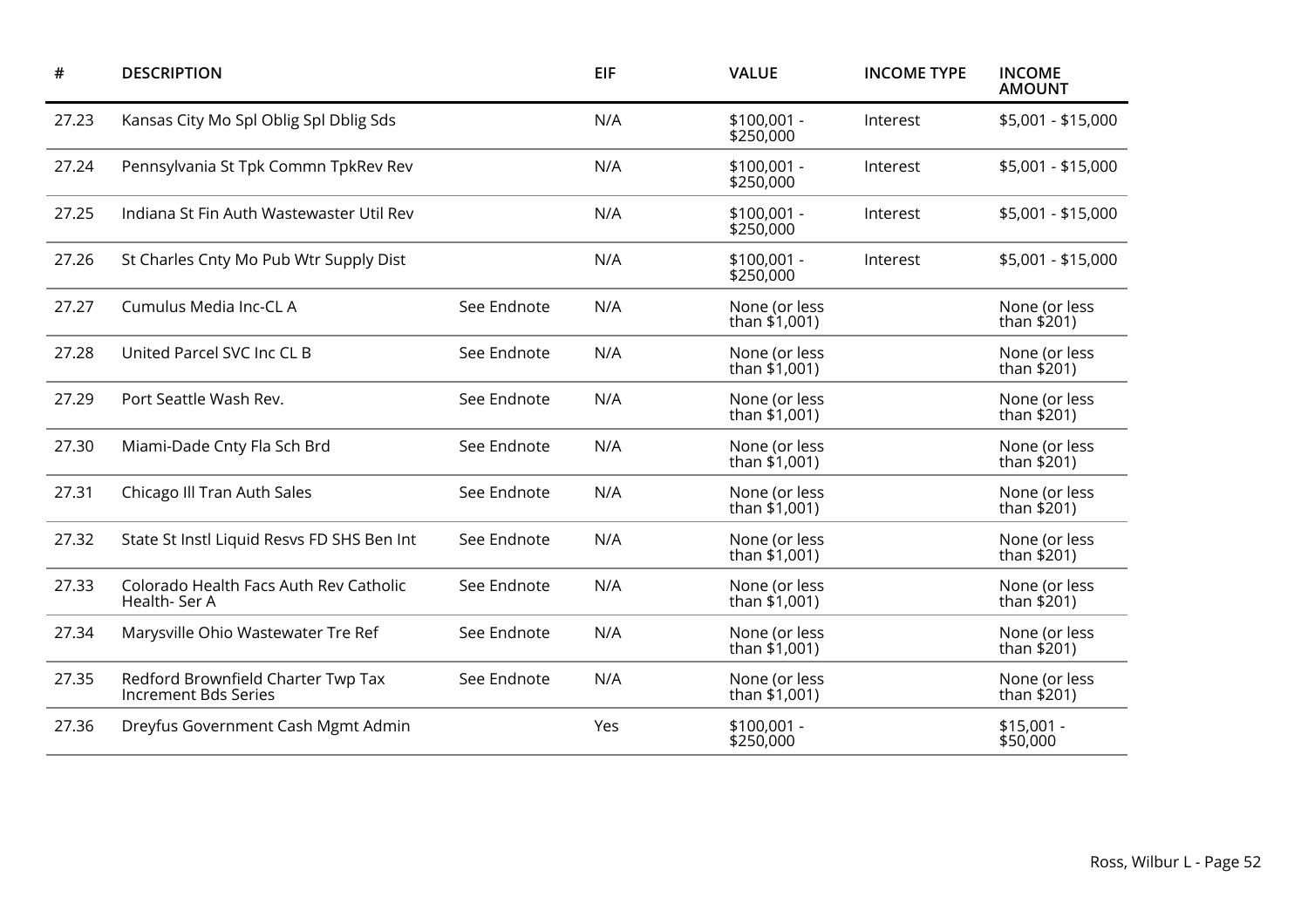| # | DESCRIPTION | | EIF | VALUE | INCOME TYPE | INCOME AMOUNT |
|---|---|---|---|---|---|---|
| 27.23 | Kansas City Mo Spl Oblig Spl Dblig Sds | | N/A | $100,001 - $250,000 | Interest | $5,001 - $15,000 |
| 27.24 | Pennsylvania St Tpk Commn TpkRev Rev | | N/A | $100,001 - $250,000 | Interest | $5,001 - $15,000 |
| 27.25 | Indiana St Fin Auth Wastewaster Util Rev | | N/A | $100,001 - $250,000 | Interest | $5,001 - $15,000 |
| 27.26 | St Charles Cnty Mo Pub Wtr Supply Dist | | N/A | $100,001 - $250,000 | Interest | $5,001 - $15,000 |
| 27.27 | Cumulus Media Inc-CL A | See Endnote | N/A | None (or less than $1,001) | | None (or less than $201) |
| 27.28 | United Parcel SVC Inc CL B | See Endnote | N/A | None (or less than $1,001) | | None (or less than $201) |
| 27.29 | Port Seattle Wash Rev. | See Endnote | N/A | None (or less than $1,001) | | None (or less than $201) |
| 27.30 | Miami-Dade Cnty Fla Sch Brd | See Endnote | N/A | None (or less than $1,001) | | None (or less than $201) |
| 27.31 | Chicago Ill Tran Auth Sales | See Endnote | N/A | None (or less than $1,001) | | None (or less than $201) |
| 27.32 | State St Instl Liquid Resvs FD SHS Ben Int | See Endnote | N/A | None (or less than $1,001) | | None (or less than $201) |
| 27.33 | Colorado Health Facs Auth Rev Catholic Health- Ser A | See Endnote | N/A | None (or less than $1,001) | | None (or less than $201) |
| 27.34 | Marysville Ohio Wastewater Tre Ref | See Endnote | N/A | None (or less than $1,001) | | None (or less than $201) |
| 27.35 | Redford Brownfield Charter Twp Tax Increment Bds Series | See Endnote | N/A | None (or less than $1,001) | | None (or less than $201) |
| 27.36 | Dreyfus Government Cash Mgmt Admin | | Yes | $100,001 - $250,000 | | $15,001 - $50,000 |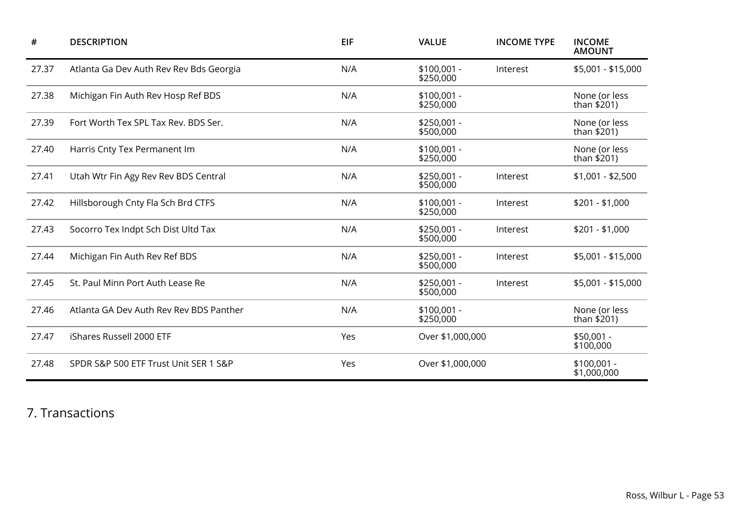| # | DESCRIPTION | EIF | VALUE | INCOME TYPE | INCOME AMOUNT |
|---|---|---|---|---|---|
| 27.37 | Atlanta Ga Dev Auth Rev Rev Bds Georgia | N/A | $100,001 - $250,000 | Interest | $5,001 - $15,000 |
| 27.38 | Michigan Fin Auth Rev Hosp Ref BDS | N/A | $100,001 - $250,000 | | None (or less than $201) |
| 27.39 | Fort Worth Tex SPL Tax Rev. BDS Ser. | N/A | $250,001 - $500,000 | | None (or less than $201) |
| 27.40 | Harris Cnty Tex Permanent Im | N/A | $100,001 - $250,000 | | None (or less than $201) |
| 27.41 | Utah Wtr Fin Agy Rev Rev BDS Central | N/A | $250,001 - $500,000 | Interest | $1,001 - $2,500 |
| 27.42 | Hillsborough Cnty Fla Sch Brd CTFS | N/A | $100,001 - $250,000 | Interest | $201 - $1,000 |
| 27.43 | Socorro Tex Indpt Sch Dist Ultd Tax | N/A | $250,001 - $500,000 | Interest | $201 - $1,000 |
| 27.44 | Michigan Fin Auth Rev Ref BDS | N/A | $250,001 - $500,000 | Interest | $5,001 - $15,000 |
| 27.45 | St. Paul Minn Port Auth Lease Re | N/A | $250,001 - $500,000 | Interest | $5,001 - $15,000 |
| 27.46 | Atlanta GA Dev Auth Rev Rev BDS Panther | N/A | $100,001 - $250,000 | | None (or less than $201) |
| 27.47 | iShares Russell 2000 ETF | Yes | Over $1,000,000 | | $50,001 - $100,000 |
| 27.48 | SPDR S&P 500 ETF Trust Unit SER 1 S&P | Yes | Over $1,000,000 | | $100,001 - $1,000,000 |

## 7. Transactions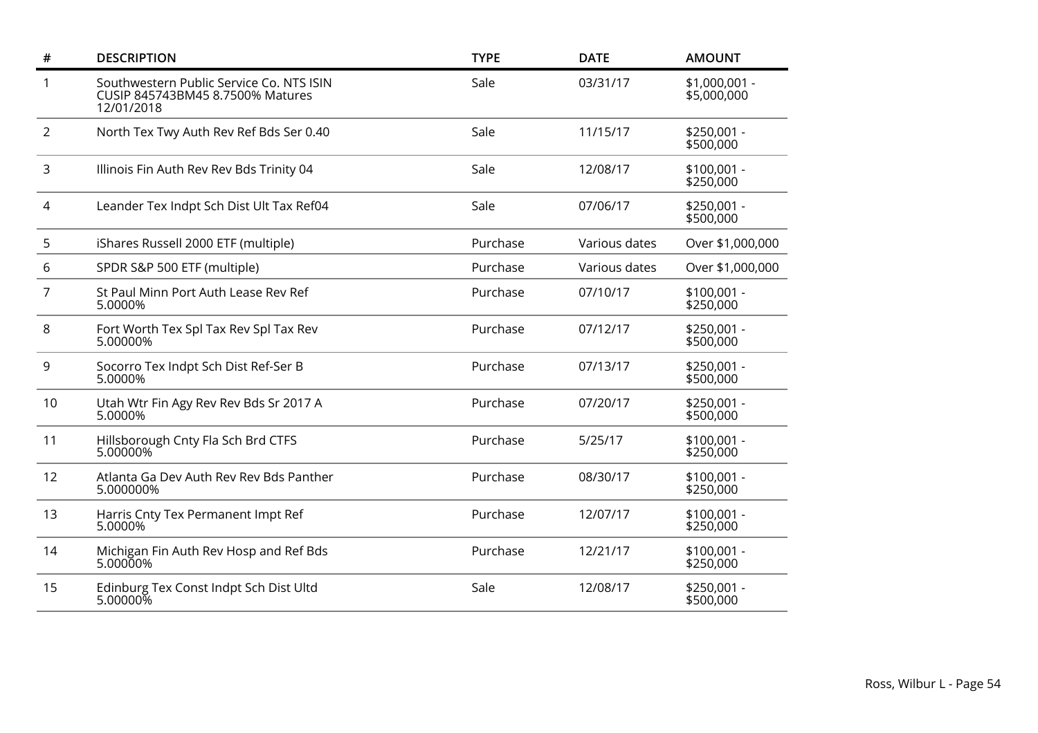| # | DESCRIPTION | TYPE | DATE | AMOUNT |
|---|---|---|---|---|
| 1 | Southwestern Public Service Co. NTS ISIN CUSIP 845743BM45 8.7500% Matures 12/01/2018 | Sale | 03/31/17 | $1,000,001 - $5,000,000 |
| 2 | North Tex Twy Auth Rev Ref Bds Ser 0.40 | Sale | 11/15/17 | $250,001 - $500,000 |
| 3 | Illinois Fin Auth Rev Rev Bds Trinity 04 | Sale | 12/08/17 | $100,001 - $250,000 |
| 4 | Leander Tex Indpt Sch Dist Ult Tax Ref04 | Sale | 07/06/17 | $250,001 - $500,000 |
| 5 | iShares Russell 2000 ETF (multiple) | Purchase | Various dates | Over $1,000,000 |
| 6 | SPDR S&P 500 ETF (multiple) | Purchase | Various dates | Over $1,000,000 |
| 7 | St Paul Minn Port Auth Lease Rev Ref 5.0000% | Purchase | 07/10/17 | $100,001 - $250,000 |
| 8 | Fort Worth Tex Spl Tax Rev Spl Tax Rev 5.00000% | Purchase | 07/12/17 | $250,001 - $500,000 |
| 9 | Socorro Tex Indpt Sch Dist Ref-Ser B 5.0000% | Purchase | 07/13/17 | $250,001 - $500,000 |
| 10 | Utah Wtr Fin Agy Rev Rev Bds Sr 2017 A 5.0000% | Purchase | 07/20/17 | $250,001 - $500,000 |
| 11 | Hillsborough Cnty Fla Sch Brd CTFS 5.00000% | Purchase | 5/25/17 | $100,001 - $250,000 |
| 12 | Atlanta Ga Dev Auth Rev Rev Bds Panther 5.000000% | Purchase | 08/30/17 | $100,001 - $250,000 |
| 13 | Harris Cnty Tex Permanent Impt Ref 5.0000% | Purchase | 12/07/17 | $100,001 - $250,000 |
| 14 | Michigan Fin Auth Rev Hosp and Ref Bds 5.00000% | Purchase | 12/21/17 | $100,001 - $250,000 |
| 15 | Edinburg Tex Const Indpt Sch Dist Ultd 5.00000% | Sale | 12/08/17 | $250,001 - $500,000 |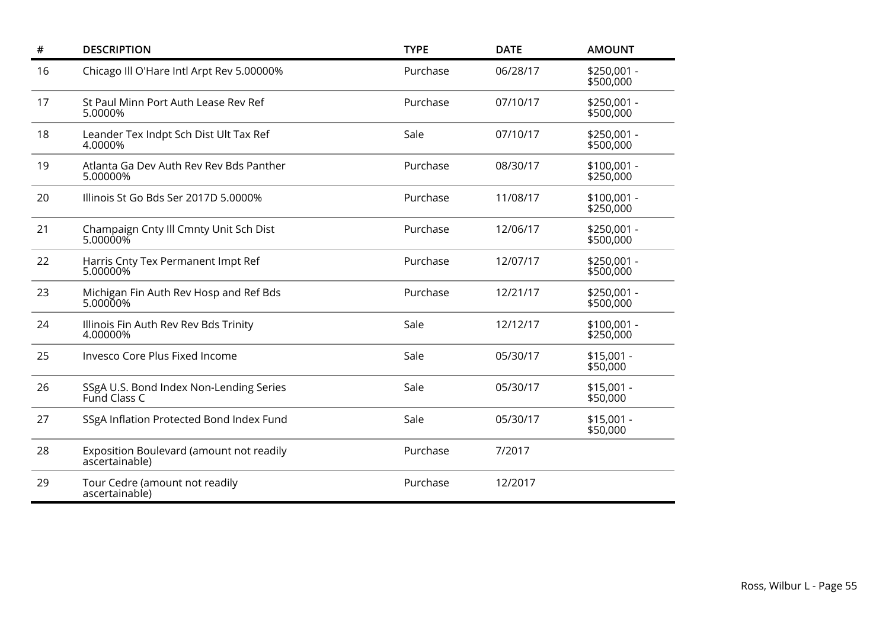| # | DESCRIPTION | TYPE | DATE | AMOUNT |
|---|---|---|---|---|
| 16 | Chicago Ill O'Hare Intl Arpt Rev 5.00000% | Purchase | 06/28/17 | $250,001 - $500,000 |
| 17 | St Paul Minn Port Auth Lease Rev Ref 5.0000% | Purchase | 07/10/17 | $250,001 - $500,000 |
| 18 | Leander Tex Indpt Sch Dist Ult Tax Ref 4.0000% | Sale | 07/10/17 | $250,001 - $500,000 |
| 19 | Atlanta Ga Dev Auth Rev Rev Bds Panther 5.00000% | Purchase | 08/30/17 | $100,001 - $250,000 |
| 20 | Illinois St Go Bds Ser 2017D 5.0000% | Purchase | 11/08/17 | $100,001 - $250,000 |
| 21 | Champaign Cnty Ill Cmnty Unit Sch Dist 5.00000% | Purchase | 12/06/17 | $250,001 - $500,000 |
| 22 | Harris Cnty Tex Permanent Impt Ref 5.00000% | Purchase | 12/07/17 | $250,001 - $500,000 |
| 23 | Michigan Fin Auth Rev Hosp and Ref Bds 5.00000% | Purchase | 12/21/17 | $250,001 - $500,000 |
| 24 | Illinois Fin Auth Rev Rev Bds Trinity 4.00000% | Sale | 12/12/17 | $100,001 - $250,000 |
| 25 | Invesco Core Plus Fixed Income | Sale | 05/30/17 | $15,001 - $50,000 |
| 26 | SSgA U.S. Bond Index Non-Lending Series Fund Class C | Sale | 05/30/17 | $15,001 - $50,000 |
| 27 | SSgA Inflation Protected Bond Index Fund | Sale | 05/30/17 | $15,001 - $50,000 |
| 28 | Exposition Boulevard (amount not readily ascertainable) | Purchase | 7/2017 | |
| 29 | Tour Cedre (amount not readily ascertainable) | Purchase | 12/2017 | |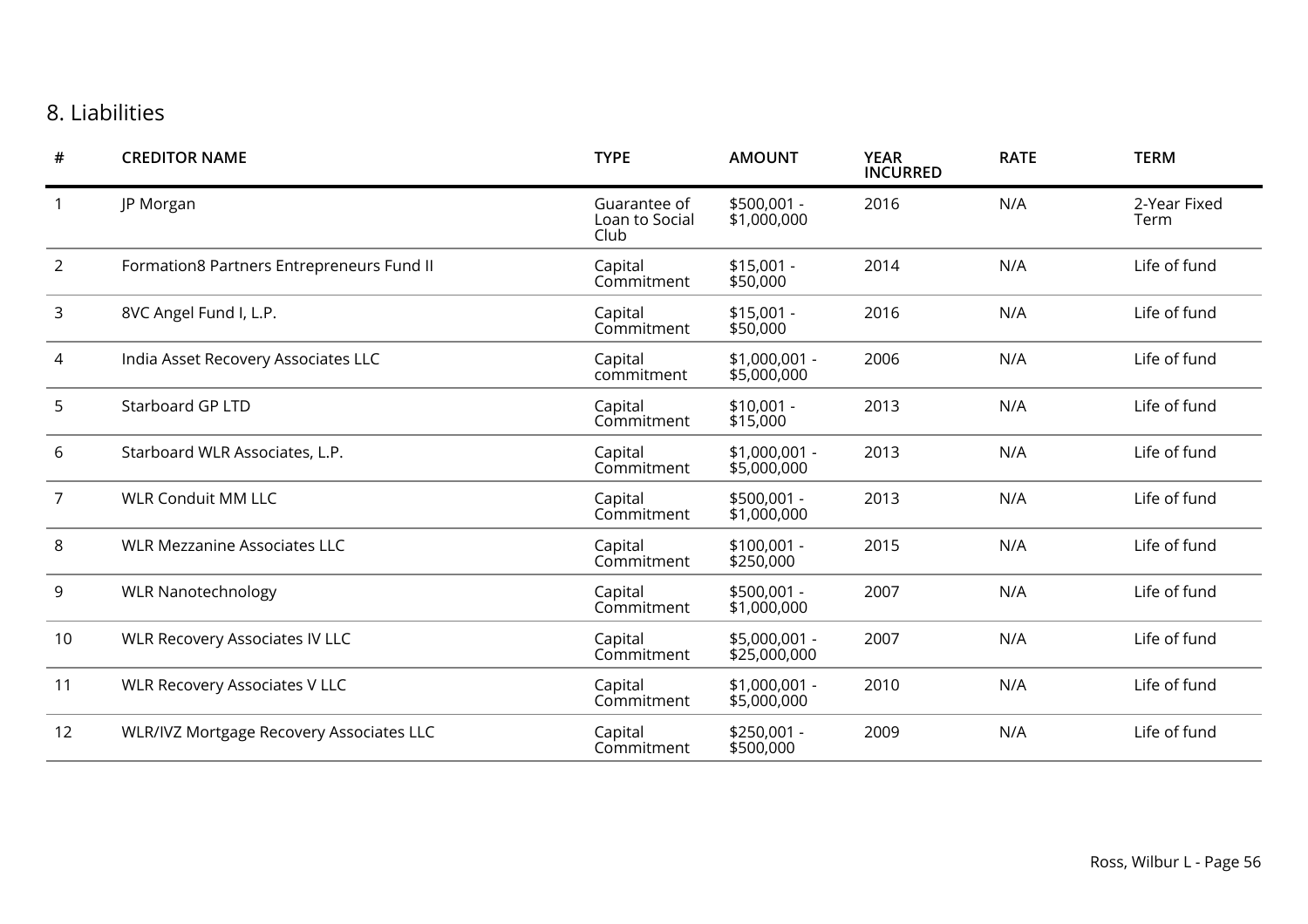## 8. Liabilities

| # | CREDITOR NAME | TYPE | AMOUNT | YEAR INCURRED | RATE | TERM |
|---|---|---|---|---|---|---|
| 1 | JP Morgan | Guarantee of Loan to Social Club | $500,001 - $1,000,000 | 2016 | N/A | 2-Year Fixed Term |
| 2 | Formation8 Partners Entrepreneurs Fund II | Capital Commitment | $15,001 - $50,000 | 2014 | N/A | Life of fund |
| 3 | 8VC Angel Fund I, L.P. | Capital Commitment | $15,001 - $50,000 | 2016 | N/A | Life of fund |
| 4 | India Asset Recovery Associates LLC | Capital commitment | $1,000,001 - $5,000,000 | 2006 | N/A | Life of fund |
| 5 | Starboard GP LTD | Capital Commitment | $10,001 - $15,000 | 2013 | N/A | Life of fund |
| 6 | Starboard WLR Associates, L.P. | Capital Commitment | $1,000,001 - $5,000,000 | 2013 | N/A | Life of fund |
| 7 | WLR Conduit MM LLC | Capital Commitment | $500,001 - $1,000,000 | 2013 | N/A | Life of fund |
| 8 | WLR Mezzanine Associates LLC | Capital Commitment | $100,001 - $250,000 | 2015 | N/A | Life of fund |
| 9 | WLR Nanotechnology | Capital Commitment | $500,001 - $1,000,000 | 2007 | N/A | Life of fund |
| 10 | WLR Recovery Associates IV LLC | Capital Commitment | $5,000,001 - $25,000,000 | 2007 | N/A | Life of fund |
| 11 | WLR Recovery Associates V LLC | Capital Commitment | $1,000,001 - $5,000,000 | 2010 | N/A | Life of fund |
| 12 | WLR/IVZ Mortgage Recovery Associates LLC | Capital Commitment | $250,001 - $500,000 | 2009 | N/A | Life of fund |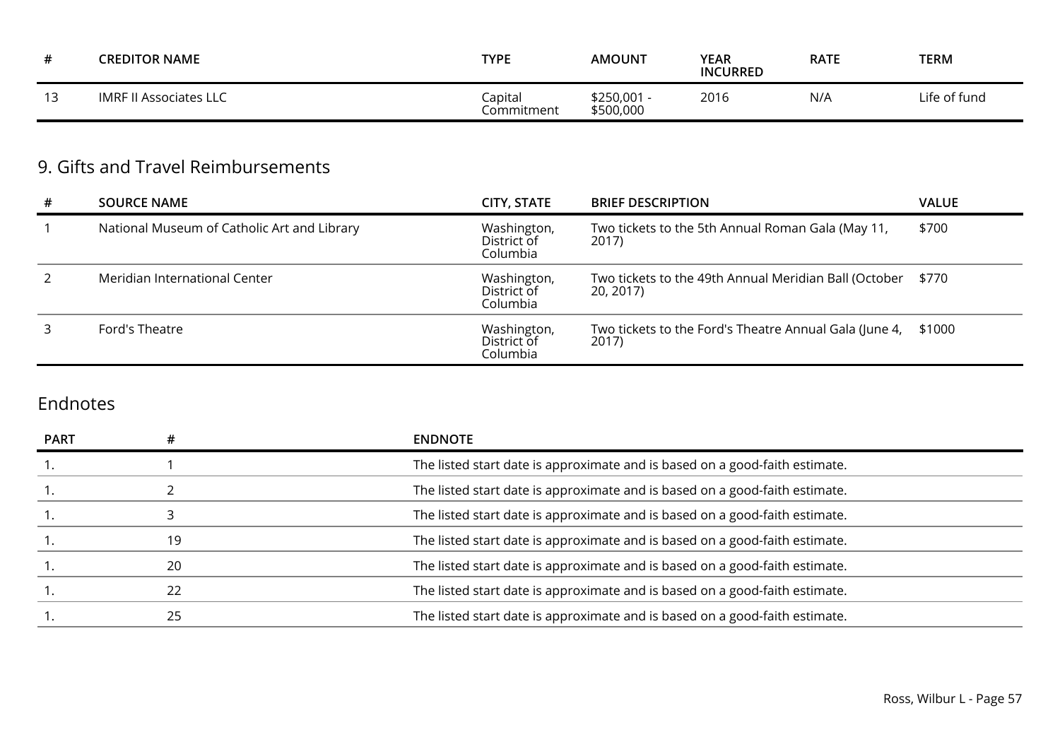| # | CREDITOR NAME | TYPE | AMOUNT | YEAR INCURRED | RATE | TERM |
|---|---|---|---|---|---|---|
| 13 | IMRF II Associates LLC | Capital Commitment | $250,001 - $500,000 | 2016 | N/A | Life of fund |

## 9. Gifts and Travel Reimbursements

| # | SOURCE NAME | CITY, STATE | BRIEF DESCRIPTION | VALUE |
|---|---|---|---|---|
| 1 | National Museum of Catholic Art and Library | Washington, District of Columbia | Two tickets to the 5th Annual Roman Gala (May 11, 2017) | $700 |
| 2 | Meridian International Center | Washington, District of Columbia | Two tickets to the 49th Annual Meridian Ball (October 20, 2017) | $770 |
| 3 | Ford's Theatre | Washington, District of Columbia | Two tickets to the Ford's Theatre Annual Gala (June 4, 2017) | $1000 |

## Endnotes

| PART | # | ENDNOTE |
|---|---|---|
| 1. | 1 | The listed start date is approximate and is based on a good-faith estimate. |
| 1. | 2 | The listed start date is approximate and is based on a good-faith estimate. |
| 1. | 3 | The listed start date is approximate and is based on a good-faith estimate. |
| 1. | 19 | The listed start date is approximate and is based on a good-faith estimate. |
| 1. | 20 | The listed start date is approximate and is based on a good-faith estimate. |
| 1. | 22 | The listed start date is approximate and is based on a good-faith estimate. |
| 1. | 25 | The listed start date is approximate and is based on a good-faith estimate. |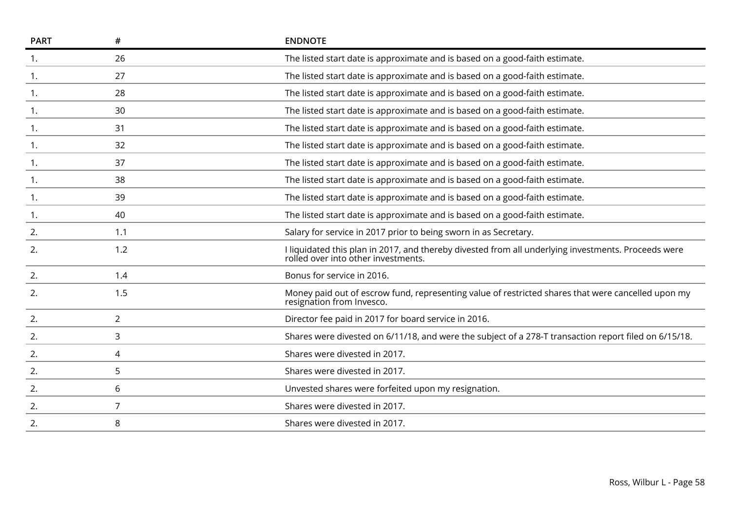| PART | # | ENDNOTE |
|---|---|---|
| 1. | 26 | The listed start date is approximate and is based on a good-faith estimate. |
| 1. | 27 | The listed start date is approximate and is based on a good-faith estimate. |
| 1. | 28 | The listed start date is approximate and is based on a good-faith estimate. |
| 1. | 30 | The listed start date is approximate and is based on a good-faith estimate. |
| 1. | 31 | The listed start date is approximate and is based on a good-faith estimate. |
| 1. | 32 | The listed start date is approximate and is based on a good-faith estimate. |
| 1. | 37 | The listed start date is approximate and is based on a good-faith estimate. |
| 1. | 38 | The listed start date is approximate and is based on a good-faith estimate. |
| 1. | 39 | The listed start date is approximate and is based on a good-faith estimate. |
| 1. | 40 | The listed start date is approximate and is based on a good-faith estimate. |
| 2. | 1.1 | Salary for service in 2017 prior to being sworn in as Secretary. |
| 2. | 1.2 | I liquidated this plan in 2017, and thereby divested from all underlying investments. Proceeds were rolled over into other investments. |
| 2. | 1.4 | Bonus for service in 2016. |
| 2. | 1.5 | Money paid out of escrow fund, representing value of restricted shares that were cancelled upon my resignation from Invesco. |
| 2. | 2 | Director fee paid in 2017 for board service in 2016. |
| 2. | 3 | Shares were divested on 6/11/18, and were the subject of a 278-T transaction report filed on 6/15/18. |
| 2. | 4 | Shares were divested in 2017. |
| 2. | 5 | Shares were divested in 2017. |
| 2. | 6 | Unvested shares were forfeited upon my resignation. |
| 2. | 7 | Shares were divested in 2017. |
| 2. | 8 | Shares were divested in 2017. |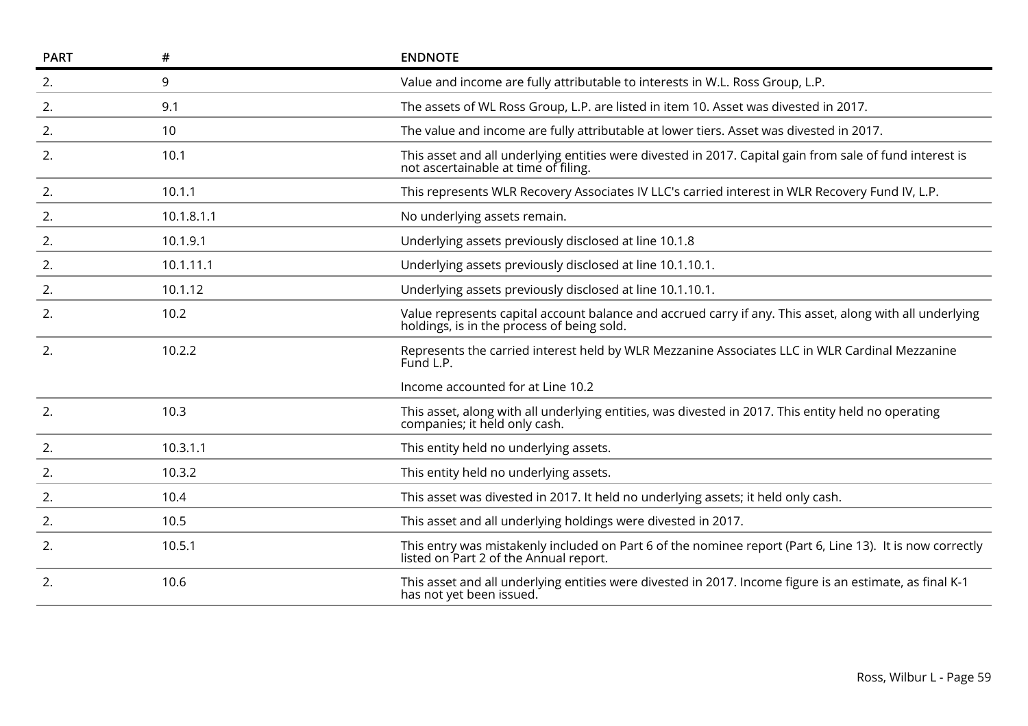| PART | # | ENDNOTE |
|---|---|---|
| 2. | 9 | Value and income are fully attributable to interests in W.L. Ross Group, L.P. |
| 2. | 9.1 | The assets of WL Ross Group, L.P. are listed in item 10. Asset was divested in 2017. |
| 2. | 10 | The value and income are fully attributable at lower tiers. Asset was divested in 2017. |
| 2. | 10.1 | This asset and all underlying entities were divested in 2017. Capital gain from sale of fund interest is not ascertainable at time of filing. |
| 2. | 10.1.1 | This represents WLR Recovery Associates IV LLC's carried interest in WLR Recovery Fund IV, L.P. |
| 2. | 10.1.8.1.1 | No underlying assets remain. |
| 2. | 10.1.9.1 | Underlying assets previously disclosed at line 10.1.8 |
| 2. | 10.1.11.1 | Underlying assets previously disclosed at line 10.1.10.1. |
| 2. | 10.1.12 | Underlying assets previously disclosed at line 10.1.10.1. |
| 2. | 10.2 | Value represents capital account balance and accrued carry if any. This asset, along with all underlying holdings, is in the process of being sold. |
| 2. | 10.2.2 | Represents the carried interest held by WLR Mezzanine Associates LLC in WLR Cardinal Mezzanine Fund L.P.<br><br>Income accounted for at Line 10.2 |
| 2. | 10.3 | This asset, along with all underlying entities, was divested in 2017. This entity held no operating companies; it held only cash. |
| 2. | 10.3.1.1 | This entity held no underlying assets. |
| 2. | 10.3.2 | This entity held no underlying assets. |
| 2. | 10.4 | This asset was divested in 2017. It held no underlying assets; it held only cash. |
| 2. | 10.5 | This asset and all underlying holdings were divested in 2017. |
| 2. | 10.5.1 | This entry was mistakenly included on Part 6 of the nominee report (Part 6, Line 13). It is now correctly listed on Part 2 of the Annual report. |
| 2. | 10.6 | This asset and all underlying entities were divested in 2017. Income figure is an estimate, as final K-1 has not yet been issued. |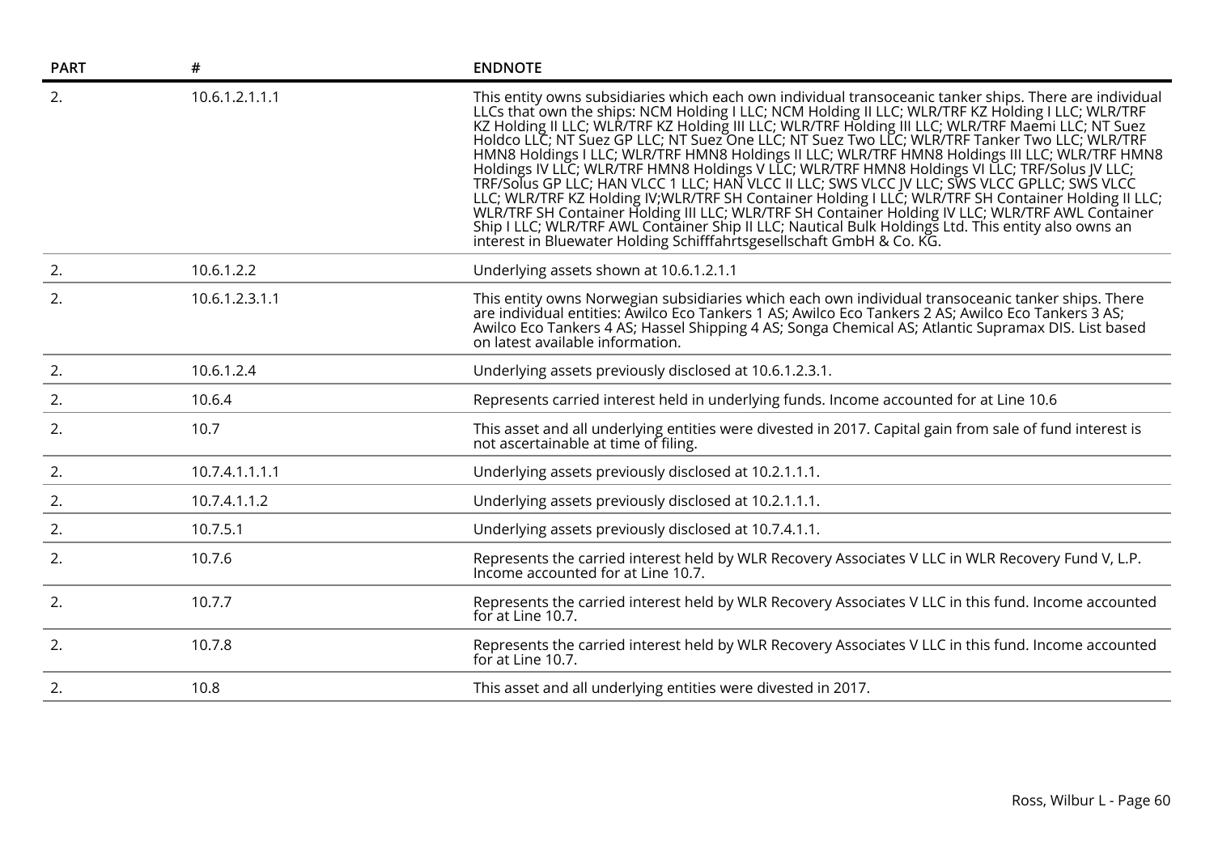| PART | # | ENDNOTE |
|---|---|---|
| 2. | 10.6.1.2.1.1.1 | This entity owns subsidiaries which each own individual transoceanic tanker ships. There are individual LLCs that own the ships: NCM Holding I LLC; NCM Holding II LLC; WLR/TRF KZ Holding I LLC; WLR/TRF KZ Holding II LLC; WLR/TRF KZ Holding III LLC; WLR/TRF Holding III LLC; WLR/TRF Maemi LLC; NT Suez Holdco LLC; NT Suez GP LLC; NT Suez One LLC; NT Suez Two LLC; WLR/TRF Tanker Two LLC; WLR/TRF HMN8 Holdings I LLC; WLR/TRF HMN8 Holdings II LLC; WLR/TRF HMN8 Holdings III LLC; WLR/TRF HMN8 Holdings IV LLC; WLR/TRF HMN8 Holdings V LLC; WLR/TRF HMN8 Holdings VI LLC; TRF/Solus JV LLC; TRF/Solus GP LLC; HAN VLCC 1 LLC; HAN VLCC II LLC; SWS VLCC JV LLC; SWS VLCC GPLLC; SWS VLCC LLC; WLR/TRF KZ Holding IV;WLR/TRF SH Container Holding I LLC; WLR/TRF SH Container Holding II LLC; WLR/TRF SH Container Holding III LLC; WLR/TRF SH Container Holding IV LLC; WLR/TRF AWL Container Ship I LLC; WLR/TRF AWL Container Ship II LLC; Nautical Bulk Holdings Ltd. This entity also owns an interest in Bluewater Holding Schifffahrtsgesellschaft GmbH & Co. KG. |
| 2. | 10.6.1.2.2 | Underlying assets shown at 10.6.1.2.1.1 |
| 2. | 10.6.1.2.3.1.1 | This entity owns Norwegian subsidiaries which each own individual transoceanic tanker ships. There are individual entities: Awilco Eco Tankers 1 AS; Awilco Eco Tankers 2 AS; Awilco Eco Tankers 3 AS; Awilco Eco Tankers 4 AS; Hassel Shipping 4 AS; Songa Chemical AS; Atlantic Supramax DIS. List based on latest available information. |
| 2. | 10.6.1.2.4 | Underlying assets previously disclosed at 10.6.1.2.3.1. |
| 2. | 10.6.4 | Represents carried interest held in underlying funds. Income accounted for at Line 10.6 |
| 2. | 10.7 | This asset and all underlying entities were divested in 2017. Capital gain from sale of fund interest is not ascertainable at time of filing. |
| 2. | 10.7.4.1.1.1.1 | Underlying assets previously disclosed at 10.2.1.1.1. |
| 2. | 10.7.4.1.1.2 | Underlying assets previously disclosed at 10.2.1.1.1. |
| 2. | 10.7.5.1 | Underlying assets previously disclosed at 10.7.4.1.1. |
| 2. | 10.7.6 | Represents the carried interest held by WLR Recovery Associates V LLC in WLR Recovery Fund V, L.P. Income accounted for at Line 10.7. |
| 2. | 10.7.7 | Represents the carried interest held by WLR Recovery Associates V LLC in this fund. Income accounted for at Line 10.7. |
| 2. | 10.7.8 | Represents the carried interest held by WLR Recovery Associates V LLC in this fund. Income accounted for at Line 10.7. |
| 2. | 10.8 | This asset and all underlying entities were divested in 2017. |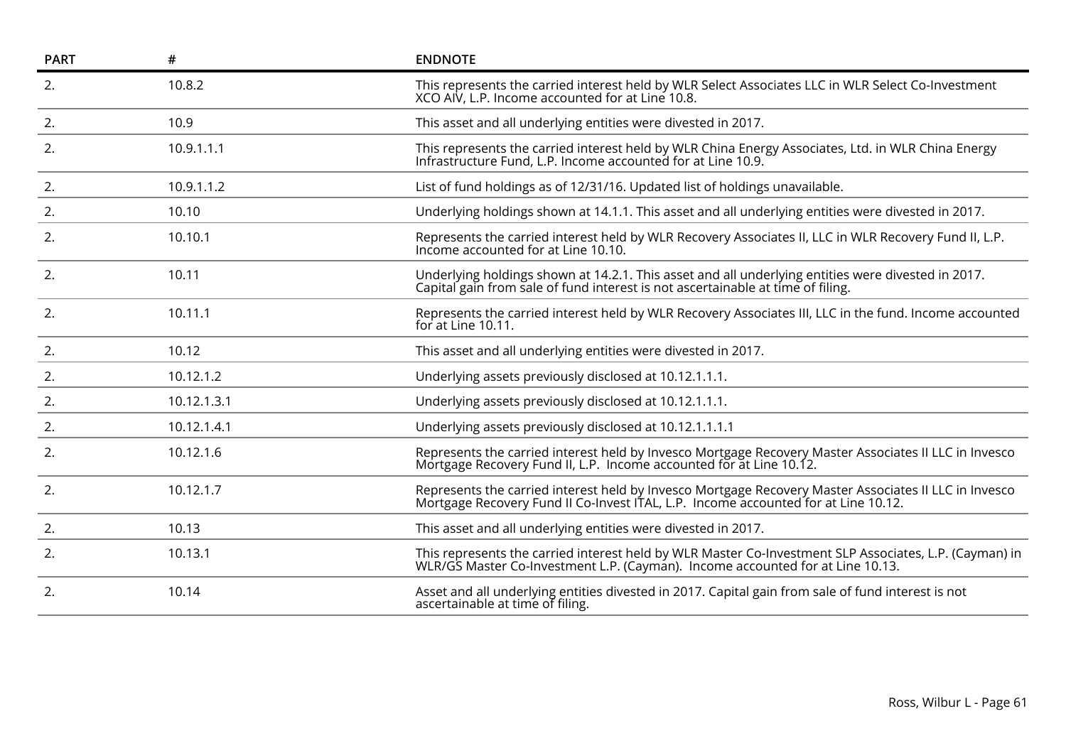| PART | # | ENDNOTE |
|---|---|---|
| 2. | 10.8.2 | This represents the carried interest held by WLR Select Associates LLC in WLR Select Co-Investment XCO AIV, L.P. Income accounted for at Line 10.8. |
| 2. | 10.9 | This asset and all underlying entities were divested in 2017. |
| 2. | 10.9.1.1.1 | This represents the carried interest held by WLR China Energy Associates, Ltd. in WLR China Energy Infrastructure Fund, L.P. Income accounted for at Line 10.9. |
| 2. | 10.9.1.1.2 | List of fund holdings as of 12/31/16. Updated list of holdings unavailable. |
| 2. | 10.10 | Underlying holdings shown at 14.1.1. This asset and all underlying entities were divested in 2017. |
| 2. | 10.10.1 | Represents the carried interest held by WLR Recovery Associates II, LLC in WLR Recovery Fund II, L.P. Income accounted for at Line 10.10. |
| 2. | 10.11 | Underlying holdings shown at 14.2.1. This asset and all underlying entities were divested in 2017. Capital gain from sale of fund interest is not ascertainable at time of filing. |
| 2. | 10.11.1 | Represents the carried interest held by WLR Recovery Associates III, LLC in the fund. Income accounted for at Line 10.11. |
| 2. | 10.12 | This asset and all underlying entities were divested in 2017. |
| 2. | 10.12.1.2 | Underlying assets previously disclosed at 10.12.1.1.1. |
| 2. | 10.12.1.3.1 | Underlying assets previously disclosed at 10.12.1.1.1. |
| 2. | 10.12.1.4.1 | Underlying assets previously disclosed at 10.12.1.1.1.1 |
| 2. | 10.12.1.6 | Represents the carried interest held by Invesco Mortgage Recovery Master Associates II LLC in Invesco Mortgage Recovery Fund II, L.P. Income accounted for at Line 10.12. |
| 2. | 10.12.1.7 | Represents the carried interest held by Invesco Mortgage Recovery Master Associates II LLC in Invesco Mortgage Recovery Fund II Co-Invest ITAL, L.P. Income accounted for at Line 10.12. |
| 2. | 10.13 | This asset and all underlying entities were divested in 2017. |
| 2. | 10.13.1 | This represents the carried interest held by WLR Master Co-Investment SLP Associates, L.P. (Cayman) in WLR/GS Master Co-Investment L.P. (Cayman). Income accounted for at Line 10.13. |
| 2. | 10.14 | Asset and all underlying entities divested in 2017. Capital gain from sale of fund interest is not ascertainable at time of filing. |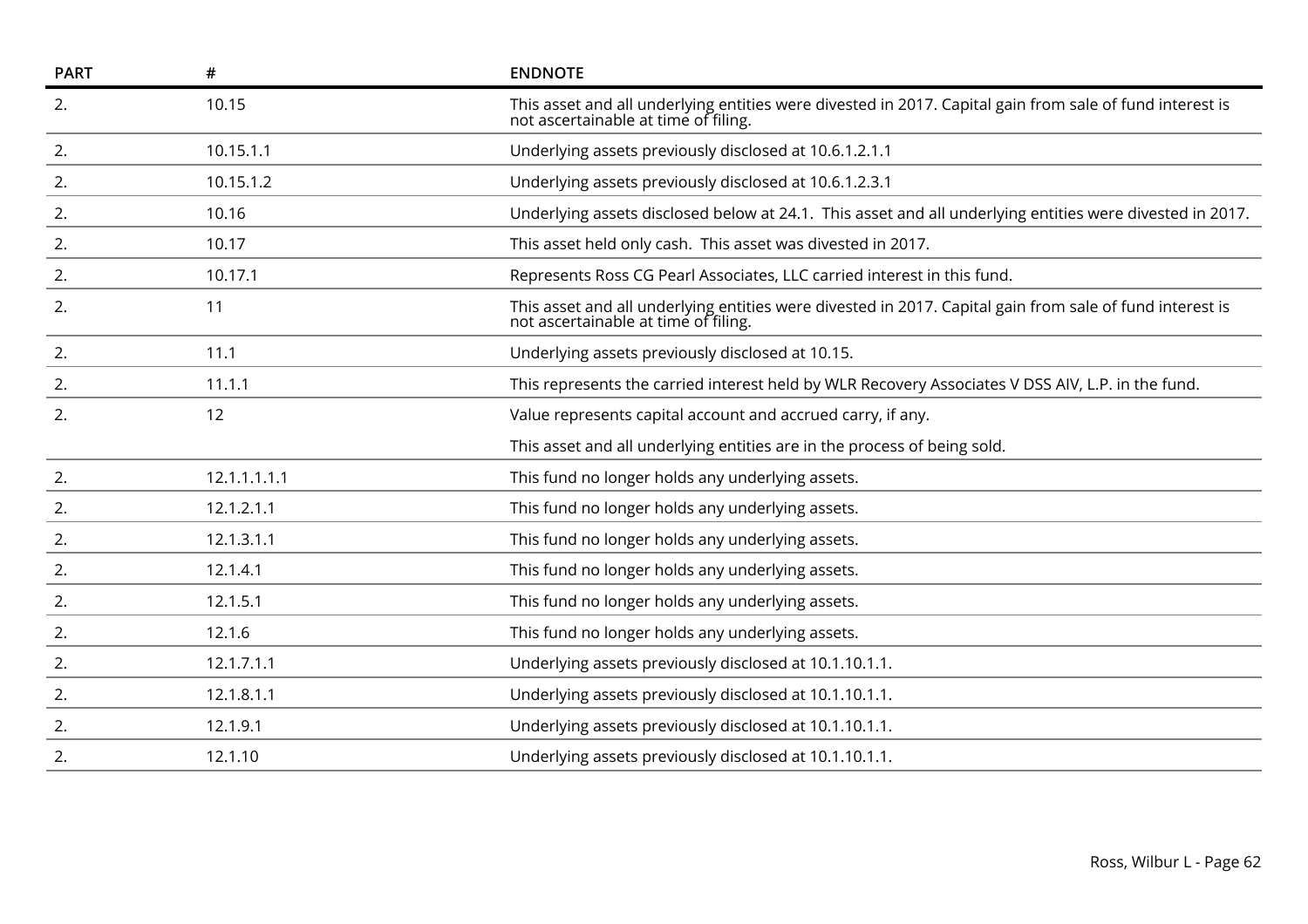| PART | # | ENDNOTE |
|---|---|---|
| 2. | 10.15 | This asset and all underlying entities were divested in 2017. Capital gain from sale of fund interest is not ascertainable at time of filing. |
| 2. | 10.15.1.1 | Underlying assets previously disclosed at 10.6.1.2.1.1 |
| 2. | 10.15.1.2 | Underlying assets previously disclosed at 10.6.1.2.3.1 |
| 2. | 10.16 | Underlying assets disclosed below at 24.1. This asset and all underlying entities were divested in 2017. |
| 2. | 10.17 | This asset held only cash. This asset was divested in 2017. |
| 2. | 10.17.1 | Represents Ross CG Pearl Associates, LLC carried interest in this fund. |
| 2. | 11 | This asset and all underlying entities were divested in 2017. Capital gain from sale of fund interest is not ascertainable at time of filing. |
| 2. | 11.1 | Underlying assets previously disclosed at 10.15. |
| 2. | 11.1.1 | This represents the carried interest held by WLR Recovery Associates V DSS AIV, L.P. in the fund. |
| 2. | 12 | Value represents capital account and accrued carry, if any.<br><br>This asset and all underlying entities are in the process of being sold. |
| 2. | 12.1.1.1.1.1 | This fund no longer holds any underlying assets. |
| 2. | 12.1.2.1.1 | This fund no longer holds any underlying assets. |
| 2. | 12.1.3.1.1 | This fund no longer holds any underlying assets. |
| 2. | 12.1.4.1 | This fund no longer holds any underlying assets. |
| 2. | 12.1.5.1 | This fund no longer holds any underlying assets. |
| 2. | 12.1.6 | This fund no longer holds any underlying assets. |
| 2. | 12.1.7.1.1 | Underlying assets previously disclosed at 10.1.10.1.1. |
| 2. | 12.1.8.1.1 | Underlying assets previously disclosed at 10.1.10.1.1. |
| 2. | 12.1.9.1 | Underlying assets previously disclosed at 10.1.10.1.1. |
| 2. | 12.1.10 | Underlying assets previously disclosed at 10.1.10.1.1. |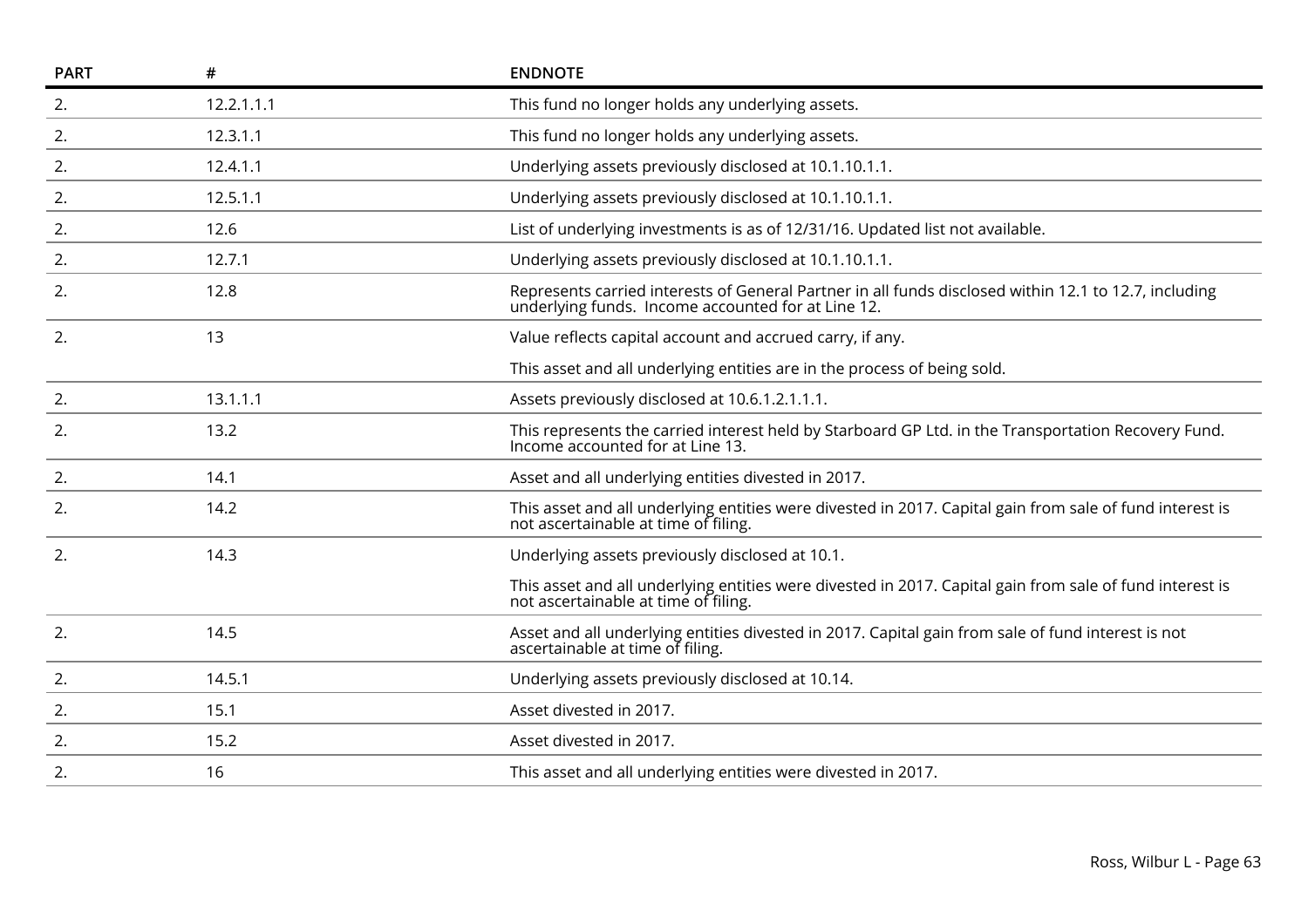| PART | # | ENDNOTE |
|---|---|---|
| 2. | 12.2.1.1.1 | This fund no longer holds any underlying assets. |
| 2. | 12.3.1.1 | This fund no longer holds any underlying assets. |
| 2. | 12.4.1.1 | Underlying assets previously disclosed at 10.1.10.1.1. |
| 2. | 12.5.1.1 | Underlying assets previously disclosed at 10.1.10.1.1. |
| 2. | 12.6 | List of underlying investments is as of 12/31/16. Updated list not available. |
| 2. | 12.7.1 | Underlying assets previously disclosed at 10.1.10.1.1. |
| 2. | 12.8 | Represents carried interests of General Partner in all funds disclosed within 12.1 to 12.7, including underlying funds. Income accounted for at Line 12. |
| 2. | 13 | Value reflects capital account and accrued carry, if any.<br><br>This asset and all underlying entities are in the process of being sold. |
| 2. | 13.1.1.1 | Assets previously disclosed at 10.6.1.2.1.1.1. |
| 2. | 13.2 | This represents the carried interest held by Starboard GP Ltd. in the Transportation Recovery Fund. Income accounted for at Line 13. |
| 2. | 14.1 | Asset and all underlying entities divested in 2017. |
| 2. | 14.2 | This asset and all underlying entities were divested in 2017. Capital gain from sale of fund interest is not ascertainable at time of filing. |
| 2. | 14.3 | Underlying assets previously disclosed at 10.1.<br><br>This asset and all underlying entities were divested in 2017. Capital gain from sale of fund interest is not ascertainable at time of filing. |
| 2. | 14.5 | Asset and all underlying entities divested in 2017. Capital gain from sale of fund interest is not ascertainable at time of filing. |
| 2. | 14.5.1 | Underlying assets previously disclosed at 10.14. |
| 2. | 15.1 | Asset divested in 2017. |
| 2. | 15.2 | Asset divested in 2017. |
| 2. | 16 | This asset and all underlying entities were divested in 2017. |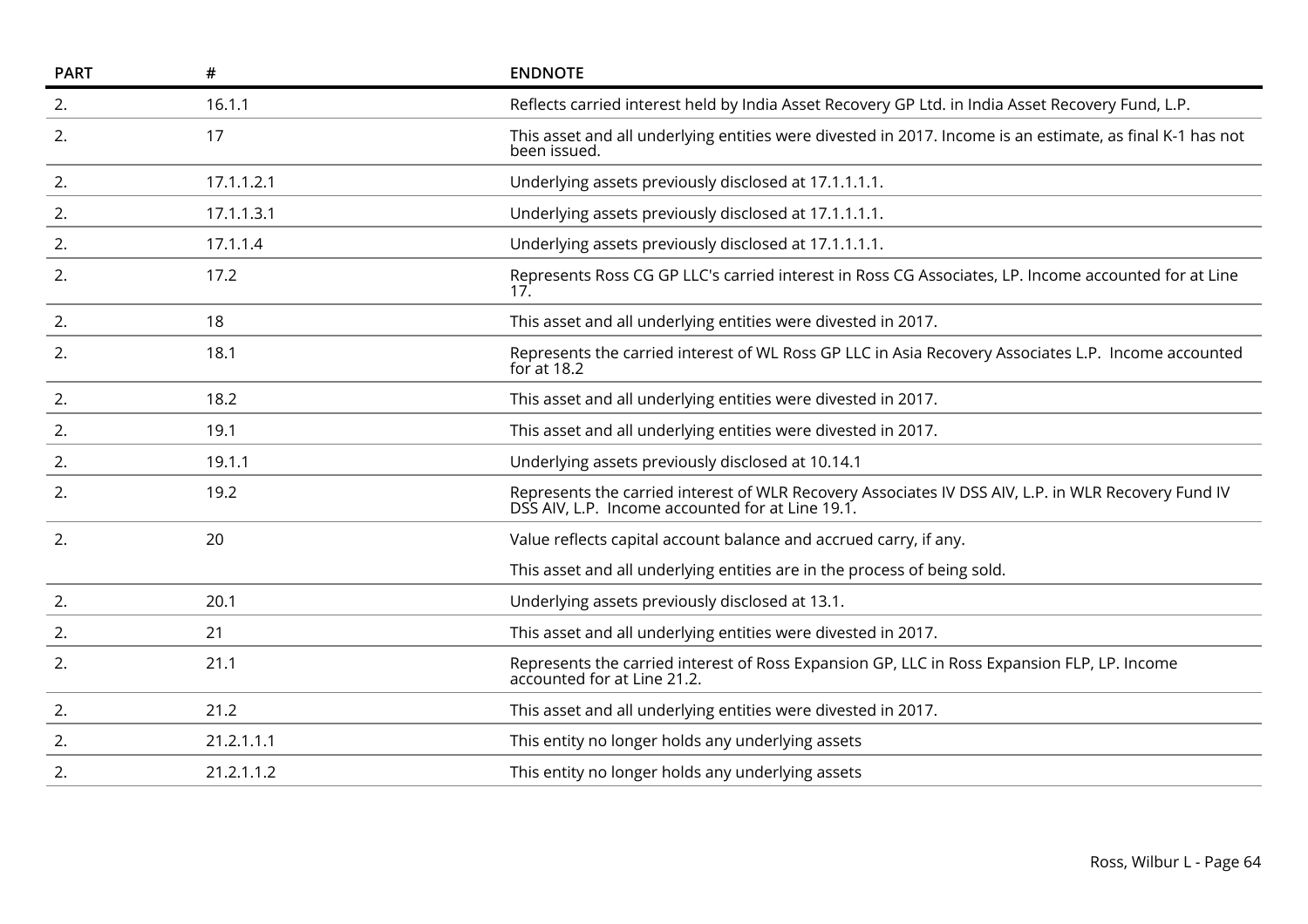| PART | # | ENDNOTE |
|---|---|---|
| 2. | 16.1.1 | Reflects carried interest held by India Asset Recovery GP Ltd. in India Asset Recovery Fund, L.P. |
| 2. | 17 | This asset and all underlying entities were divested in 2017. Income is an estimate, as final K-1 has not been issued. |
| 2. | 17.1.1.2.1 | Underlying assets previously disclosed at 17.1.1.1.1. |
| 2. | 17.1.1.3.1 | Underlying assets previously disclosed at 17.1.1.1.1. |
| 2. | 17.1.1.4 | Underlying assets previously disclosed at 17.1.1.1.1. |
| 2. | 17.2 | Represents Ross CG GP LLC's carried interest in Ross CG Associates, LP. Income accounted for at Line 17. |
| 2. | 18 | This asset and all underlying entities were divested in 2017. |
| 2. | 18.1 | Represents the carried interest of WL Ross GP LLC in Asia Recovery Associates L.P. Income accounted for at 18.2 |
| 2. | 18.2 | This asset and all underlying entities were divested in 2017. |
| 2. | 19.1 | This asset and all underlying entities were divested in 2017. |
| 2. | 19.1.1 | Underlying assets previously disclosed at 10.14.1 |
| 2. | 19.2 | Represents the carried interest of WLR Recovery Associates IV DSS AIV, L.P. in WLR Recovery Fund IV DSS AIV, L.P. Income accounted for at Line 19.1. |
| 2. | 20 | Value reflects capital account balance and accrued carry, if any.<br>This asset and all underlying entities are in the process of being sold. |
| 2. | 20.1 | Underlying assets previously disclosed at 13.1. |
| 2. | 21 | This asset and all underlying entities were divested in 2017. |
| 2. | 21.1 | Represents the carried interest of Ross Expansion GP, LLC in Ross Expansion FLP, LP. Income accounted for at Line 21.2. |
| 2. | 21.2 | This asset and all underlying entities were divested in 2017. |
| 2. | 21.2.1.1.1 | This entity no longer holds any underlying assets |
| 2. | 21.2.1.1.2 | This entity no longer holds any underlying assets |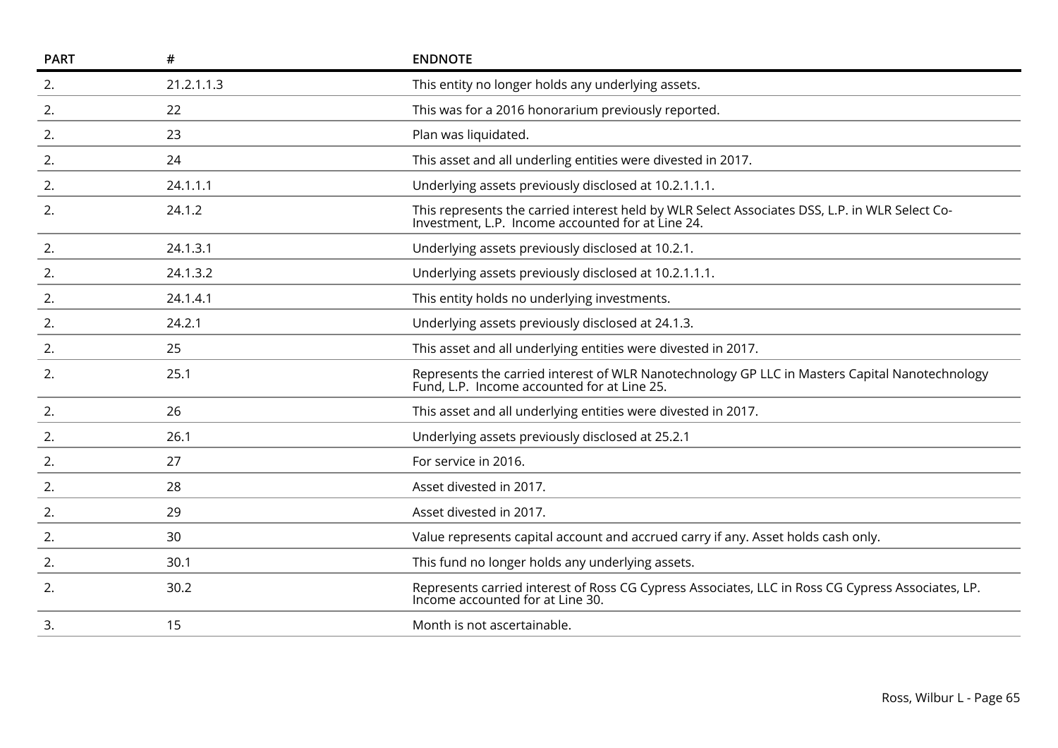| PART | # | ENDNOTE |
|---|---|---|
| 2. | 21.2.1.1.3 | This entity no longer holds any underlying assets. |
| 2. | 22 | This was for a 2016 honorarium previously reported. |
| 2. | 23 | Plan was liquidated. |
| 2. | 24 | This asset and all underling entities were divested in 2017. |
| 2. | 24.1.1.1 | Underlying assets previously disclosed at 10.2.1.1.1. |
| 2. | 24.1.2 | This represents the carried interest held by WLR Select Associates DSS, L.P. in WLR Select Co-Investment, L.P. Income accounted for at Line 24. |
| 2. | 24.1.3.1 | Underlying assets previously disclosed at 10.2.1. |
| 2. | 24.1.3.2 | Underlying assets previously disclosed at 10.2.1.1.1. |
| 2. | 24.1.4.1 | This entity holds no underlying investments. |
| 2. | 24.2.1 | Underlying assets previously disclosed at 24.1.3. |
| 2. | 25 | This asset and all underlying entities were divested in 2017. |
| 2. | 25.1 | Represents the carried interest of WLR Nanotechnology GP LLC in Masters Capital Nanotechnology Fund, L.P. Income accounted for at Line 25. |
| 2. | 26 | This asset and all underlying entities were divested in 2017. |
| 2. | 26.1 | Underlying assets previously disclosed at 25.2.1 |
| 2. | 27 | For service in 2016. |
| 2. | 28 | Asset divested in 2017. |
| 2. | 29 | Asset divested in 2017. |
| 2. | 30 | Value represents capital account and accrued carry if any. Asset holds cash only. |
| 2. | 30.1 | This fund no longer holds any underlying assets. |
| 2. | 30.2 | Represents carried interest of Ross CG Cypress Associates, LLC in Ross CG Cypress Associates, LP. Income accounted for at Line 30. |
| 3. | 15 | Month is not ascertainable. |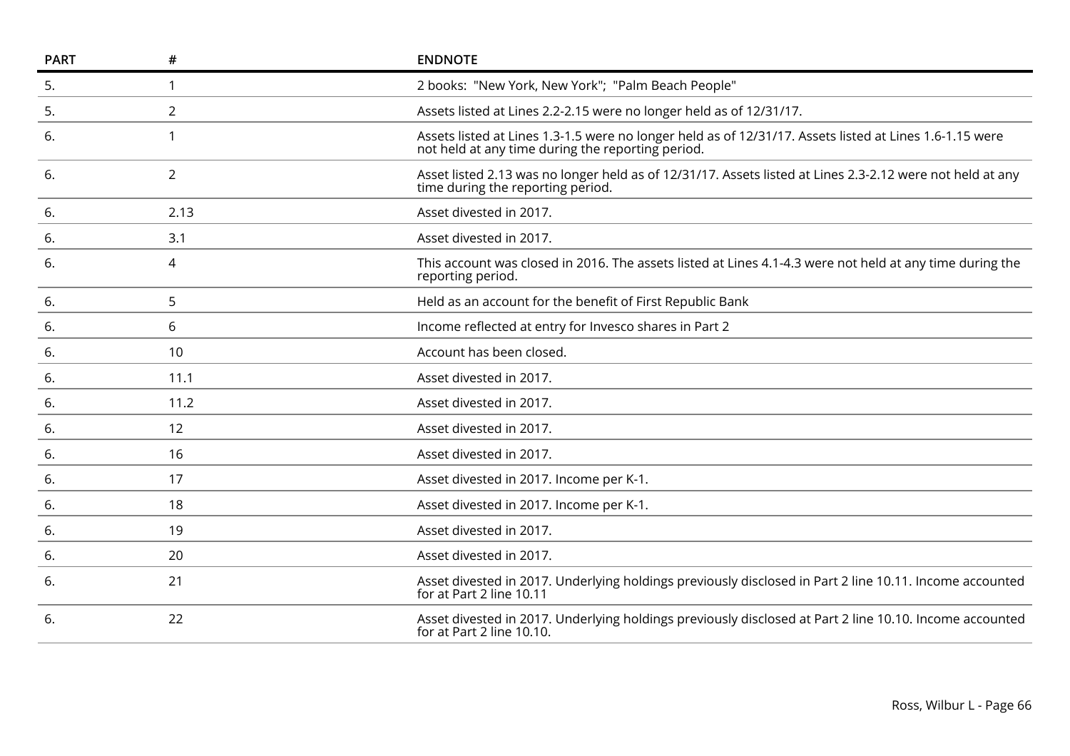| PART | # | ENDNOTE |
|---|---|---|
| 5. | 1 | 2 books: "New York, New York"; "Palm Beach People" |
| 5. | 2 | Assets listed at Lines 2.2-2.15 were no longer held as of 12/31/17. |
| 6. | 1 | Assets listed at Lines 1.3-1.5 were no longer held as of 12/31/17. Assets listed at Lines 1.6-1.15 were not held at any time during the reporting period. |
| 6. | 2 | Asset listed 2.13 was no longer held as of 12/31/17. Assets listed at Lines 2.3-2.12 were not held at any time during the reporting period. |
| 6. | 2.13 | Asset divested in 2017. |
| 6. | 3.1 | Asset divested in 2017. |
| 6. | 4 | This account was closed in 2016. The assets listed at Lines 4.1-4.3 were not held at any time during the reporting period. |
| 6. | 5 | Held as an account for the benefit of First Republic Bank |
| 6. | 6 | Income reflected at entry for Invesco shares in Part 2 |
| 6. | 10 | Account has been closed. |
| 6. | 11.1 | Asset divested in 2017. |
| 6. | 11.2 | Asset divested in 2017. |
| 6. | 12 | Asset divested in 2017. |
| 6. | 16 | Asset divested in 2017. |
| 6. | 17 | Asset divested in 2017. Income per K-1. |
| 6. | 18 | Asset divested in 2017. Income per K-1. |
| 6. | 19 | Asset divested in 2017. |
| 6. | 20 | Asset divested in 2017. |
| 6. | 21 | Asset divested in 2017. Underlying holdings previously disclosed in Part 2 line 10.11. Income accounted for at Part 2 line 10.11 |
| 6. | 22 | Asset divested in 2017. Underlying holdings previously disclosed at Part 2 line 10.10. Income accounted for at Part 2 line 10.10. |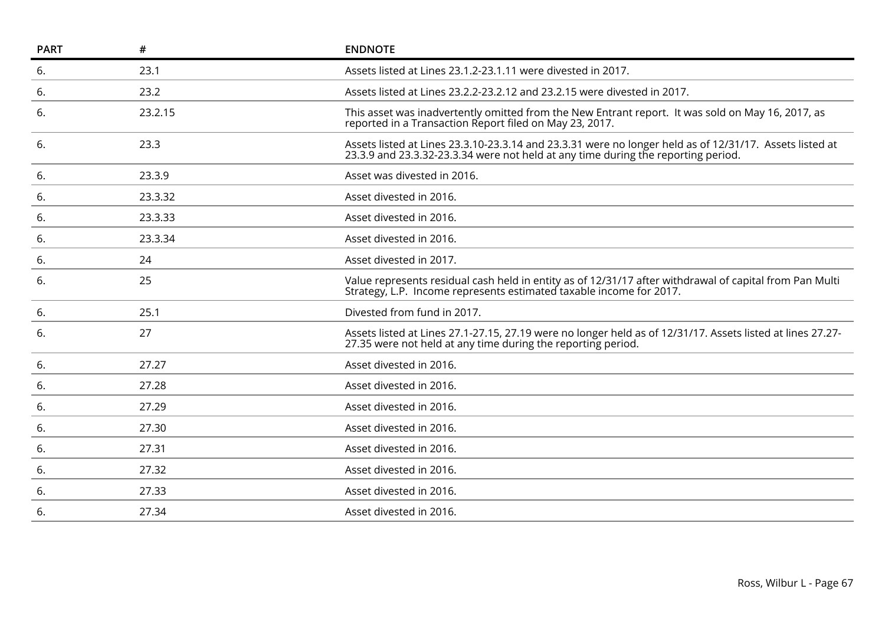| PART | # | ENDNOTE |
|---|---|---|
| 6. | 23.1 | Assets listed at Lines 23.1.2-23.1.11 were divested in 2017. |
| 6. | 23.2 | Assets listed at Lines 23.2.2-23.2.12 and 23.2.15 were divested in 2017. |
| 6. | 23.2.15 | This asset was inadvertently omitted from the New Entrant report. It was sold on May 16, 2017, as reported in a Transaction Report filed on May 23, 2017. |
| 6. | 23.3 | Assets listed at Lines 23.3.10-23.3.14 and 23.3.31 were no longer held as of 12/31/17. Assets listed at 23.3.9 and 23.3.32-23.3.34 were not held at any time during the reporting period. |
| 6. | 23.3.9 | Asset was divested in 2016. |
| 6. | 23.3.32 | Asset divested in 2016. |
| 6. | 23.3.33 | Asset divested in 2016. |
| 6. | 23.3.34 | Asset divested in 2016. |
| 6. | 24 | Asset divested in 2017. |
| 6. | 25 | Value represents residual cash held in entity as of 12/31/17 after withdrawal of capital from Pan Multi Strategy, L.P. Income represents estimated taxable income for 2017. |
| 6. | 25.1 | Divested from fund in 2017. |
| 6. | 27 | Assets listed at Lines 27.1-27.15, 27.19 were no longer held as of 12/31/17. Assets listed at lines 27.27-27.35 were not held at any time during the reporting period. |
| 6. | 27.27 | Asset divested in 2016. |
| 6. | 27.28 | Asset divested in 2016. |
| 6. | 27.29 | Asset divested in 2016. |
| 6. | 27.30 | Asset divested in 2016. |
| 6. | 27.31 | Asset divested in 2016. |
| 6. | 27.32 | Asset divested in 2016. |
| 6. | 27.33 | Asset divested in 2016. |
| 6. | 27.34 | Asset divested in 2016. |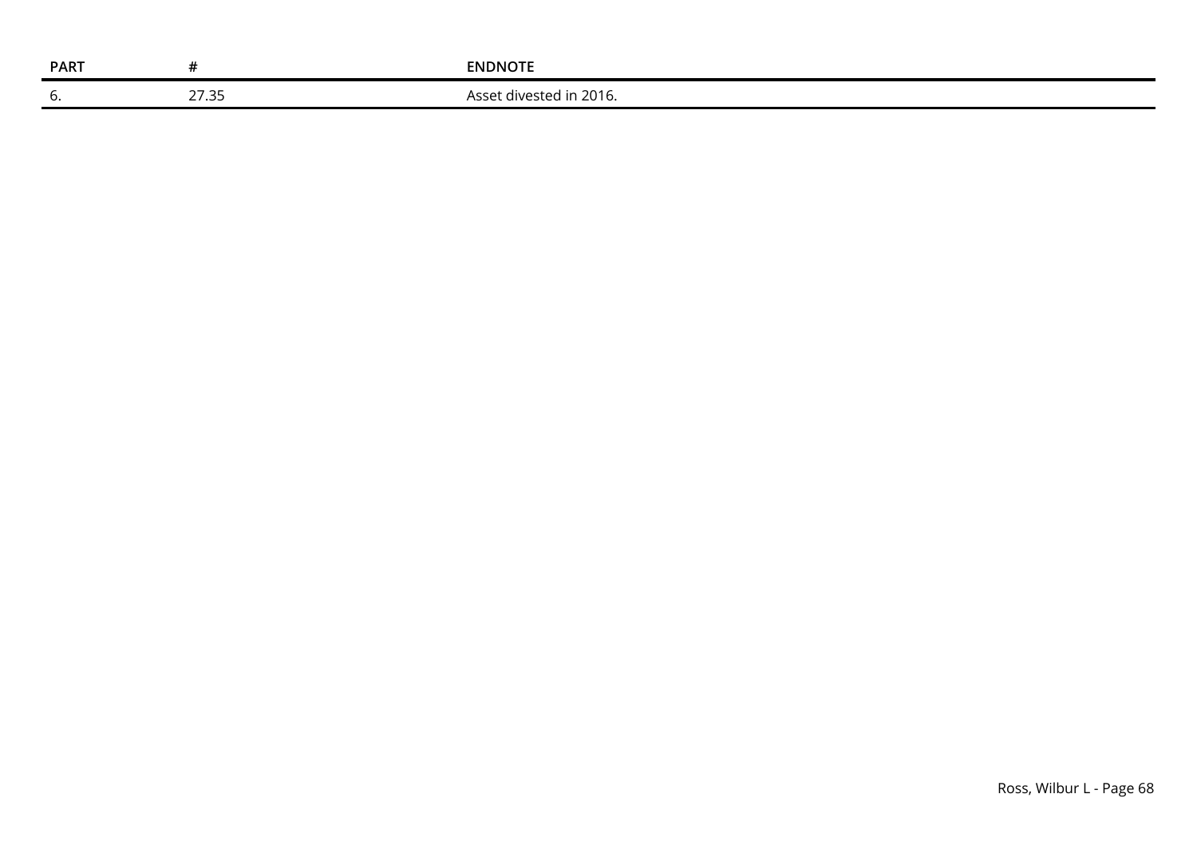| PART | # | ENDNOTE |
| --- | --- | --- |
| 6. | 27.35 | Asset divested in 2016. |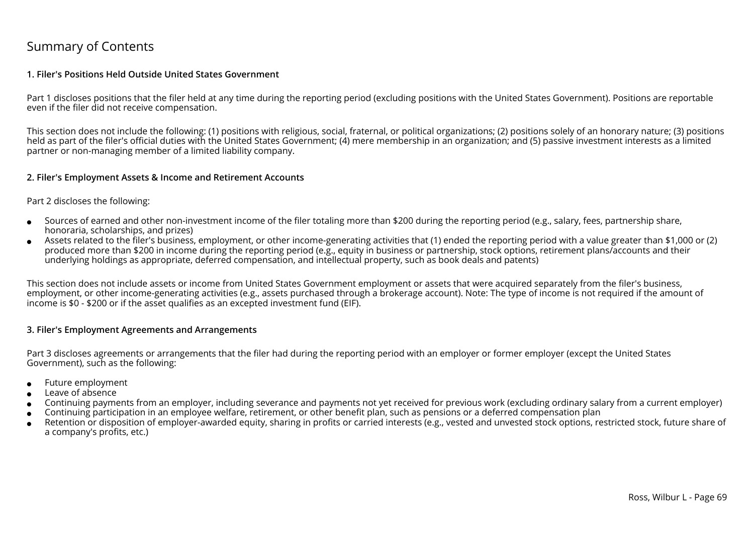# Summary of Contents

### 1. Filer's Positions Held Outside United States Government

Part 1 discloses positions that the filer held at any time during the reporting period (excluding positions with the United States Government). Positions are reportable even if the filer did not receive compensation.

This section does not include the following: (1) positions with religious, social, fraternal, or political organizations; (2) positions solely of an honorary nature; (3) positions held as part of the filer's official duties with the United States Government; (4) mere membership in an organization; and (5) passive investment interests as a limited partner or non-managing member of a limited liability company.

### 2. Filer's Employment Assets & Income and Retirement Accounts

Part 2 discloses the following:

- Sources of earned and other non-investment income of the filer totaling more than $200 during the reporting period (e.g., salary, fees, partnership share, honoraria, scholarships, and prizes)
- Assets related to the filer's business, employment, or other income-generating activities that (1) ended the reporting period with a value greater than $1,000 or (2) produced more than $200 in income during the reporting period (e.g., equity in business or partnership, stock options, retirement plans/accounts and their underlying holdings as appropriate, deferred compensation, and intellectual property, such as book deals and patents)

This section does not include assets or income from United States Government employment or assets that were acquired separately from the filer's business, employment, or other income-generating activities (e.g., assets purchased through a brokerage account). Note: The type of income is not required if the amount of income is $0 - $200 or if the asset qualifies as an excepted investment fund (EIF).

### 3. Filer's Employment Agreements and Arrangements

Part 3 discloses agreements or arrangements that the filer had during the reporting period with an employer or former employer (except the United States Government), such as the following:

- Future employment
- Leave of absence
- Continuing payments from an employer, including severance and payments not yet received for previous work (excluding ordinary salary from a current employer)
- Continuing participation in an employee welfare, retirement, or other benefit plan, such as pensions or a deferred compensation plan
- Retention or disposition of employer-awarded equity, sharing in profits or carried interests (e.g., vested and unvested stock options, restricted stock, future share of a company's profits, etc.)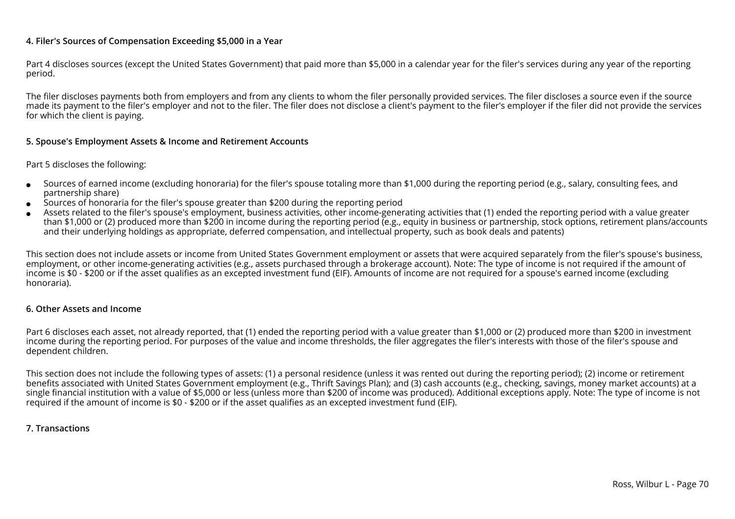### 4. Filer's Sources of Compensation Exceeding $5,000 in a Year

Part 4 discloses sources (except the United States Government) that paid more than $5,000 in a calendar year for the filer's services during any year of the reporting period.

The filer discloses payments both from employers and from any clients to whom the filer personally provided services. The filer discloses a source even if the source made its payment to the filer's employer and not to the filer. The filer does not disclose a client's payment to the filer's employer if the filer did not provide the services for which the client is paying.

### 5. Spouse's Employment Assets & Income and Retirement Accounts

Part 5 discloses the following:

- Sources of earned income (excluding honoraria) for the filer's spouse totaling more than $1,000 during the reporting period (e.g., salary, consulting fees, and partnership share)
- Sources of honoraria for the filer's spouse greater than $200 during the reporting period
- Assets related to the filer's spouse's employment, business activities, other income-generating activities that (1) ended the reporting period with a value greater than $1,000 or (2) produced more than $200 in income during the reporting period (e.g., equity in business or partnership, stock options, retirement plans/accounts and their underlying holdings as appropriate, deferred compensation, and intellectual property, such as book deals and patents)

This section does not include assets or income from United States Government employment or assets that were acquired separately from the filer's spouse's business, employment, or other income-generating activities (e.g., assets purchased through a brokerage account). Note: The type of income is not required if the amount of income is $0 - $200 or if the asset qualifies as an excepted investment fund (EIF). Amounts of income are not required for a spouse's earned income (excluding honoraria).

### 6. Other Assets and Income

Part 6 discloses each asset, not already reported, that (1) ended the reporting period with a value greater than $1,000 or (2) produced more than $200 in investment income during the reporting period. For purposes of the value and income thresholds, the filer aggregates the filer's interests with those of the filer's spouse and dependent children.

This section does not include the following types of assets: (1) a personal residence (unless it was rented out during the reporting period); (2) income or retirement benefits associated with United States Government employment (e.g., Thrift Savings Plan); and (3) cash accounts (e.g., checking, savings, money market accounts) at a single financial institution with a value of $5,000 or less (unless more than $200 of income was produced). Additional exceptions apply. Note: The type of income is not required if the amount of income is $0 - $200 or if the asset qualifies as an excepted investment fund (EIF).

### 7. Transactions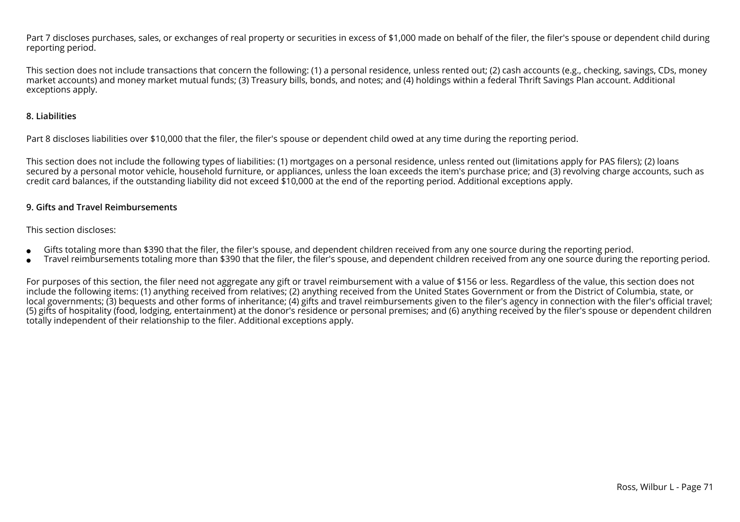Part 7 discloses purchases, sales, or exchanges of real property or securities in excess of $1,000 made on behalf of the filer, the filer's spouse or dependent child during reporting period.

This section does not include transactions that concern the following: (1) a personal residence, unless rented out; (2) cash accounts (e.g., checking, savings, CDs, money market accounts) and money market mutual funds; (3) Treasury bills, bonds, and notes; and (4) holdings within a federal Thrift Savings Plan account. Additional exceptions apply.

**8. Liabilities**

Part 8 discloses liabilities over $10,000 that the filer, the filer's spouse or dependent child owed at any time during the reporting period.

This section does not include the following types of liabilities: (1) mortgages on a personal residence, unless rented out (limitations apply for PAS filers); (2) loans secured by a personal motor vehicle, household furniture, or appliances, unless the loan exceeds the item's purchase price; and (3) revolving charge accounts, such as credit card balances, if the outstanding liability did not exceed $10,000 at the end of the reporting period. Additional exceptions apply.

**9. Gifts and Travel Reimbursements**

This section discloses:

- Gifts totaling more than $390 that the filer, the filer's spouse, and dependent children received from any one source during the reporting period.
- Travel reimbursements totaling more than $390 that the filer, the filer's spouse, and dependent children received from any one source during the reporting period.

For purposes of this section, the filer need not aggregate any gift or travel reimbursement with a value of $156 or less. Regardless of the value, this section does not include the following items: (1) anything received from relatives; (2) anything received from the United States Government or from the District of Columbia, state, or local governments; (3) bequests and other forms of inheritance; (4) gifts and travel reimbursements given to the filer's agency in connection with the filer's official travel; (5) gifts of hospitality (food, lodging, entertainment) at the donor's residence or personal premises; and (6) anything received by the filer's spouse or dependent children totally independent of their relationship to the filer. Additional exceptions apply.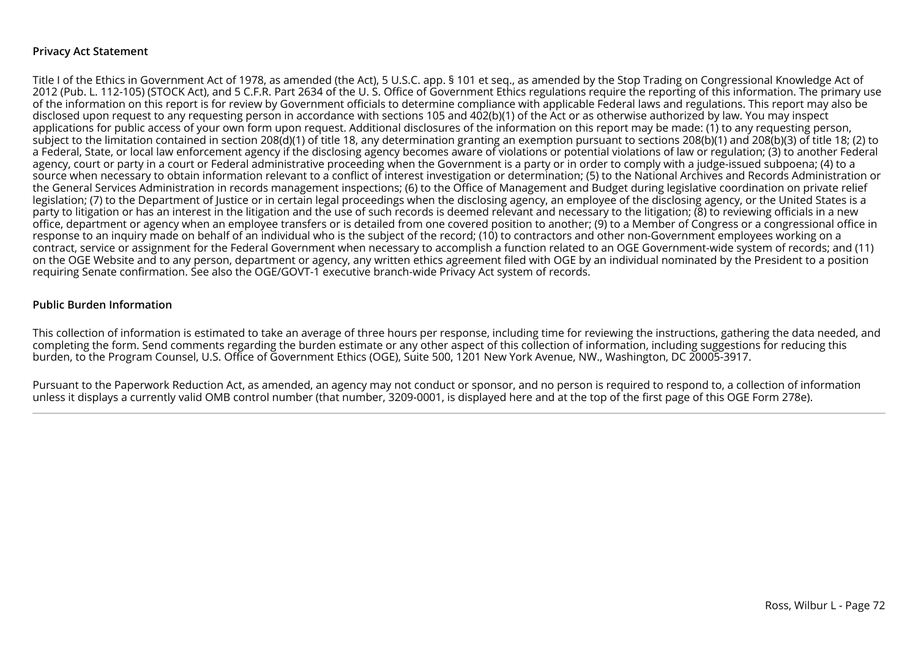**Privacy Act Statement**

Title I of the Ethics in Government Act of 1978, as amended (the Act), 5 U.S.C. app. § 101 et seq., as amended by the Stop Trading on Congressional Knowledge Act of 2012 (Pub. L. 112-105) (STOCK Act), and 5 C.F.R. Part 2634 of the U. S. Office of Government Ethics regulations require the reporting of this information. The primary use of the information on this report is for review by Government officials to determine compliance with applicable Federal laws and regulations. This report may also be disclosed upon request to any requesting person in accordance with sections 105 and 402(b)(1) of the Act or as otherwise authorized by law. You may inspect applications for public access of your own form upon request. Additional disclosures of the information on this report may be made: (1) to any requesting person, subject to the limitation contained in section 208(d)(1) of title 18, any determination granting an exemption pursuant to sections 208(b)(1) and 208(b)(3) of title 18; (2) to a Federal, State, or local law enforcement agency if the disclosing agency becomes aware of violations or potential violations of law or regulation; (3) to another Federal agency, court or party in a court or Federal administrative proceeding when the Government is a party or in order to comply with a judge-issued subpoena; (4) to a source when necessary to obtain information relevant to a conflict of interest investigation or determination; (5) to the National Archives and Records Administration or the General Services Administration in records management inspections; (6) to the Office of Management and Budget during legislative coordination on private relief legislation; (7) to the Department of Justice or in certain legal proceedings when the disclosing agency, an employee of the disclosing agency, or the United States is a party to litigation or has an interest in the litigation and the use of such records is deemed relevant and necessary to the litigation; (8) to reviewing officials in a new office, department or agency when an employee transfers or is detailed from one covered position to another; (9) to a Member of Congress or a congressional office in response to an inquiry made on behalf of an individual who is the subject of the record; (10) to contractors and other non-Government employees working on a contract, service or assignment for the Federal Government when necessary to accomplish a function related to an OGE Government-wide system of records; and (11) on the OGE Website and to any person, department or agency, any written ethics agreement filed with OGE by an individual nominated by the President to a position requiring Senate confirmation. See also the OGE/GOVT-1 executive branch-wide Privacy Act system of records.

**Public Burden Information**

This collection of information is estimated to take an average of three hours per response, including time for reviewing the instructions, gathering the data needed, and completing the form. Send comments regarding the burden estimate or any other aspect of this collection of information, including suggestions for reducing this burden, to the Program Counsel, U.S. Office of Government Ethics (OGE), Suite 500, 1201 New York Avenue, NW., Washington, DC 20005-3917.

Pursuant to the Paperwork Reduction Act, as amended, an agency may not conduct or sponsor, and no person is required to respond to, a collection of information unless it displays a currently valid OMB control number (that number, 3209-0001, is displayed here and at the top of the first page of this OGE Form 278e).